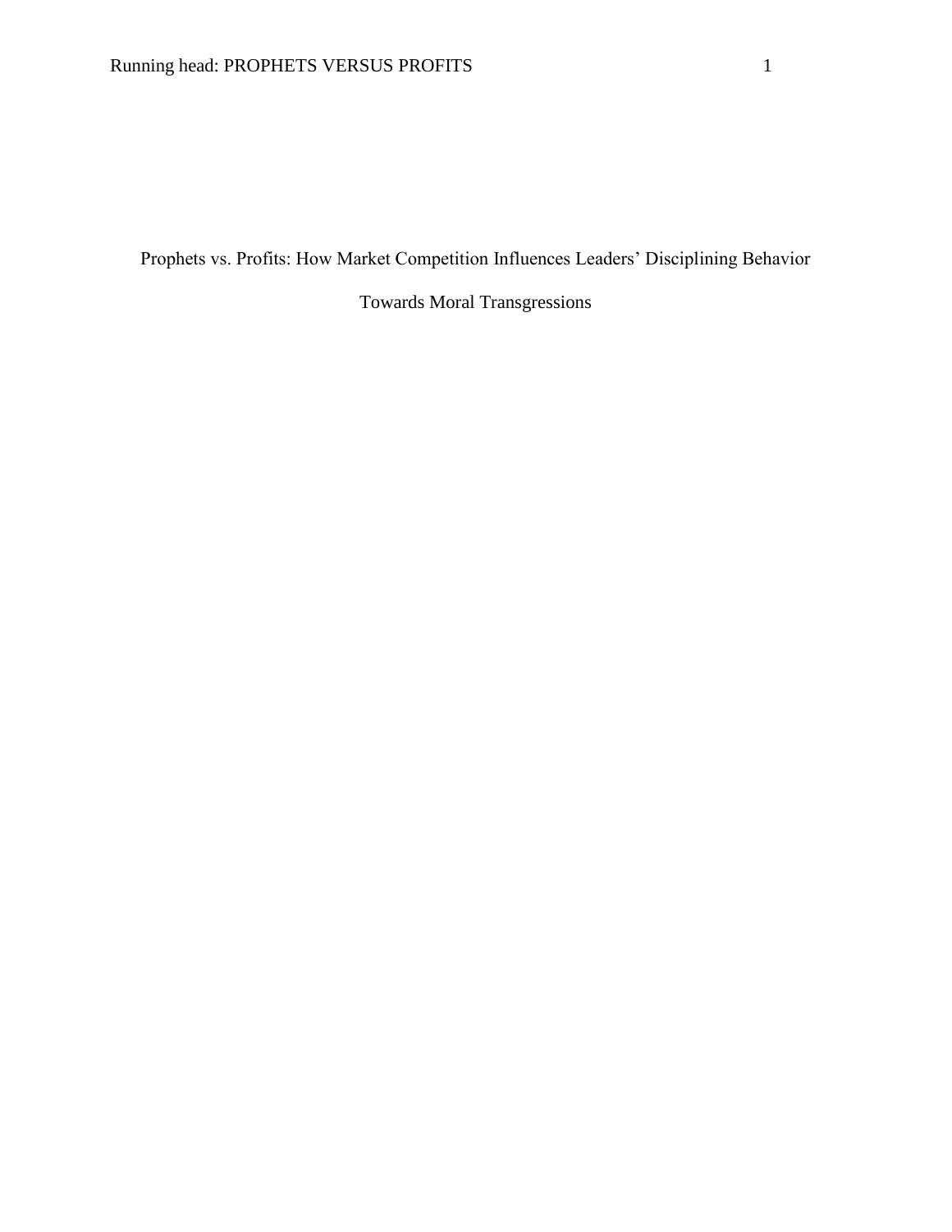# Prophets vs. Profits: How Market Competition Influences Leaders' Disciplining Behavior Towards Moral Transgressions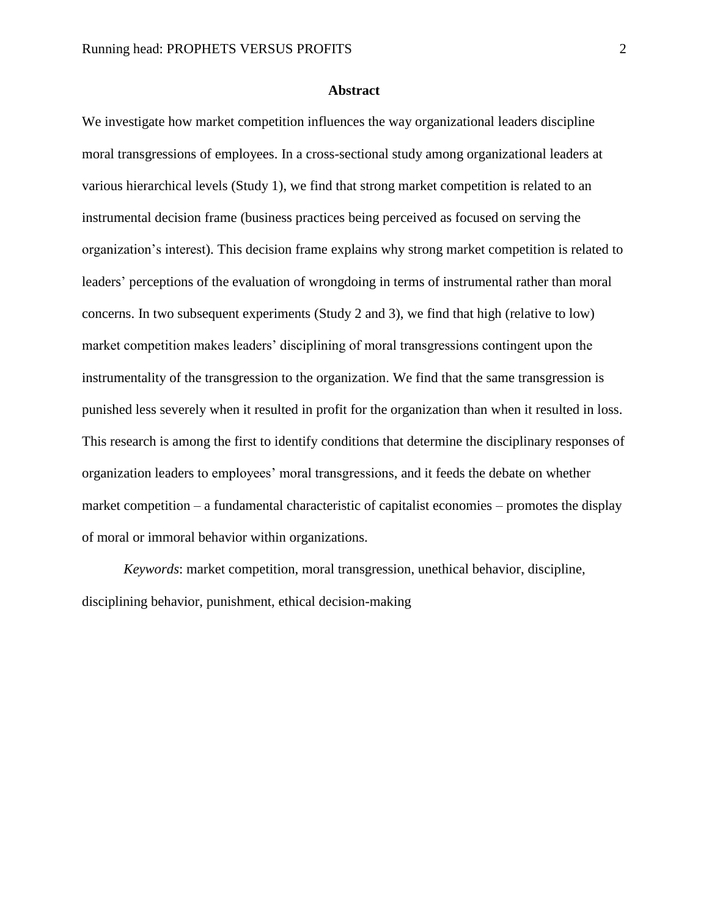## Abstract

We investigate how market competition influences the way organizational leaders discipline moral transgressions of employees. In a cross-sectional study among organizational leaders at various hierarchical levels (Study 1), we find that strong market competition is related to an instrumental decision frame (business practices being perceived as focused on serving the organization's interest). This decision frame explains why strong market competition is related to leaders' perceptions of the evaluation of wrongdoing in terms of instrumental rather than moral concerns. In two subsequent experiments (Study 2 and 3), we find that high (relative to low) market competition makes leaders' disciplining of moral transgressions contingent upon the instrumentality of the transgression to the organization. We find that the same transgression is punished less severely when it resulted in profit for the organization than when it resulted in loss. This research is among the first to identify conditions that determine the disciplinary responses of organization leaders to employees' moral transgressions, and it feeds the debate on whether market competition – a fundamental characteristic of capitalist economies – promotes the display of moral or immoral behavior within organizations.

*Keywords*: market competition, moral transgression, unethical behavior, discipline, disciplining behavior, punishment, ethical decision-making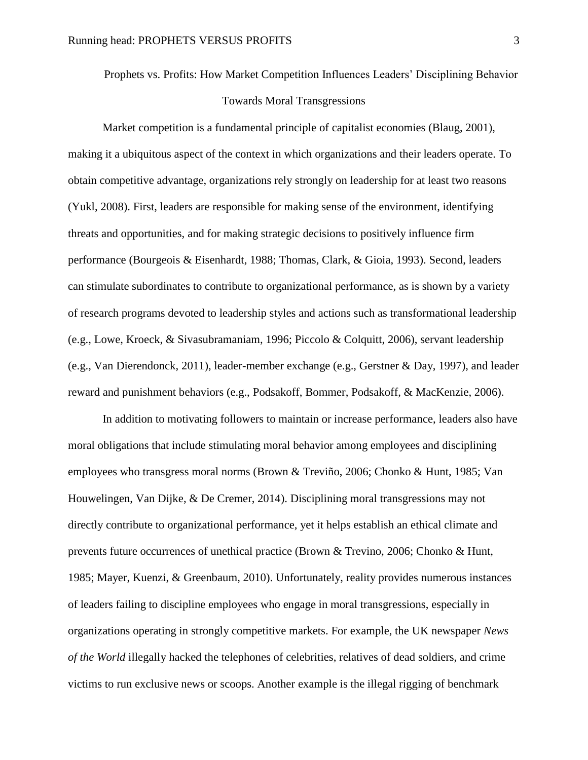# Prophets vs. Profits: How Market Competition Influences Leaders' Disciplining Behavior Towards Moral Transgressions

Market competition is a fundamental principle of capitalist economies (Blaug, 2001), making it a ubiquitous aspect of the context in which organizations and their leaders operate. To obtain competitive advantage, organizations rely strongly on leadership for at least two reasons (Yukl, 2008). First, leaders are responsible for making sense of the environment, identifying threats and opportunities, and for making strategic decisions to positively influence firm performance (Bourgeois & Eisenhardt, 1988; Thomas, Clark, & Gioia, 1993). Second, leaders can stimulate subordinates to contribute to organizational performance, as is shown by a variety of research programs devoted to leadership styles and actions such as transformational leadership (e.g., Lowe, Kroeck, & Sivasubramaniam, 1996; Piccolo & Colquitt, 2006), servant leadership (e.g., Van Dierendonck, 2011), leader-member exchange (e.g., Gerstner & Day, 1997), and leader reward and punishment behaviors (e.g., Podsakoff, Bommer, Podsakoff, & MacKenzie, 2006).

In addition to motivating followers to maintain or increase performance, leaders also have moral obligations that include stimulating moral behavior among employees and disciplining employees who transgress moral norms (Brown & Treviño, 2006; Chonko & Hunt, 1985; Van Houwelingen, Van Dijke, & De Cremer, 2014). Disciplining moral transgressions may not directly contribute to organizational performance, yet it helps establish an ethical climate and prevents future occurrences of unethical practice (Brown & Trevino, 2006; Chonko & Hunt, 1985; Mayer, Kuenzi, & Greenbaum, 2010). Unfortunately, reality provides numerous instances of leaders failing to discipline employees who engage in moral transgressions, especially in organizations operating in strongly competitive markets. For example, the UK newspaper *News of the World* illegally hacked the telephones of celebrities, relatives of dead soldiers, and crime victims to run exclusive news or scoops. Another example is the illegal rigging of benchmark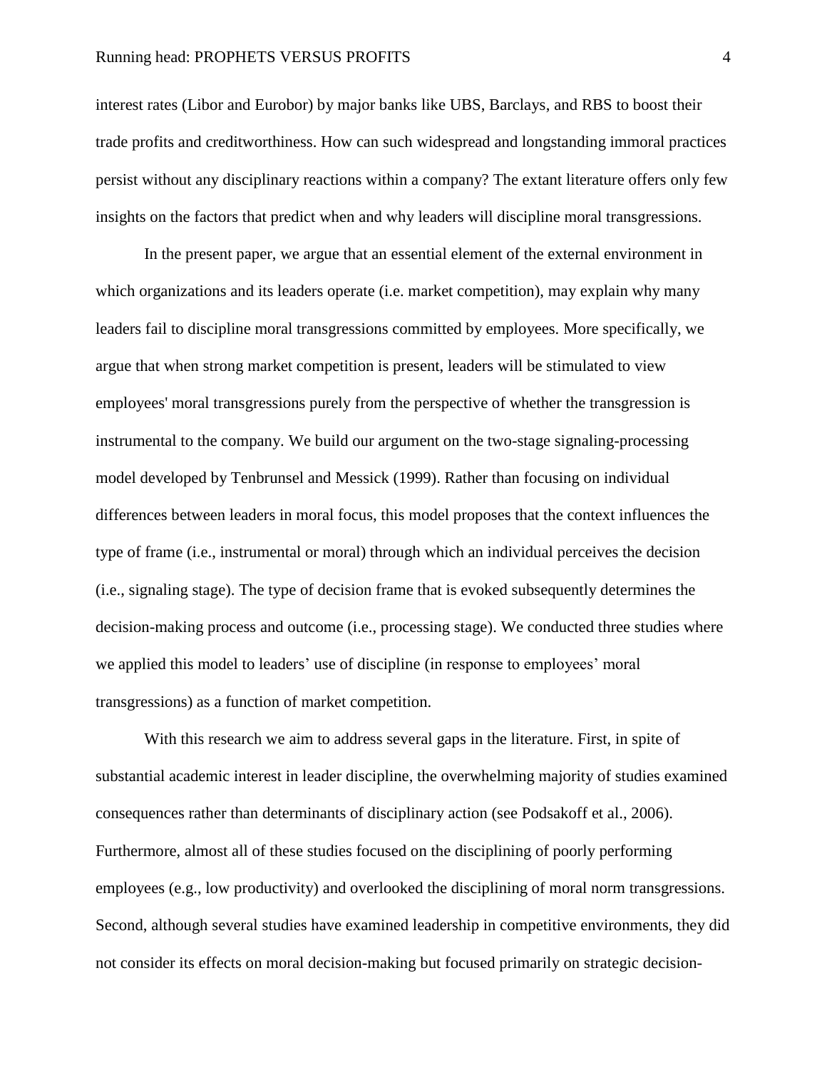interest rates (Libor and Eurobor) by major banks like UBS, Barclays, and RBS to boost their trade profits and creditworthiness. How can such widespread and longstanding immoral practices persist without any disciplinary reactions within a company? The extant literature offers only few insights on the factors that predict when and why leaders will discipline moral transgressions.

In the present paper, we argue that an essential element of the external environment in which organizations and its leaders operate (i.e. market competition), may explain why many leaders fail to discipline moral transgressions committed by employees. More specifically, we argue that when strong market competition is present, leaders will be stimulated to view employees' moral transgressions purely from the perspective of whether the transgression is instrumental to the company. We build our argument on the two-stage signaling-processing model developed by Tenbrunsel and Messick (1999). Rather than focusing on individual differences between leaders in moral focus, this model proposes that the context influences the type of frame (i.e., instrumental or moral) through which an individual perceives the decision (i.e., signaling stage). The type of decision frame that is evoked subsequently determines the decision-making process and outcome (i.e., processing stage). We conducted three studies where we applied this model to leaders' use of discipline (in response to employees' moral transgressions) as a function of market competition.

With this research we aim to address several gaps in the literature. First, in spite of substantial academic interest in leader discipline, the overwhelming majority of studies examined consequences rather than determinants of disciplinary action (see Podsakoff et al., 2006). Furthermore, almost all of these studies focused on the disciplining of poorly performing employees (e.g., low productivity) and overlooked the disciplining of moral norm transgressions. Second, although several studies have examined leadership in competitive environments, they did not consider its effects on moral decision-making but focused primarily on strategic decision-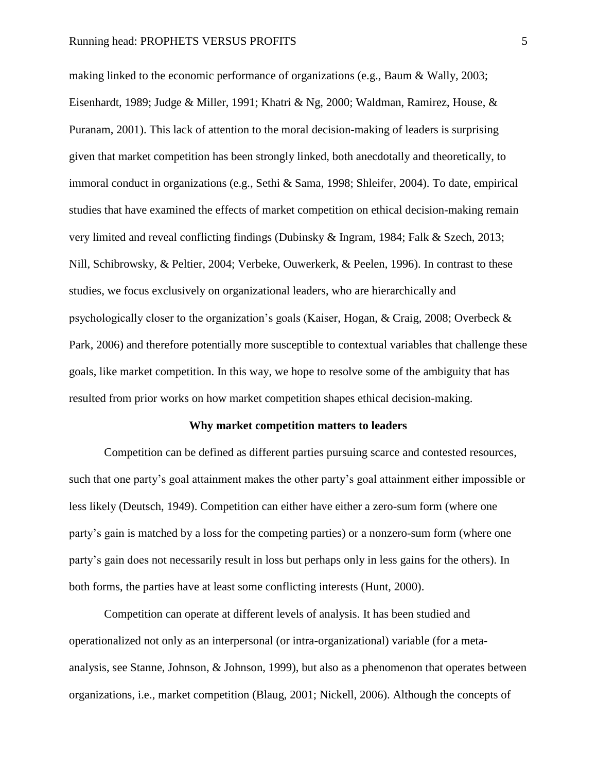making linked to the economic performance of organizations (e.g., Baum & Wally, 2003; Eisenhardt, 1989; Judge & Miller, 1991; Khatri & Ng, 2000; Waldman, Ramirez, House, & Puranam, 2001). This lack of attention to the moral decision-making of leaders is surprising given that market competition has been strongly linked, both anecdotally and theoretically, to immoral conduct in organizations (e.g., Sethi & Sama, 1998; Shleifer, 2004). To date, empirical studies that have examined the effects of market competition on ethical decision-making remain very limited and reveal conflicting findings (Dubinsky & Ingram, 1984; Falk & Szech, 2013; Nill, Schibrowsky, & Peltier, 2004; Verbeke, Ouwerkerk, & Peelen, 1996). In contrast to these studies, we focus exclusively on organizational leaders, who are hierarchically and psychologically closer to the organization's goals (Kaiser, Hogan, & Craig, 2008; Overbeck & Park, 2006) and therefore potentially more susceptible to contextual variables that challenge these goals, like market competition. In this way, we hope to resolve some of the ambiguity that has resulted from prior works on how market competition shapes ethical decision-making.

## Why market competition matters to leaders

Competition can be defined as different parties pursuing scarce and contested resources, such that one party's goal attainment makes the other party's goal attainment either impossible or less likely (Deutsch, 1949). Competition can either have either a zero-sum form (where one party's gain is matched by a loss for the competing parties) or a nonzero-sum form (where one party's gain does not necessarily result in loss but perhaps only in less gains for the others). In both forms, the parties have at least some conflicting interests (Hunt, 2000).

Competition can operate at different levels of analysis. It has been studied and operationalized not only as an interpersonal (or intra-organizational) variable (for a meta-analysis, see Stanne, Johnson, & Johnson, 1999), but also as a phenomenon that operates between organizations, i.e., market competition (Blaug, 2001; Nickell, 2006). Although the concepts of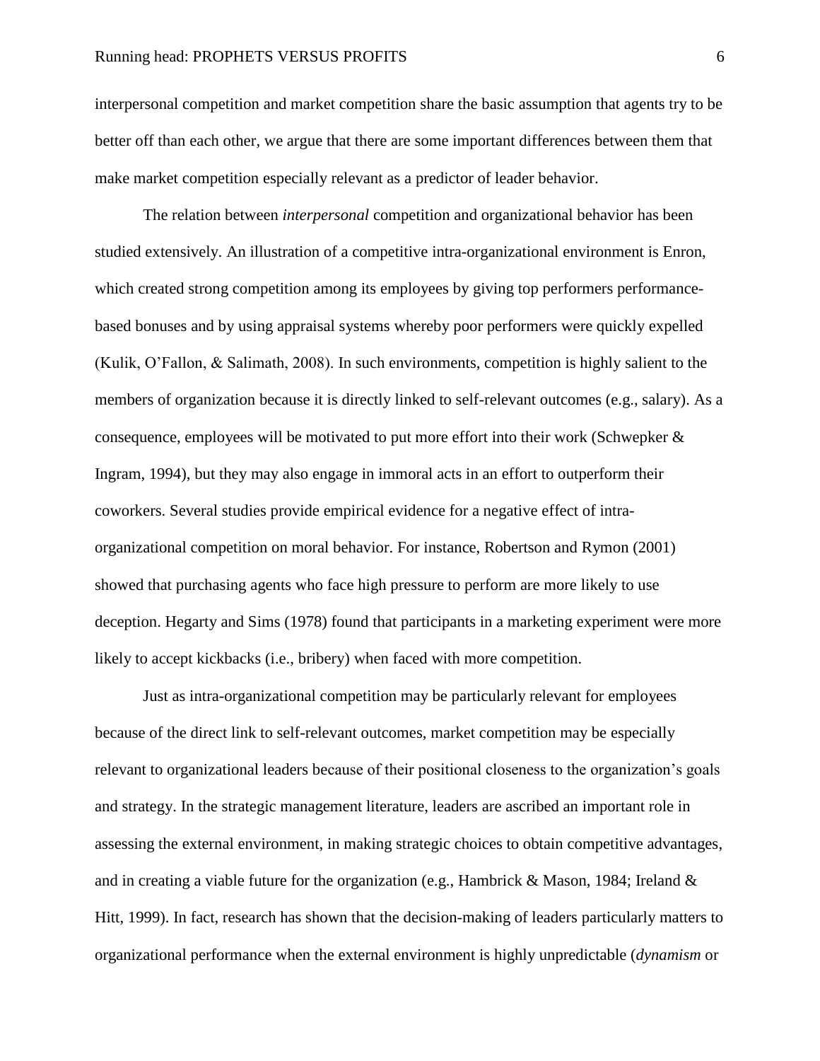interpersonal competition and market competition share the basic assumption that agents try to be better off than each other, we argue that there are some important differences between them that make market competition especially relevant as a predictor of leader behavior.

The relation between *interpersonal* competition and organizational behavior has been studied extensively. An illustration of a competitive intra-organizational environment is Enron, which created strong competition among its employees by giving top performers performance-based bonuses and by using appraisal systems whereby poor performers were quickly expelled (Kulik, O'Fallon, & Salimath, 2008). In such environments, competition is highly salient to the members of organization because it is directly linked to self-relevant outcomes (e.g., salary). As a consequence, employees will be motivated to put more effort into their work (Schwepker & Ingram, 1994), but they may also engage in immoral acts in an effort to outperform their coworkers. Several studies provide empirical evidence for a negative effect of intra-organizational competition on moral behavior. For instance, Robertson and Rymon (2001) showed that purchasing agents who face high pressure to perform are more likely to use deception. Hegarty and Sims (1978) found that participants in a marketing experiment were more likely to accept kickbacks (i.e., bribery) when faced with more competition.

Just as intra-organizational competition may be particularly relevant for employees because of the direct link to self-relevant outcomes, market competition may be especially relevant to organizational leaders because of their positional closeness to the organization's goals and strategy. In the strategic management literature, leaders are ascribed an important role in assessing the external environment, in making strategic choices to obtain competitive advantages, and in creating a viable future for the organization (e.g., Hambrick & Mason, 1984; Ireland & Hitt, 1999). In fact, research has shown that the decision-making of leaders particularly matters to organizational performance when the external environment is highly unpredictable (*dynamism* or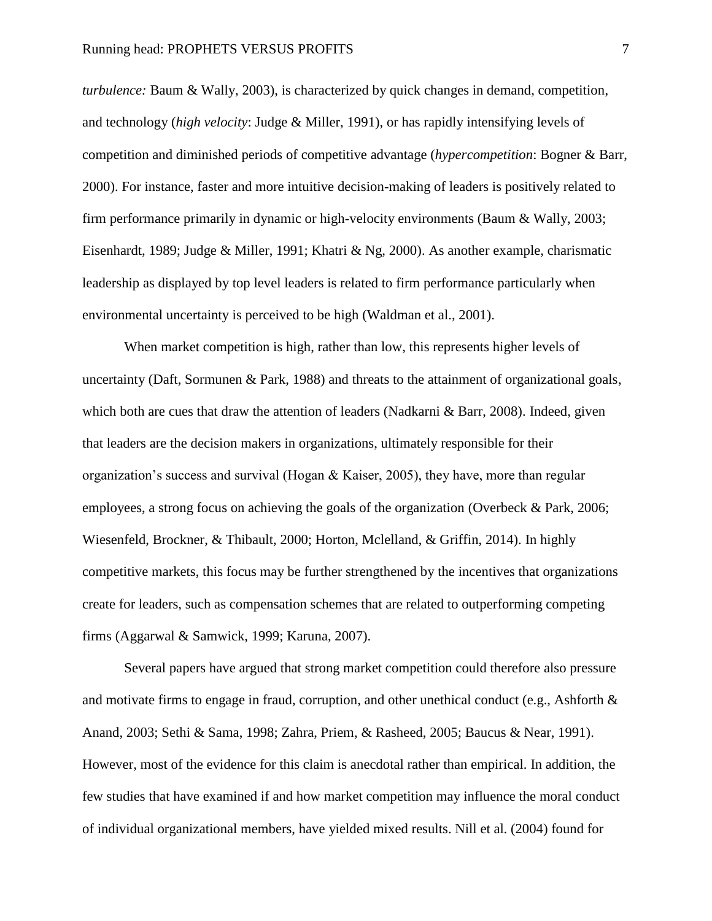*turbulence:* Baum & Wally, 2003), is characterized by quick changes in demand, competition, and technology (*high velocity*: Judge & Miller, 1991), or has rapidly intensifying levels of competition and diminished periods of competitive advantage (*hypercompetition*: Bogner & Barr, 2000). For instance, faster and more intuitive decision-making of leaders is positively related to firm performance primarily in dynamic or high-velocity environments (Baum & Wally, 2003; Eisenhardt, 1989; Judge & Miller, 1991; Khatri & Ng, 2000). As another example, charismatic leadership as displayed by top level leaders is related to firm performance particularly when environmental uncertainty is perceived to be high (Waldman et al., 2001).

When market competition is high, rather than low, this represents higher levels of uncertainty (Daft, Sormunen & Park, 1988) and threats to the attainment of organizational goals, which both are cues that draw the attention of leaders (Nadkarni & Barr, 2008). Indeed, given that leaders are the decision makers in organizations, ultimately responsible for their organization's success and survival (Hogan & Kaiser, 2005), they have, more than regular employees, a strong focus on achieving the goals of the organization (Overbeck & Park, 2006; Wiesenfeld, Brockner, & Thibault, 2000; Horton, Mclelland, & Griffin, 2014). In highly competitive markets, this focus may be further strengthened by the incentives that organizations create for leaders, such as compensation schemes that are related to outperforming competing firms (Aggarwal & Samwick, 1999; Karuna, 2007).

Several papers have argued that strong market competition could therefore also pressure and motivate firms to engage in fraud, corruption, and other unethical conduct (e.g., Ashforth & Anand, 2003; Sethi & Sama, 1998; Zahra, Priem, & Rasheed, 2005; Baucus & Near, 1991). However, most of the evidence for this claim is anecdotal rather than empirical. In addition, the few studies that have examined if and how market competition may influence the moral conduct of individual organizational members, have yielded mixed results. Nill et al. (2004) found for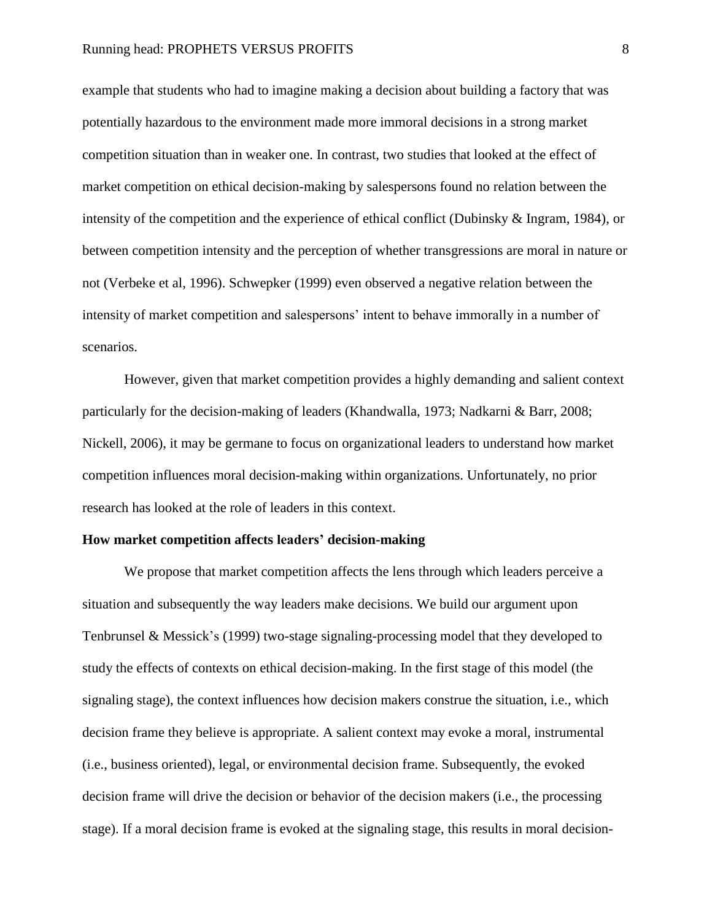example that students who had to imagine making a decision about building a factory that was potentially hazardous to the environment made more immoral decisions in a strong market competition situation than in weaker one. In contrast, two studies that looked at the effect of market competition on ethical decision-making by salespersons found no relation between the intensity of the competition and the experience of ethical conflict (Dubinsky & Ingram, 1984), or between competition intensity and the perception of whether transgressions are moral in nature or not (Verbeke et al, 1996). Schwepker (1999) even observed a negative relation between the intensity of market competition and salespersons' intent to behave immorally in a number of scenarios.

However, given that market competition provides a highly demanding and salient context particularly for the decision-making of leaders (Khandwalla, 1973; Nadkarni & Barr, 2008; Nickell, 2006), it may be germane to focus on organizational leaders to understand how market competition influences moral decision-making within organizations. Unfortunately, no prior research has looked at the role of leaders in this context.

**How market competition affects leaders' decision-making**

We propose that market competition affects the lens through which leaders perceive a situation and subsequently the way leaders make decisions. We build our argument upon Tenbrunsel & Messick's (1999) two-stage signaling-processing model that they developed to study the effects of contexts on ethical decision-making. In the first stage of this model (the signaling stage), the context influences how decision makers construe the situation, i.e., which decision frame they believe is appropriate. A salient context may evoke a moral, instrumental (i.e., business oriented), legal, or environmental decision frame. Subsequently, the evoked decision frame will drive the decision or behavior of the decision makers (i.e., the processing stage). If a moral decision frame is evoked at the signaling stage, this results in moral decision-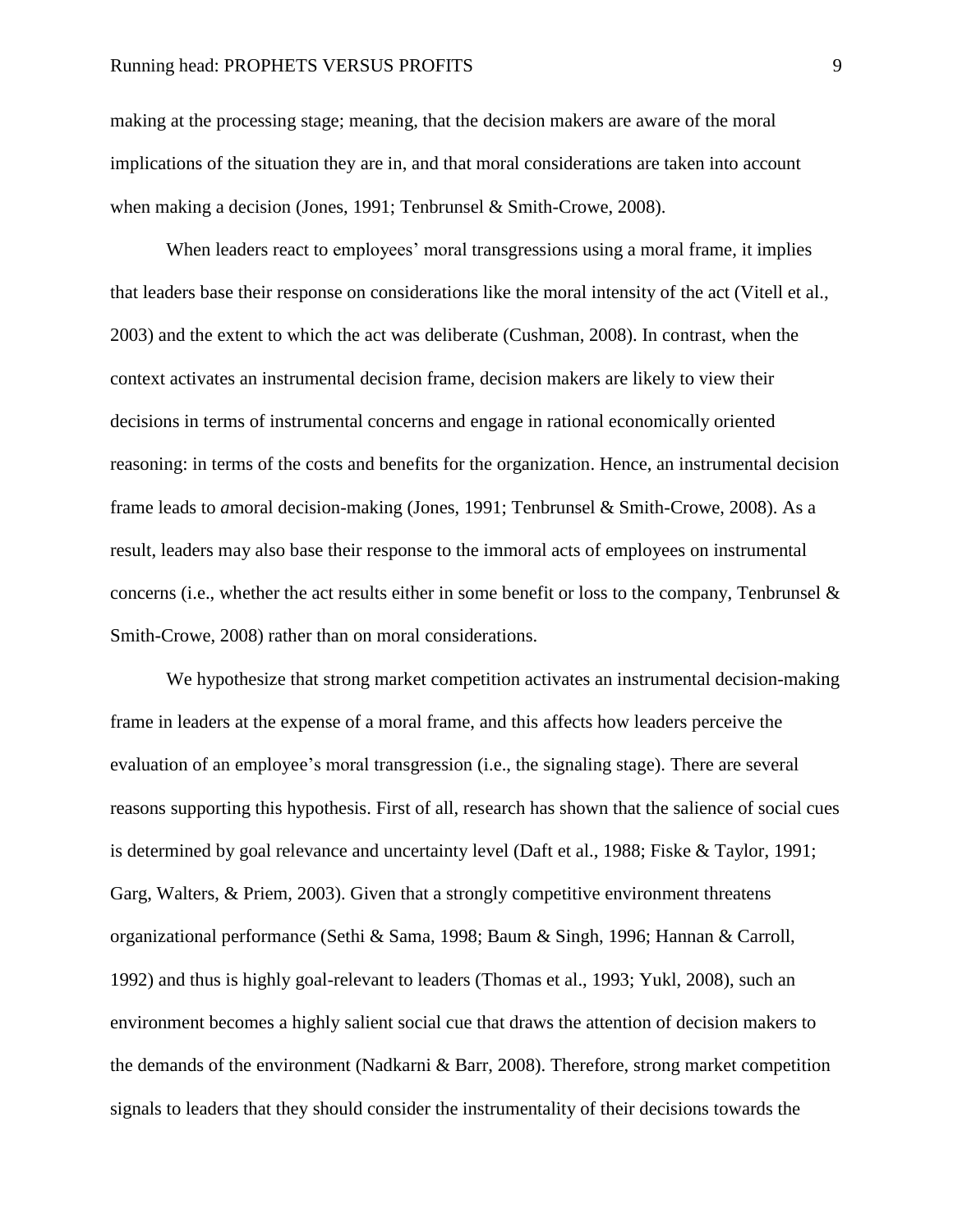making at the processing stage; meaning, that the decision makers are aware of the moral implications of the situation they are in, and that moral considerations are taken into account when making a decision (Jones, 1991; Tenbrunsel & Smith-Crowe, 2008).

When leaders react to employees' moral transgressions using a moral frame, it implies that leaders base their response on considerations like the moral intensity of the act (Vitell et al., 2003) and the extent to which the act was deliberate (Cushman, 2008). In contrast, when the context activates an instrumental decision frame, decision makers are likely to view their decisions in terms of instrumental concerns and engage in rational economically oriented reasoning: in terms of the costs and benefits for the organization. Hence, an instrumental decision frame leads to *a*moral decision-making (Jones, 1991; Tenbrunsel & Smith-Crowe, 2008). As a result, leaders may also base their response to the immoral acts of employees on instrumental concerns (i.e., whether the act results either in some benefit or loss to the company, Tenbrunsel & Smith-Crowe, 2008) rather than on moral considerations.

We hypothesize that strong market competition activates an instrumental decision-making frame in leaders at the expense of a moral frame, and this affects how leaders perceive the evaluation of an employee's moral transgression (i.e., the signaling stage). There are several reasons supporting this hypothesis. First of all, research has shown that the salience of social cues is determined by goal relevance and uncertainty level (Daft et al., 1988; Fiske & Taylor, 1991; Garg, Walters, & Priem, 2003). Given that a strongly competitive environment threatens organizational performance (Sethi & Sama, 1998; Baum & Singh, 1996; Hannan & Carroll, 1992) and thus is highly goal-relevant to leaders (Thomas et al., 1993; Yukl, 2008), such an environment becomes a highly salient social cue that draws the attention of decision makers to the demands of the environment (Nadkarni & Barr, 2008). Therefore, strong market competition signals to leaders that they should consider the instrumentality of their decisions towards the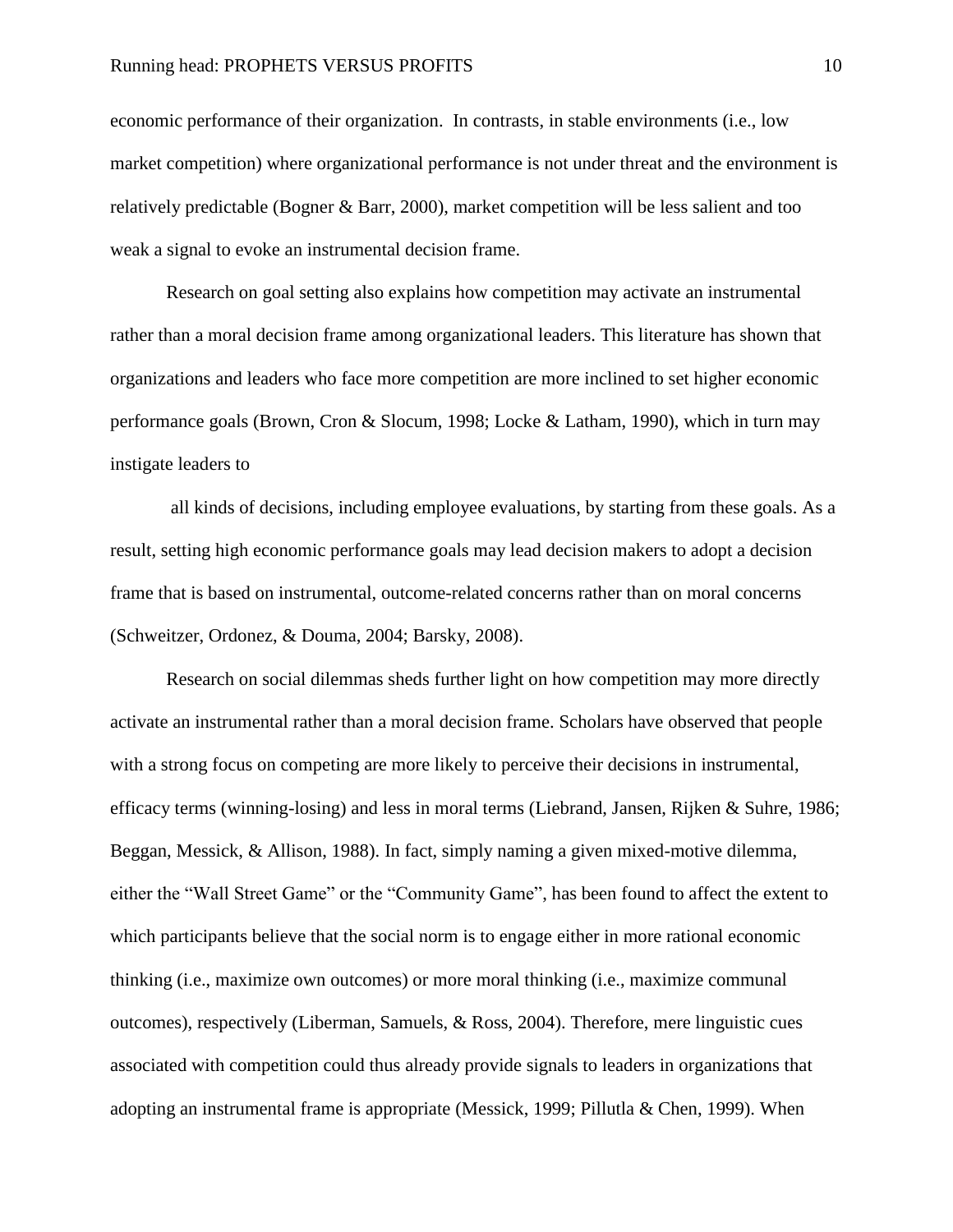economic performance of their organization. In contrasts, in stable environments (i.e., low market competition) where organizational performance is not under threat and the environment is relatively predictable (Bogner & Barr, 2000), market competition will be less salient and too weak a signal to evoke an instrumental decision frame.

Research on goal setting also explains how competition may activate an instrumental rather than a moral decision frame among organizational leaders. This literature has shown that organizations and leaders who face more competition are more inclined to set higher economic performance goals (Brown, Cron & Slocum, 1998; Locke & Latham, 1990), which in turn may instigate leaders to

all kinds of decisions, including employee evaluations, by starting from these goals. As a result, setting high economic performance goals may lead decision makers to adopt a decision frame that is based on instrumental, outcome-related concerns rather than on moral concerns (Schweitzer, Ordonez, & Douma, 2004; Barsky, 2008).

Research on social dilemmas sheds further light on how competition may more directly activate an instrumental rather than a moral decision frame. Scholars have observed that people with a strong focus on competing are more likely to perceive their decisions in instrumental, efficacy terms (winning-losing) and less in moral terms (Liebrand, Jansen, Rijken & Suhre, 1986; Beggan, Messick, & Allison, 1988). In fact, simply naming a given mixed-motive dilemma, either the "Wall Street Game" or the "Community Game", has been found to affect the extent to which participants believe that the social norm is to engage either in more rational economic thinking (i.e., maximize own outcomes) or more moral thinking (i.e., maximize communal outcomes), respectively (Liberman, Samuels, & Ross, 2004). Therefore, mere linguistic cues associated with competition could thus already provide signals to leaders in organizations that adopting an instrumental frame is appropriate (Messick, 1999; Pillutla & Chen, 1999). When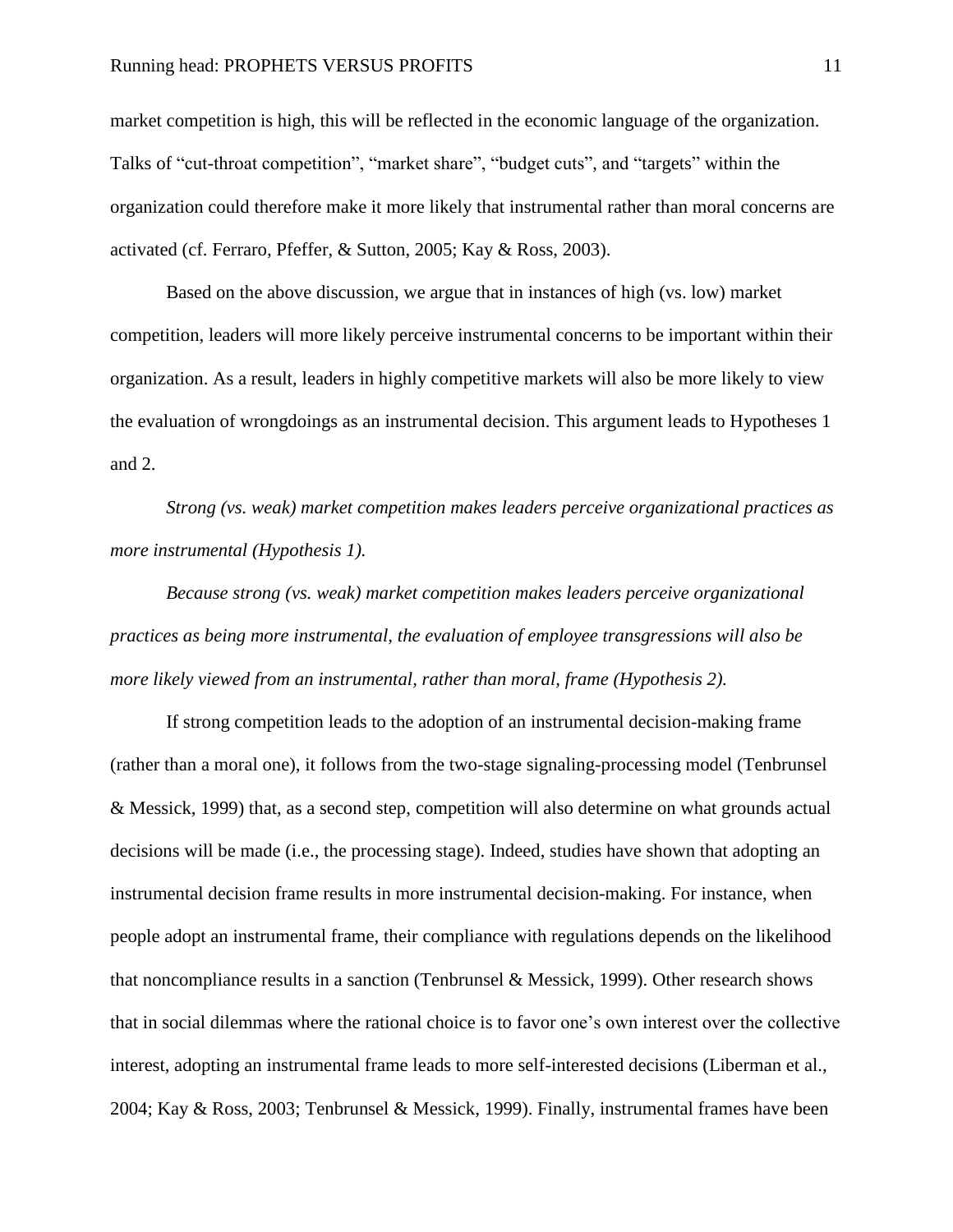market competition is high, this will be reflected in the economic language of the organization. Talks of “cut-throat competition”, “market share”, “budget cuts”, and “targets” within the organization could therefore make it more likely that instrumental rather than moral concerns are activated (cf. Ferraro, Pfeffer, & Sutton, 2005; Kay & Ross, 2003).

Based on the above discussion, we argue that in instances of high (vs. low) market competition, leaders will more likely perceive instrumental concerns to be important within their organization. As a result, leaders in highly competitive markets will also be more likely to view the evaluation of wrongdoings as an instrumental decision. This argument leads to Hypotheses 1 and 2.

*Strong (vs. weak) market competition makes leaders perceive organizational practices as more instrumental (Hypothesis 1).*

*Because strong (vs. weak) market competition makes leaders perceive organizational practices as being more instrumental, the evaluation of employee transgressions will also be more likely viewed from an instrumental, rather than moral, frame (Hypothesis 2).*

If strong competition leads to the adoption of an instrumental decision-making frame (rather than a moral one), it follows from the two-stage signaling-processing model (Tenbrunsel & Messick, 1999) that, as a second step, competition will also determine on what grounds actual decisions will be made (i.e., the processing stage). Indeed, studies have shown that adopting an instrumental decision frame results in more instrumental decision-making. For instance, when people adopt an instrumental frame, their compliance with regulations depends on the likelihood that noncompliance results in a sanction (Tenbrunsel & Messick, 1999). Other research shows that in social dilemmas where the rational choice is to favor one’s own interest over the collective interest, adopting an instrumental frame leads to more self-interested decisions (Liberman et al., 2004; Kay & Ross, 2003; Tenbrunsel & Messick, 1999). Finally, instrumental frames have been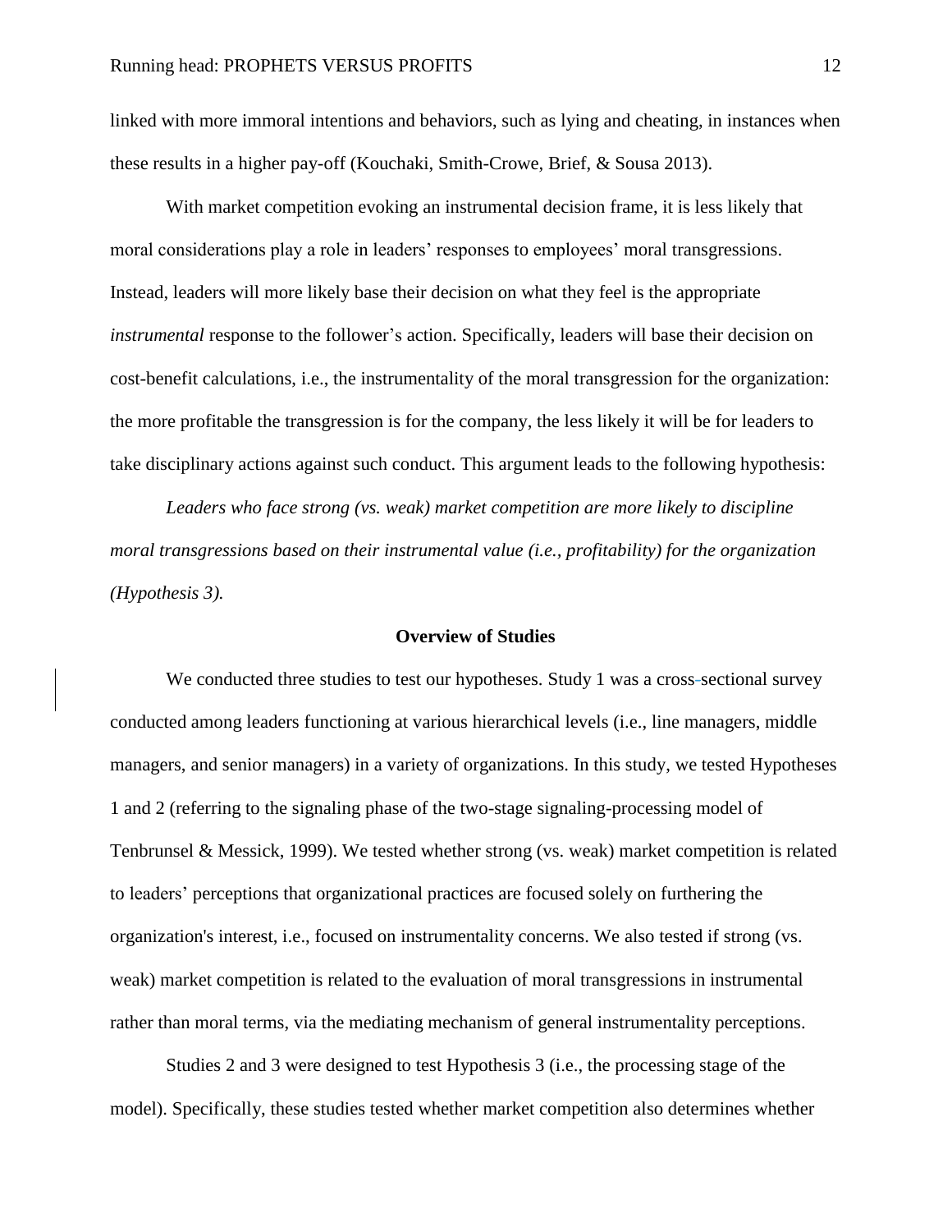linked with more immoral intentions and behaviors, such as lying and cheating, in instances when these results in a higher pay-off (Kouchaki, Smith-Crowe, Brief, & Sousa 2013).

With market competition evoking an instrumental decision frame, it is less likely that moral considerations play a role in leaders' responses to employees' moral transgressions. Instead, leaders will more likely base their decision on what they feel is the appropriate *instrumental* response to the follower's action. Specifically, leaders will base their decision on cost-benefit calculations, i.e., the instrumentality of the moral transgression for the organization: the more profitable the transgression is for the company, the less likely it will be for leaders to take disciplinary actions against such conduct. This argument leads to the following hypothesis:

*Leaders who face strong (vs. weak) market competition are more likely to discipline moral transgressions based on their instrumental value (i.e., profitability) for the organization (Hypothesis 3).*

## Overview of Studies

We conducted three studies to test our hypotheses. Study 1 was a cross-sectional survey conducted among leaders functioning at various hierarchical levels (i.e., line managers, middle managers, and senior managers) in a variety of organizations. In this study, we tested Hypotheses 1 and 2 (referring to the signaling phase of the two-stage signaling-processing model of Tenbrunsel & Messick, 1999). We tested whether strong (vs. weak) market competition is related to leaders' perceptions that organizational practices are focused solely on furthering the organization's interest, i.e., focused on instrumentality concerns. We also tested if strong (vs. weak) market competition is related to the evaluation of moral transgressions in instrumental rather than moral terms, via the mediating mechanism of general instrumentality perceptions.

Studies 2 and 3 were designed to test Hypothesis 3 (i.e., the processing stage of the model). Specifically, these studies tested whether market competition also determines whether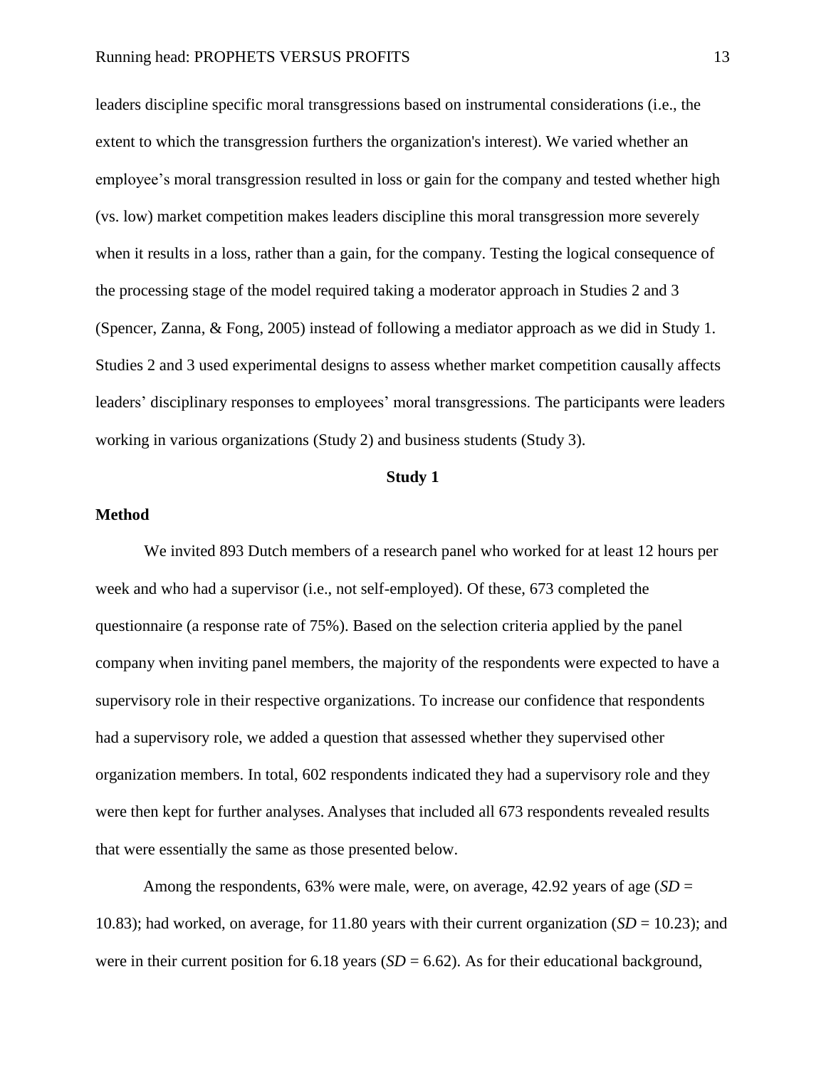leaders discipline specific moral transgressions based on instrumental considerations (i.e., the extent to which the transgression furthers the organization's interest). We varied whether an employee's moral transgression resulted in loss or gain for the company and tested whether high (vs. low) market competition makes leaders discipline this moral transgression more severely when it results in a loss, rather than a gain, for the company. Testing the logical consequence of the processing stage of the model required taking a moderator approach in Studies 2 and 3 (Spencer, Zanna, & Fong, 2005) instead of following a mediator approach as we did in Study 1. Studies 2 and 3 used experimental designs to assess whether market competition causally affects leaders' disciplinary responses to employees' moral transgressions. The participants were leaders working in various organizations (Study 2) and business students (Study 3).

## Study 1

### Method

We invited 893 Dutch members of a research panel who worked for at least 12 hours per week and who had a supervisor (i.e., not self-employed). Of these, 673 completed the questionnaire (a response rate of 75%). Based on the selection criteria applied by the panel company when inviting panel members, the majority of the respondents were expected to have a supervisory role in their respective organizations. To increase our confidence that respondents had a supervisory role, we added a question that assessed whether they supervised other organization members. In total, 602 respondents indicated they had a supervisory role and they were then kept for further analyses. Analyses that included all 673 respondents revealed results that were essentially the same as those presented below.

Among the respondents, 63% were male, were, on average, 42.92 years of age (*SD* = 10.83); had worked, on average, for 11.80 years with their current organization (*SD* = 10.23); and were in their current position for 6.18 years (*SD* = 6.62). As for their educational background,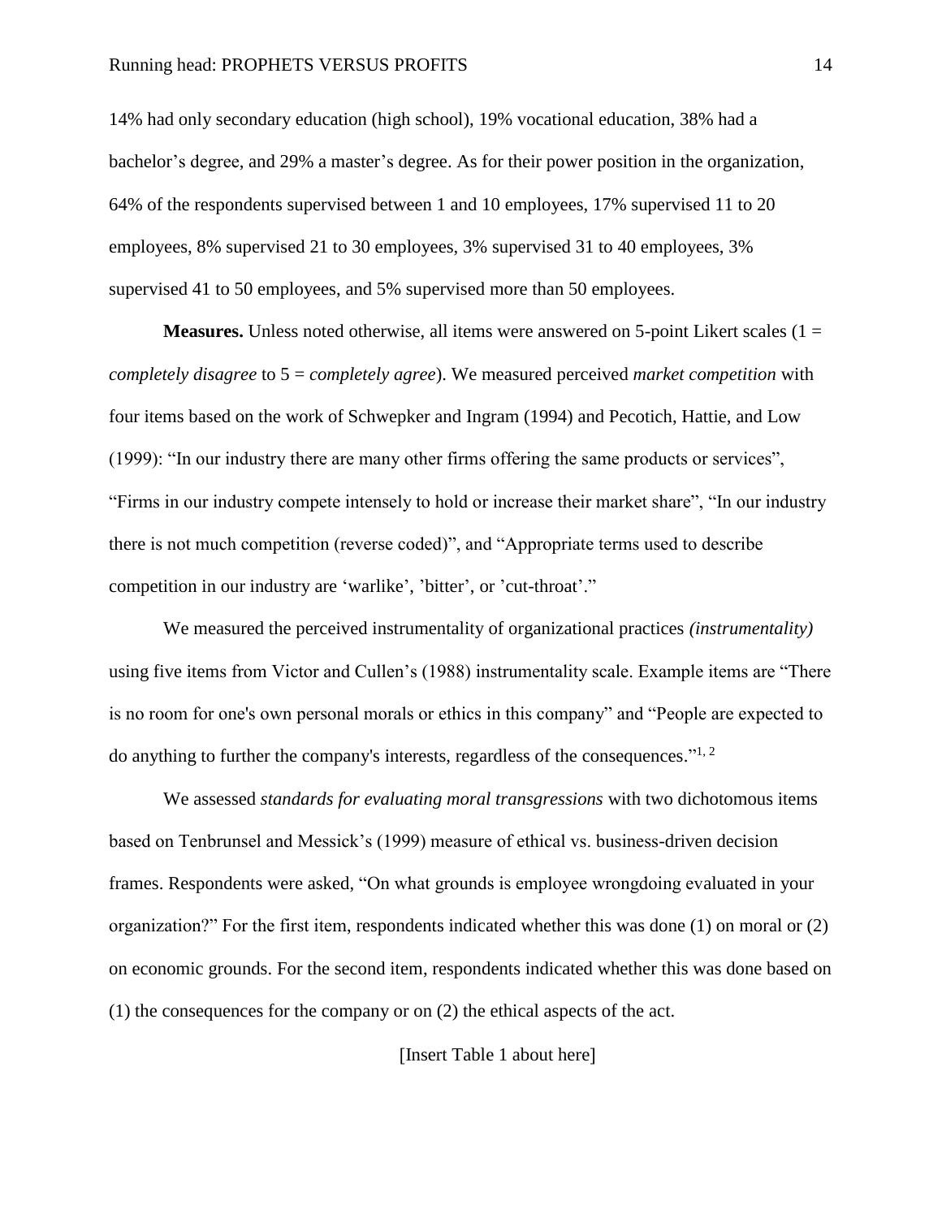14% had only secondary education (high school), 19% vocational education, 38% had a bachelor's degree, and 29% a master's degree. As for their power position in the organization, 64% of the respondents supervised between 1 and 10 employees, 17% supervised 11 to 20 employees, 8% supervised 21 to 30 employees, 3% supervised 31 to 40 employees, 3% supervised 41 to 50 employees, and 5% supervised more than 50 employees.

**Measures.** Unless noted otherwise, all items were answered on 5-point Likert scales (1 = *completely disagree* to 5 = *completely agree*). We measured perceived *market competition* with four items based on the work of Schwepker and Ingram (1994) and Pecotich, Hattie, and Low (1999): "In our industry there are many other firms offering the same products or services", "Firms in our industry compete intensely to hold or increase their market share", "In our industry there is not much competition (reverse coded)", and "Appropriate terms used to describe competition in our industry are 'warlike', 'bitter', or 'cut-throat'."

We measured the perceived instrumentality of organizational practices *(instrumentality)* using five items from Victor and Cullen's (1988) instrumentality scale. Example items are "There is no room for one's own personal morals or ethics in this company" and "People are expected to do anything to further the company's interests, regardless of the consequences."[1, 2]

We assessed *standards for evaluating moral transgressions* with two dichotomous items based on Tenbrunsel and Messick's (1999) measure of ethical vs. business-driven decision frames. Respondents were asked, "On what grounds is employee wrongdoing evaluated in your organization?" For the first item, respondents indicated whether this was done (1) on moral or (2) on economic grounds. For the second item, respondents indicated whether this was done based on (1) the consequences for the company or on (2) the ethical aspects of the act.

[Insert Table 1 about here]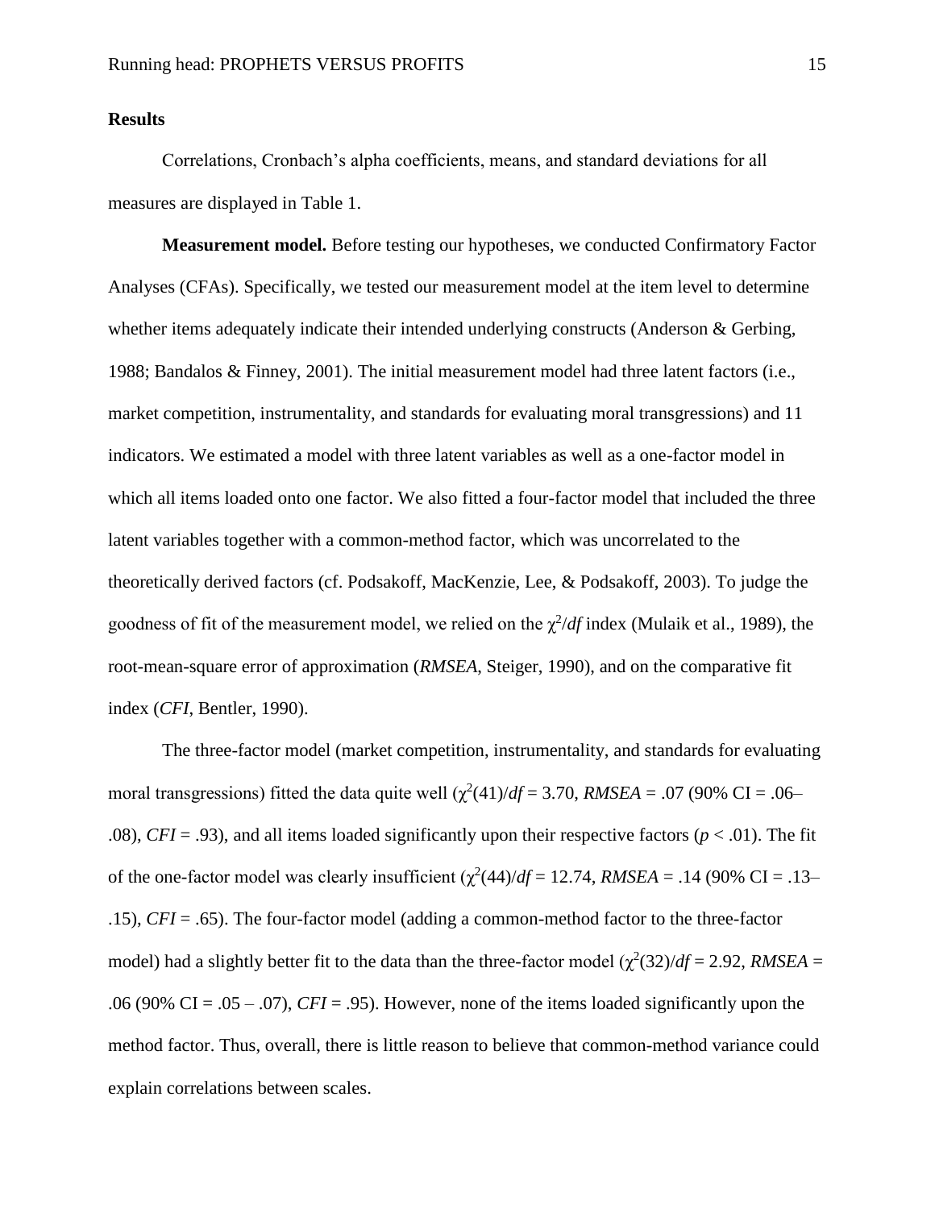## Results

Correlations, Cronbach's alpha coefficients, means, and standard deviations for all measures are displayed in Table 1.

**Measurement model.** Before testing our hypotheses, we conducted Confirmatory Factor Analyses (CFAs). Specifically, we tested our measurement model at the item level to determine whether items adequately indicate their intended underlying constructs (Anderson & Gerbing, 1988; Bandalos & Finney, 2001). The initial measurement model had three latent factors (i.e., market competition, instrumentality, and standards for evaluating moral transgressions) and 11 indicators. We estimated a model with three latent variables as well as a one-factor model in which all items loaded onto one factor. We also fitted a four-factor model that included the three latent variables together with a common-method factor, which was uncorrelated to the theoretically derived factors (cf. Podsakoff, MacKenzie, Lee, & Podsakoff, 2003). To judge the goodness of fit of the measurement model, we relied on the $\chi^2/df$ index (Mulaik et al., 1989), the root-mean-square error of approximation (*RMSEA*, Steiger, 1990), and on the comparative fit index (*CFI*, Bentler, 1990).

The three-factor model (market competition, instrumentality, and standards for evaluating moral transgressions) fitted the data quite well ($\chi^2(41)/df = 3.70$, $RMSEA = .07$ (90% CI = .06–.08), $CFI = .93$), and all items loaded significantly upon their respective factors ($p < .01$). The fit of the one-factor model was clearly insufficient ($\chi^2(44)/df = 12.74$, $RMSEA = .14$ (90% CI = .13–.15), $CFI = .65$). The four-factor model (adding a common-method factor to the three-factor model) had a slightly better fit to the data than the three-factor model ($\chi^2(32)/df = 2.92$, $RMSEA = .06$ (90% CI = .05 – .07), $CFI = .95$). However, none of the items loaded significantly upon the method factor. Thus, overall, there is little reason to believe that common-method variance could explain correlations between scales.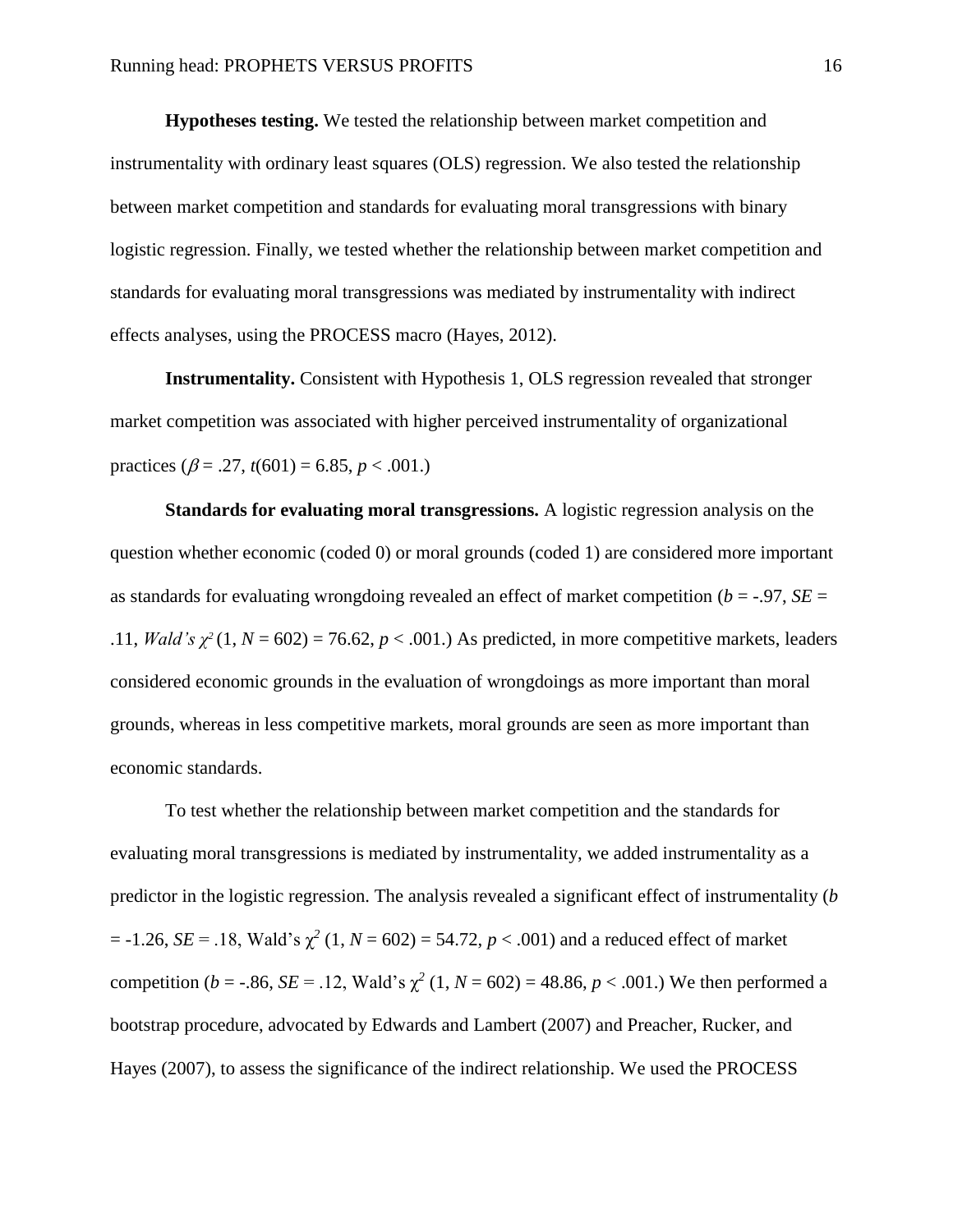**Hypotheses testing.** We tested the relationship between market competition and instrumentality with ordinary least squares (OLS) regression. We also tested the relationship between market competition and standards for evaluating moral transgressions with binary logistic regression. Finally, we tested whether the relationship between market competition and standards for evaluating moral transgressions was mediated by instrumentality with indirect effects analyses, using the PROCESS macro (Hayes, 2012).

**Instrumentality.** Consistent with Hypothesis 1, OLS regression revealed that stronger market competition was associated with higher perceived instrumentality of organizational practices ($\beta = .27$, $t(601) = 6.85$, $p < .001$.)

**Standards for evaluating moral transgressions.** A logistic regression analysis on the question whether economic (coded 0) or moral grounds (coded 1) are considered more important as standards for evaluating wrongdoing revealed an effect of market competition ($b = -.97$, $SE = .11$, *Wald's* $\chi^2$ $(1, N = 602) = 76.62$, $p < .001$.) As predicted, in more competitive markets, leaders considered economic grounds in the evaluation of wrongdoings as more important than moral grounds, whereas in less competitive markets, moral grounds are seen as more important than economic standards.

To test whether the relationship between market competition and the standards for evaluating moral transgressions is mediated by instrumentality, we added instrumentality as a predictor in the logistic regression. The analysis revealed a significant effect of instrumentality ($b = -1.26$, $SE = .18$, Wald's $\chi^2$ $(1, N = 602) = 54.72$, $p < .001$) and a reduced effect of market competition ($b = -.86$, $SE = .12$, Wald's $\chi^2$ $(1, N = 602) = 48.86$, $p < .001$.) We then performed a bootstrap procedure, advocated by Edwards and Lambert (2007) and Preacher, Rucker, and Hayes (2007), to assess the significance of the indirect relationship. We used the PROCESS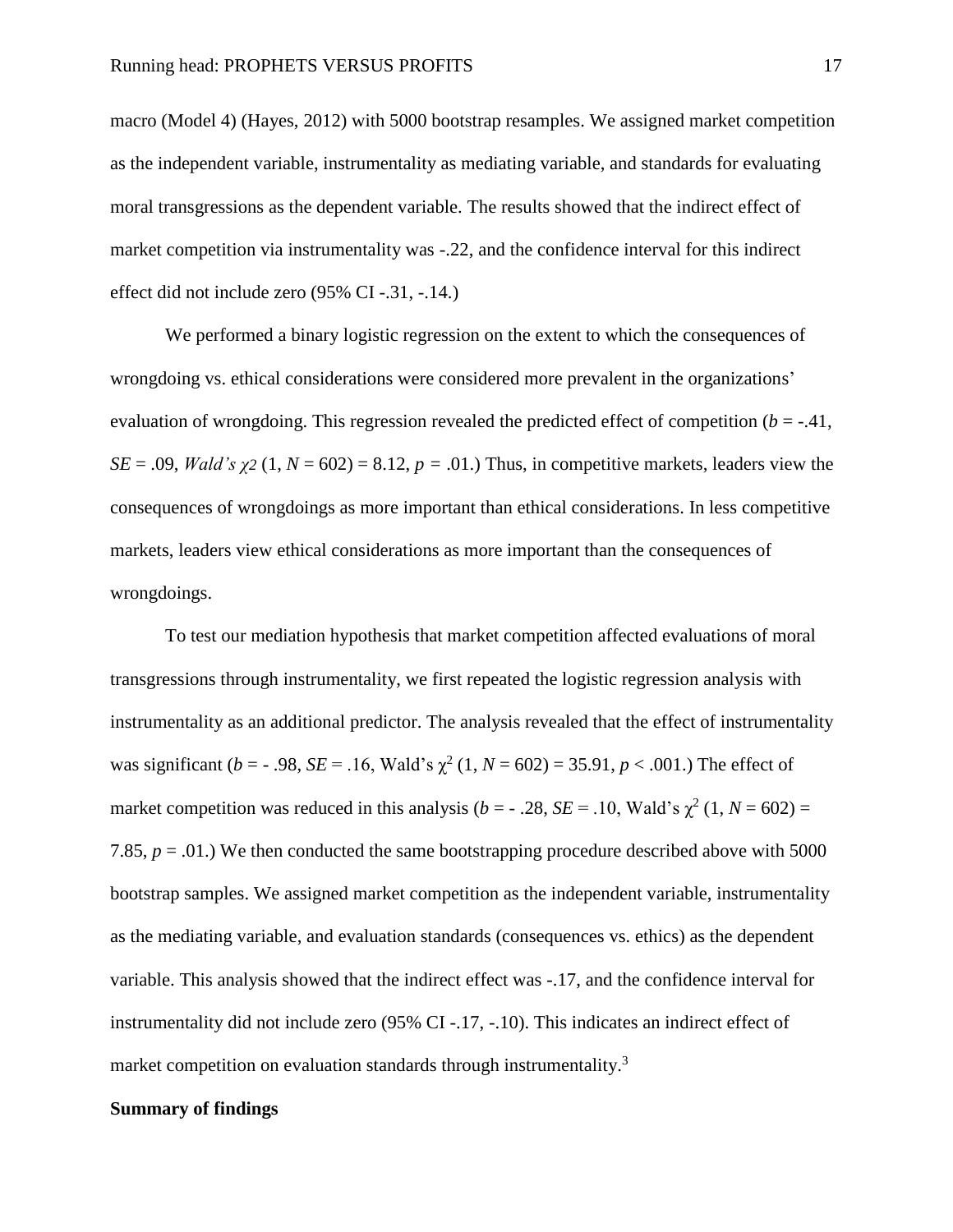macro (Model 4) (Hayes, 2012) with 5000 bootstrap resamples. We assigned market competition as the independent variable, instrumentality as mediating variable, and standards for evaluating moral transgressions as the dependent variable. The results showed that the indirect effect of market competition via instrumentality was -.22, and the confidence interval for this indirect effect did not include zero (95% CI -.31, -.14.)

We performed a binary logistic regression on the extent to which the consequences of wrongdoing vs. ethical considerations were considered more prevalent in the organizations' evaluation of wrongdoing. This regression revealed the predicted effect of competition ($b$ = -.41, $SE$ = .09, $Wald's\ \chi 2$ (1, $N$ = 602) = 8.12, $p$ = .01.) Thus, in competitive markets, leaders view the consequences of wrongdoings as more important than ethical considerations. In less competitive markets, leaders view ethical considerations as more important than the consequences of wrongdoings.

To test our mediation hypothesis that market competition affected evaluations of moral transgressions through instrumentality, we first repeated the logistic regression analysis with instrumentality as an additional predictor. The analysis revealed that the effect of instrumentality was significant ($b$ = - .98, $SE$ = .16, Wald's $\chi^2$ (1, $N$ = 602) = 35.91, $p$ < .001.) The effect of market competition was reduced in this analysis ($b$ = - .28, $SE$ = .10, Wald's $\chi^2$ (1, $N$ = 602) = 7.85, $p$ = .01.) We then conducted the same bootstrapping procedure described above with 5000 bootstrap samples. We assigned market competition as the independent variable, instrumentality as the mediating variable, and evaluation standards (consequences vs. ethics) as the dependent variable. This analysis showed that the indirect effect was -.17, and the confidence interval for instrumentality did not include zero (95% CI -.17, -.10). This indicates an indirect effect of market competition on evaluation standards through instrumentality.[3]

**Summary of findings**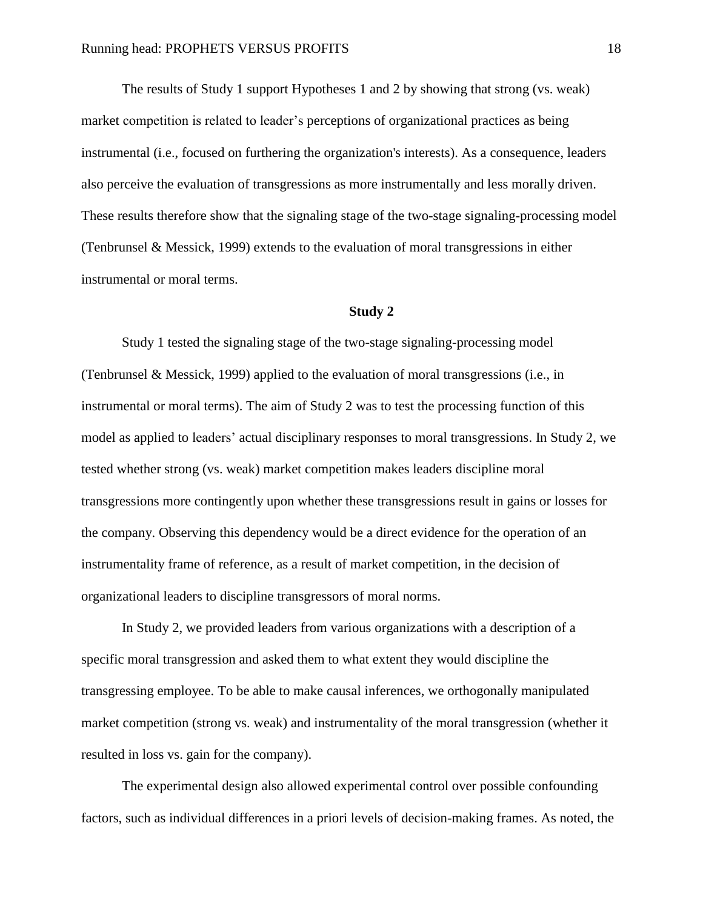The results of Study 1 support Hypotheses 1 and 2 by showing that strong (vs. weak) market competition is related to leader's perceptions of organizational practices as being instrumental (i.e., focused on furthering the organization's interests). As a consequence, leaders also perceive the evaluation of transgressions as more instrumentally and less morally driven. These results therefore show that the signaling stage of the two-stage signaling-processing model (Tenbrunsel & Messick, 1999) extends to the evaluation of moral transgressions in either instrumental or moral terms.

## Study 2

Study 1 tested the signaling stage of the two-stage signaling-processing model (Tenbrunsel & Messick, 1999) applied to the evaluation of moral transgressions (i.e., in instrumental or moral terms). The aim of Study 2 was to test the processing function of this model as applied to leaders' actual disciplinary responses to moral transgressions. In Study 2, we tested whether strong (vs. weak) market competition makes leaders discipline moral transgressions more contingently upon whether these transgressions result in gains or losses for the company. Observing this dependency would be a direct evidence for the operation of an instrumentality frame of reference, as a result of market competition, in the decision of organizational leaders to discipline transgressors of moral norms.

In Study 2, we provided leaders from various organizations with a description of a specific moral transgression and asked them to what extent they would discipline the transgressing employee. To be able to make causal inferences, we orthogonally manipulated market competition (strong vs. weak) and instrumentality of the moral transgression (whether it resulted in loss vs. gain for the company).

The experimental design also allowed experimental control over possible confounding factors, such as individual differences in a priori levels of decision-making frames. As noted, the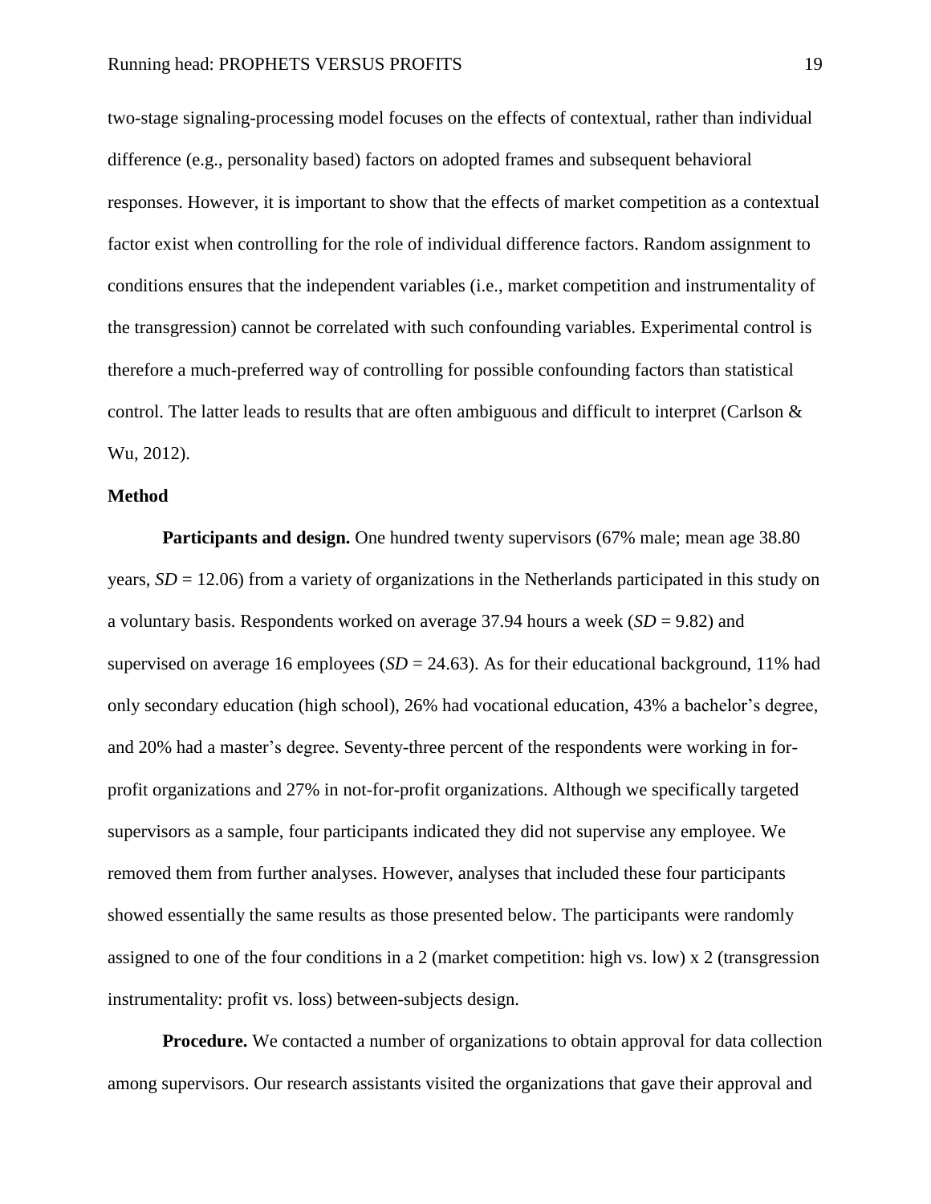two-stage signaling-processing model focuses on the effects of contextual, rather than individual difference (e.g., personality based) factors on adopted frames and subsequent behavioral responses. However, it is important to show that the effects of market competition as a contextual factor exist when controlling for the role of individual difference factors. Random assignment to conditions ensures that the independent variables (i.e., market competition and instrumentality of the transgression) cannot be correlated with such confounding variables. Experimental control is therefore a much-preferred way of controlling for possible confounding factors than statistical control. The latter leads to results that are often ambiguous and difficult to interpret (Carlson & Wu, 2012).

## Method

**Participants and design.** One hundred twenty supervisors (67% male; mean age 38.80 years, $SD$ = 12.06) from a variety of organizations in the Netherlands participated in this study on a voluntary basis. Respondents worked on average 37.94 hours a week ($SD$ = 9.82) and supervised on average 16 employees ($SD$ = 24.63). As for their educational background, 11% had only secondary education (high school), 26% had vocational education, 43% a bachelor's degree, and 20% had a master's degree. Seventy-three percent of the respondents were working in for-profit organizations and 27% in not-for-profit organizations. Although we specifically targeted supervisors as a sample, four participants indicated they did not supervise any employee. We removed them from further analyses. However, analyses that included these four participants showed essentially the same results as those presented below. The participants were randomly assigned to one of the four conditions in a 2 (market competition: high vs. low) x 2 (transgression instrumentality: profit vs. loss) between-subjects design.

**Procedure.** We contacted a number of organizations to obtain approval for data collection among supervisors. Our research assistants visited the organizations that gave their approval and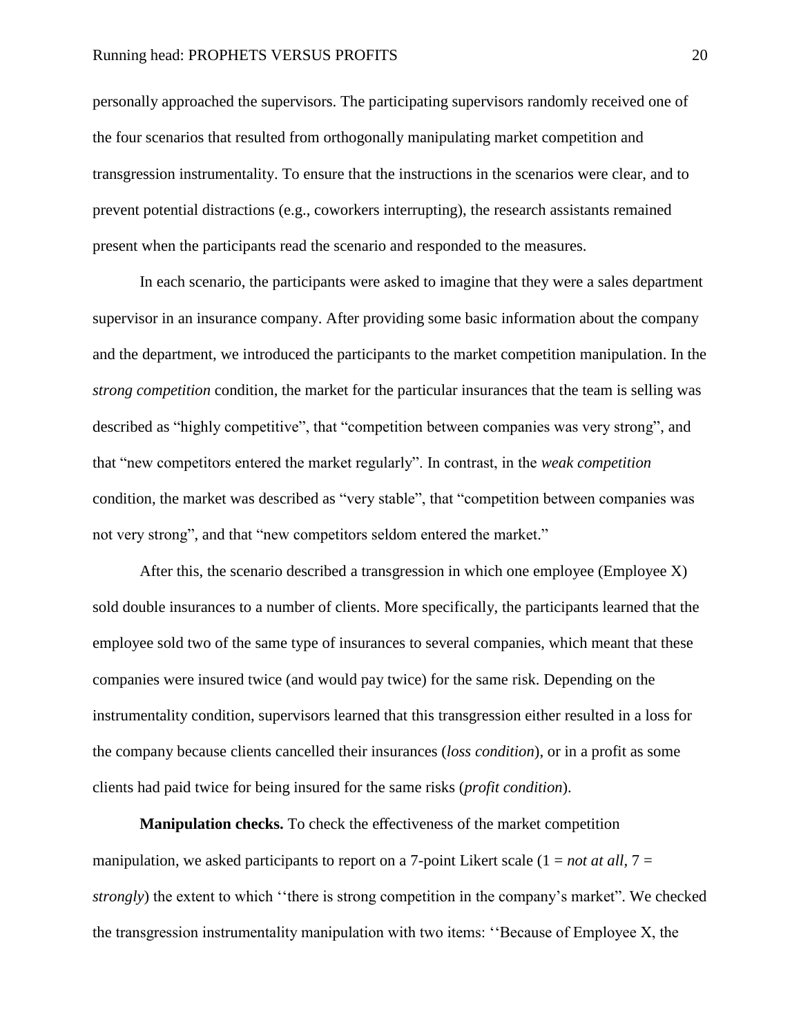personally approached the supervisors. The participating supervisors randomly received one of the four scenarios that resulted from orthogonally manipulating market competition and transgression instrumentality. To ensure that the instructions in the scenarios were clear, and to prevent potential distractions (e.g., coworkers interrupting), the research assistants remained present when the participants read the scenario and responded to the measures.

In each scenario, the participants were asked to imagine that they were a sales department supervisor in an insurance company. After providing some basic information about the company and the department, we introduced the participants to the market competition manipulation. In the *strong competition* condition, the market for the particular insurances that the team is selling was described as "highly competitive", that "competition between companies was very strong", and that "new competitors entered the market regularly". In contrast, in the *weak competition* condition, the market was described as "very stable", that "competition between companies was not very strong", and that "new competitors seldom entered the market."

After this, the scenario described a transgression in which one employee (Employee X) sold double insurances to a number of clients. More specifically, the participants learned that the employee sold two of the same type of insurances to several companies, which meant that these companies were insured twice (and would pay twice) for the same risk. Depending on the instrumentality condition, supervisors learned that this transgression either resulted in a loss for the company because clients cancelled their insurances (*loss condition*), or in a profit as some clients had paid twice for being insured for the same risks (*profit condition*).

**Manipulation checks.** To check the effectiveness of the market competition manipulation, we asked participants to report on a 7-point Likert scale (1 = *not at all*, 7 = *strongly*) the extent to which ''there is strong competition in the company's market". We checked the transgression instrumentality manipulation with two items: ''Because of Employee X, the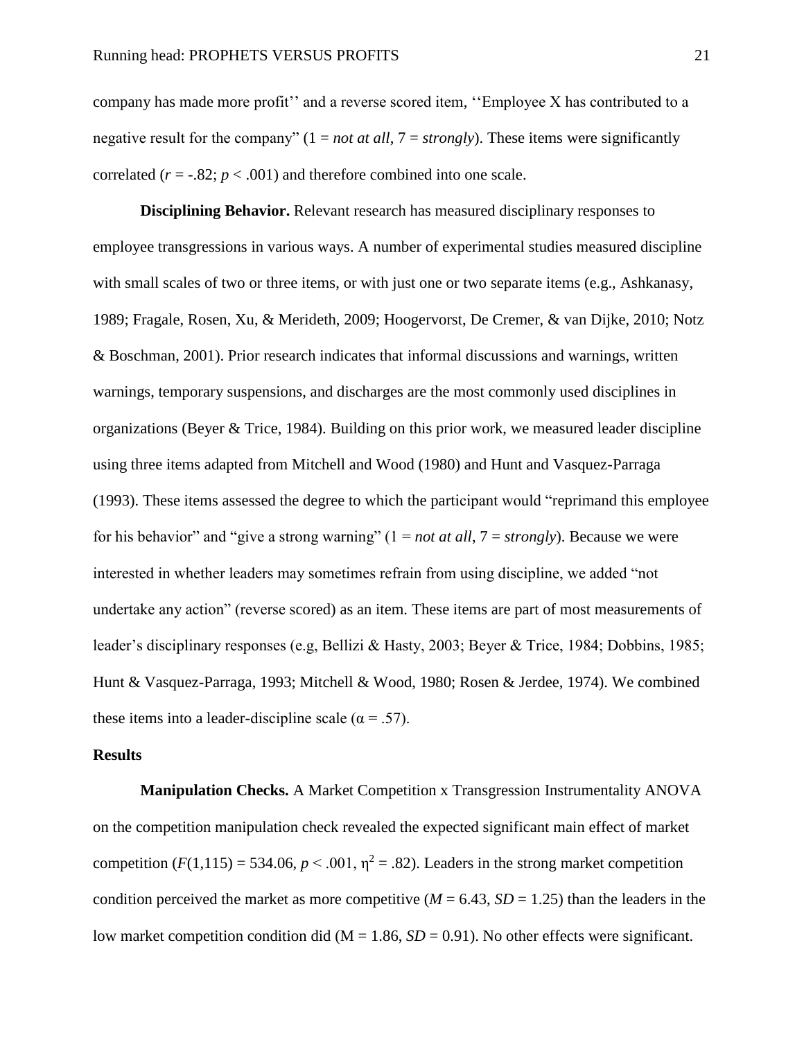company has made more profit'' and a reverse scored item, ''Employee X has contributed to a negative result for the company" (1 = *not at all*, 7 = *strongly*). These items were significantly correlated ($r = -.82$; $p < .001$) and therefore combined into one scale.

**Disciplining Behavior.** Relevant research has measured disciplinary responses to employee transgressions in various ways. A number of experimental studies measured discipline with small scales of two or three items, or with just one or two separate items (e.g., Ashkanasy, 1989; Fragale, Rosen, Xu, & Merideth, 2009; Hoogervorst, De Cremer, & van Dijke, 2010; Notz & Boschman, 2001). Prior research indicates that informal discussions and warnings, written warnings, temporary suspensions, and discharges are the most commonly used disciplines in organizations (Beyer & Trice, 1984). Building on this prior work, we measured leader discipline using three items adapted from Mitchell and Wood (1980) and Hunt and Vasquez-Parraga (1993). These items assessed the degree to which the participant would "reprimand this employee for his behavior" and "give a strong warning" (1 = *not at all*, 7 = *strongly*). Because we were interested in whether leaders may sometimes refrain from using discipline, we added "not undertake any action" (reverse scored) as an item. These items are part of most measurements of leader's disciplinary responses (e.g, Bellizi & Hasty, 2003; Beyer & Trice, 1984; Dobbins, 1985; Hunt & Vasquez-Parraga, 1993; Mitchell & Wood, 1980; Rosen & Jerdee, 1974). We combined these items into a leader-discipline scale ($\alpha = .57$).

## Results

**Manipulation Checks.** A Market Competition x Transgression Instrumentality ANOVA on the competition manipulation check revealed the expected significant main effect of market competition ($F(1,115) = 534.06$, $p < .001$, $\eta^2 = .82$). Leaders in the strong market competition condition perceived the market as more competitive ($M = 6.43$, $SD = 1.25$) than the leaders in the low market competition condition did ($M = 1.86$, $SD = 0.91$). No other effects were significant.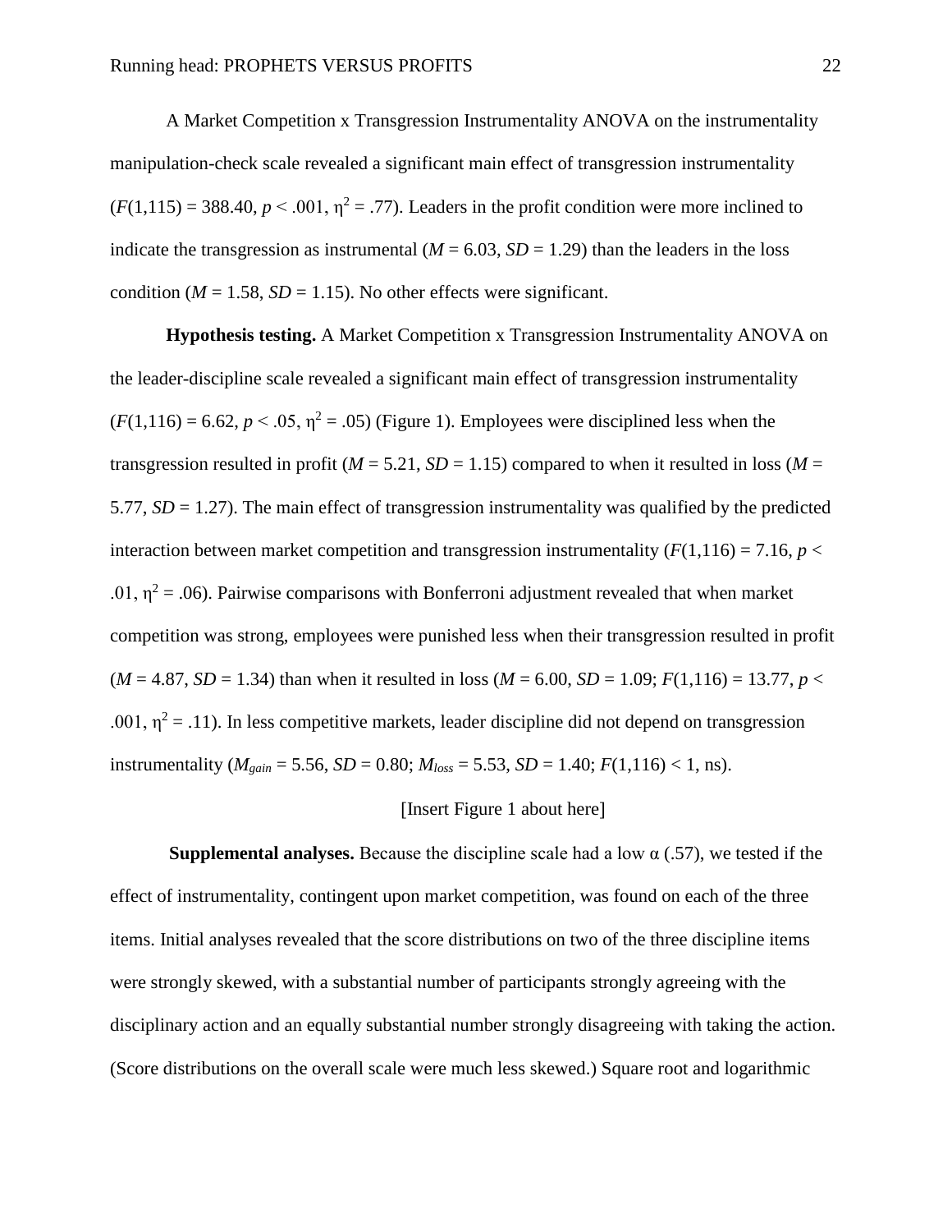A Market Competition x Transgression Instrumentality ANOVA on the instrumentality manipulation-check scale revealed a significant main effect of transgression instrumentality ($F$(1,115) = 388.40, $p$ < .001, $\eta^2$ = .77). Leaders in the profit condition were more inclined to indicate the transgression as instrumental ($M$ = 6.03, $SD$ = 1.29) than the leaders in the loss condition ($M$ = 1.58, $SD$ = 1.15). No other effects were significant.

**Hypothesis testing.** A Market Competition x Transgression Instrumentality ANOVA on the leader-discipline scale revealed a significant main effect of transgression instrumentality ($F$(1,116) = 6.62, $p$ < .05, $\eta^2$ = .05) (Figure 1). Employees were disciplined less when the transgression resulted in profit ($M$ = 5.21, $SD$ = 1.15) compared to when it resulted in loss ($M$ = 5.77, $SD$ = 1.27). The main effect of transgression instrumentality was qualified by the predicted interaction between market competition and transgression instrumentality ($F$(1,116) = 7.16, $p$ < .01, $\eta^2$ = .06). Pairwise comparisons with Bonferroni adjustment revealed that when market competition was strong, employees were punished less when their transgression resulted in profit ($M$ = 4.87, $SD$ = 1.34) than when it resulted in loss ($M$ = 6.00, $SD$ = 1.09; $F$(1,116) = 13.77, $p$ < .001, $\eta^2$ = .11). In less competitive markets, leader discipline did not depend on transgression instrumentality ($M_{gain}$ = 5.56, $SD$ = 0.80; $M_{loss}$ = 5.53, $SD$ = 1.40; $F$(1,116) < 1, ns).

[Insert Figure 1 about here]

**Supplemental analyses.** Because the discipline scale had a low α (.57), we tested if the effect of instrumentality, contingent upon market competition, was found on each of the three items. Initial analyses revealed that the score distributions on two of the three discipline items were strongly skewed, with a substantial number of participants strongly agreeing with the disciplinary action and an equally substantial number strongly disagreeing with taking the action. (Score distributions on the overall scale were much less skewed.) Square root and logarithmic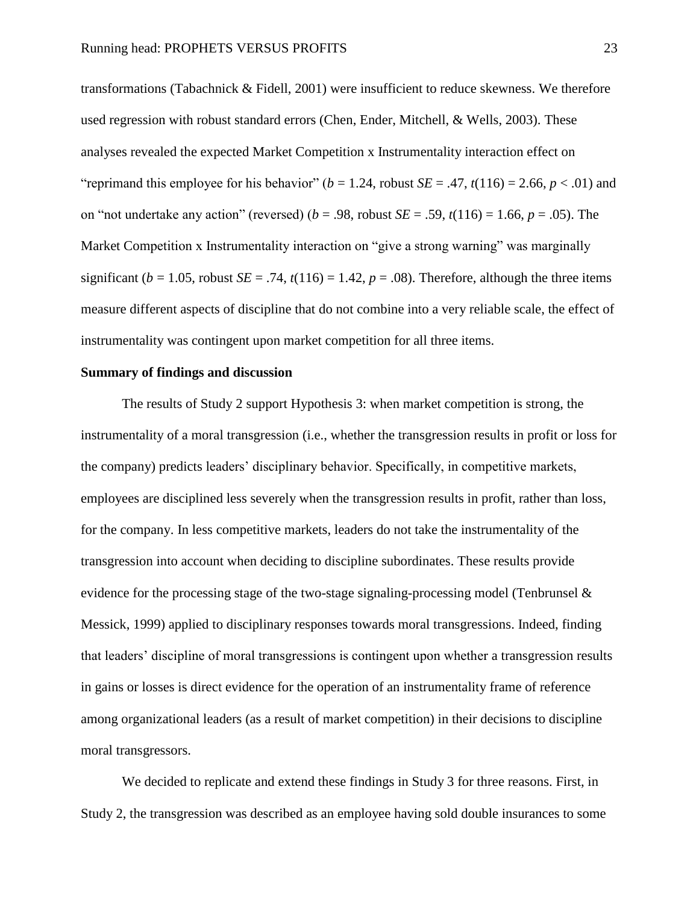transformations (Tabachnick & Fidell, 2001) were insufficient to reduce skewness. We therefore used regression with robust standard errors (Chen, Ender, Mitchell, & Wells, 2003). These analyses revealed the expected Market Competition x Instrumentality interaction effect on "reprimand this employee for his behavior" ($b = 1.24$, robust $SE = .47$, $t(116) = 2.66$, $p < .01$) and on "not undertake any action" (reversed) ($b = .98$, robust $SE = .59$, $t(116) = 1.66$, $p = .05$). The Market Competition x Instrumentality interaction on "give a strong warning" was marginally significant ($b = 1.05$, robust $SE = .74$, $t(116) = 1.42$, $p = .08$). Therefore, although the three items measure different aspects of discipline that do not combine into a very reliable scale, the effect of instrumentality was contingent upon market competition for all three items.

**Summary of findings and discussion**

The results of Study 2 support Hypothesis 3: when market competition is strong, the instrumentality of a moral transgression (i.e., whether the transgression results in profit or loss for the company) predicts leaders' disciplinary behavior. Specifically, in competitive markets, employees are disciplined less severely when the transgression results in profit, rather than loss, for the company. In less competitive markets, leaders do not take the instrumentality of the transgression into account when deciding to discipline subordinates. These results provide evidence for the processing stage of the two-stage signaling-processing model (Tenbrunsel & Messick, 1999) applied to disciplinary responses towards moral transgressions. Indeed, finding that leaders' discipline of moral transgressions is contingent upon whether a transgression results in gains or losses is direct evidence for the operation of an instrumentality frame of reference among organizational leaders (as a result of market competition) in their decisions to discipline moral transgressors.

We decided to replicate and extend these findings in Study 3 for three reasons. First, in Study 2, the transgression was described as an employee having sold double insurances to some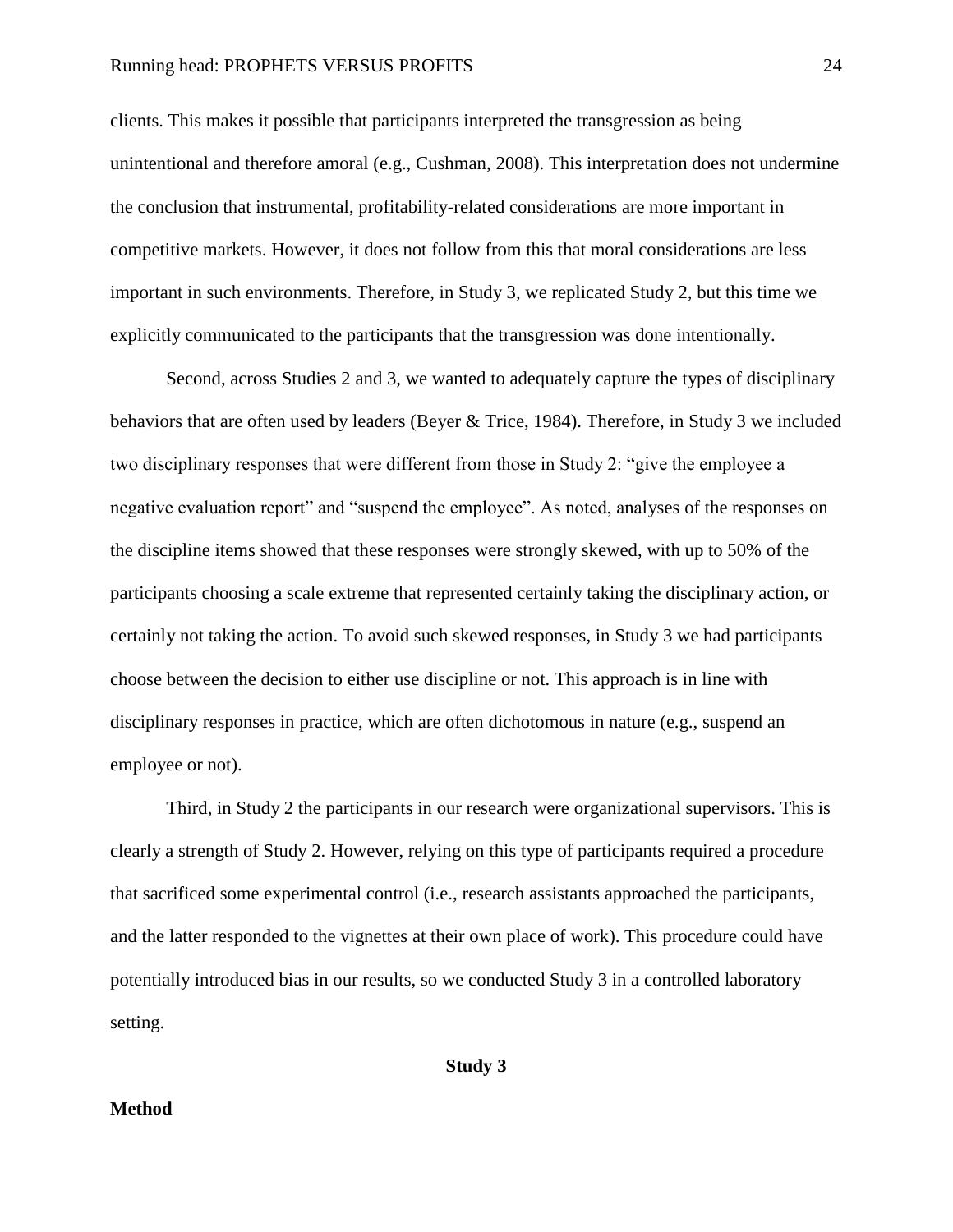clients. This makes it possible that participants interpreted the transgression as being unintentional and therefore amoral (e.g., Cushman, 2008). This interpretation does not undermine the conclusion that instrumental, profitability-related considerations are more important in competitive markets. However, it does not follow from this that moral considerations are less important in such environments. Therefore, in Study 3, we replicated Study 2, but this time we explicitly communicated to the participants that the transgression was done intentionally.

Second, across Studies 2 and 3, we wanted to adequately capture the types of disciplinary behaviors that are often used by leaders (Beyer & Trice, 1984). Therefore, in Study 3 we included two disciplinary responses that were different from those in Study 2: "give the employee a negative evaluation report" and "suspend the employee". As noted, analyses of the responses on the discipline items showed that these responses were strongly skewed, with up to 50% of the participants choosing a scale extreme that represented certainly taking the disciplinary action, or certainly not taking the action. To avoid such skewed responses, in Study 3 we had participants choose between the decision to either use discipline or not. This approach is in line with disciplinary responses in practice, which are often dichotomous in nature (e.g., suspend an employee or not).

Third, in Study 2 the participants in our research were organizational supervisors. This is clearly a strength of Study 2. However, relying on this type of participants required a procedure that sacrificed some experimental control (i.e., research assistants approached the participants, and the latter responded to the vignettes at their own place of work). This procedure could have potentially introduced bias in our results, so we conducted Study 3 in a controlled laboratory setting.

# Study 3

## Method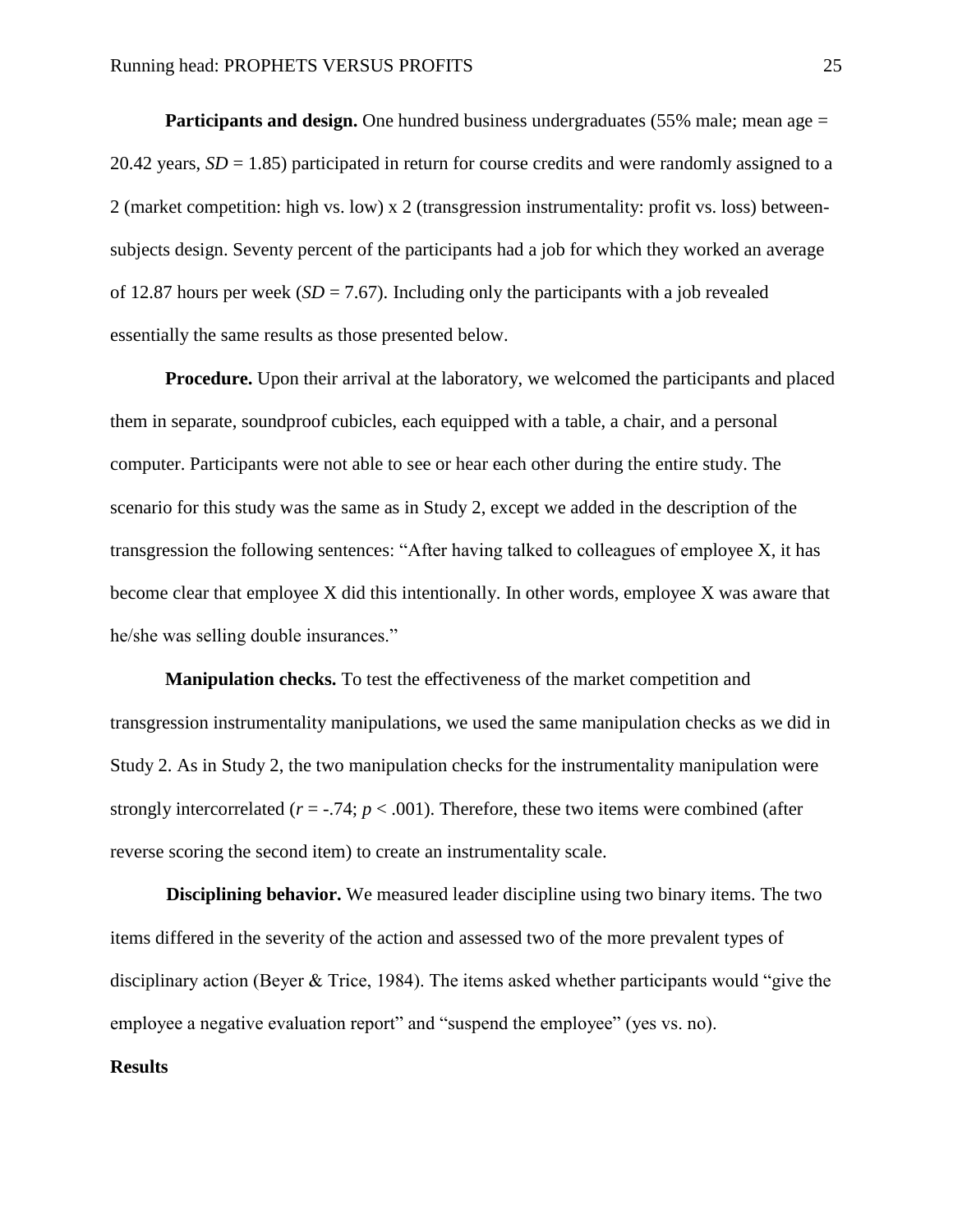**Participants and design.** One hundred business undergraduates (55% male; mean age = 20.42 years, $SD = 1.85$) participated in return for course credits and were randomly assigned to a 2 (market competition: high vs. low) x 2 (transgression instrumentality: profit vs. loss) between-subjects design. Seventy percent of the participants had a job for which they worked an average of 12.87 hours per week ($SD = 7.67$). Including only the participants with a job revealed essentially the same results as those presented below.

**Procedure.** Upon their arrival at the laboratory, we welcomed the participants and placed them in separate, soundproof cubicles, each equipped with a table, a chair, and a personal computer. Participants were not able to see or hear each other during the entire study. The scenario for this study was the same as in Study 2, except we added in the description of the transgression the following sentences: "After having talked to colleagues of employee X, it has become clear that employee X did this intentionally. In other words, employee X was aware that he/she was selling double insurances."

**Manipulation checks.** To test the effectiveness of the market competition and transgression instrumentality manipulations, we used the same manipulation checks as we did in Study 2. As in Study 2, the two manipulation checks for the instrumentality manipulation were strongly intercorrelated ($r = -.74$; $p < .001$). Therefore, these two items were combined (after reverse scoring the second item) to create an instrumentality scale.

**Disciplining behavior.** We measured leader discipline using two binary items. The two items differed in the severity of the action and assessed two of the more prevalent types of disciplinary action (Beyer & Trice, 1984). The items asked whether participants would "give the employee a negative evaluation report" and "suspend the employee" (yes vs. no).

**Results**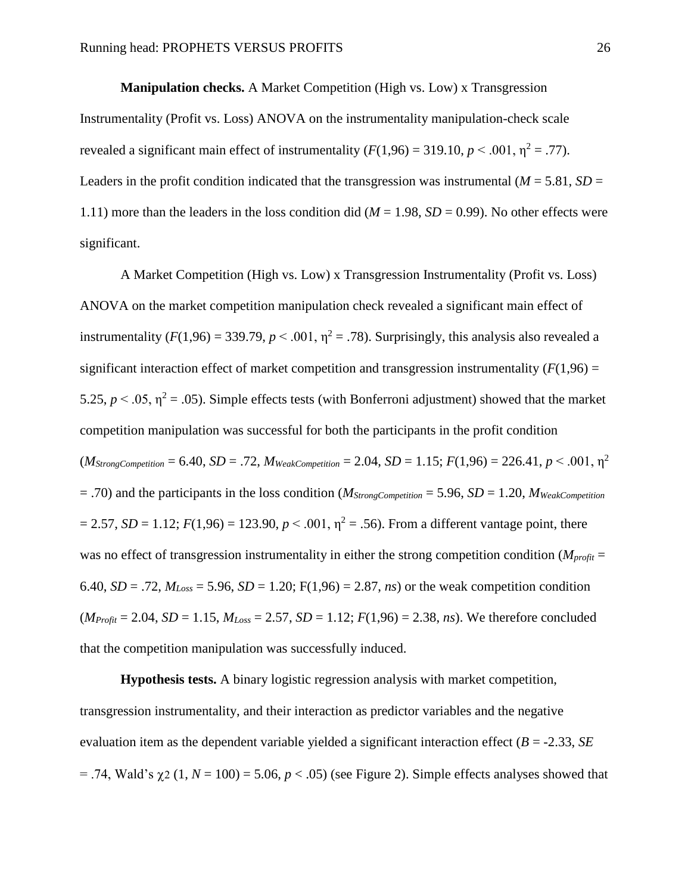**Manipulation checks.** A Market Competition (High vs. Low) x Transgression Instrumentality (Profit vs. Loss) ANOVA on the instrumentality manipulation-check scale revealed a significant main effect of instrumentality ($F(1,96) = 319.10$, $p < .001$, $\eta^2 = .77$). Leaders in the profit condition indicated that the transgression was instrumental ($M = 5.81$, $SD = 1.11$) more than the leaders in the loss condition did ($M = 1.98$, $SD = 0.99$). No other effects were significant.

A Market Competition (High vs. Low) x Transgression Instrumentality (Profit vs. Loss) ANOVA on the market competition manipulation check revealed a significant main effect of instrumentality ($F(1,96) = 339.79$, $p < .001$, $\eta^2 = .78$). Surprisingly, this analysis also revealed a significant interaction effect of market competition and transgression instrumentality ($F(1,96) = 5.25$, $p < .05$, $\eta^2 = .05$). Simple effects tests (with Bonferroni adjustment) showed that the market competition manipulation was successful for both the participants in the profit condition ($M_{StrongCompetition} = 6.40$, $SD = .72$, $M_{WeakCompetition} = 2.04$, $SD = 1.15$; $F(1,96) = 226.41$, $p < .001$, $\eta^2 = .70$) and the participants in the loss condition ($M_{StrongCompetition} = 5.96$, $SD = 1.20$, $M_{WeakCompetition} = 2.57$, $SD = 1.12$; $F(1,96) = 123.90$, $p < .001$, $\eta^2 = .56$). From a different vantage point, there was no effect of transgression instrumentality in either the strong competition condition ($M_{profit} = 6.40$, $SD = .72$, $M_{Loss} = 5.96$, $SD = 1.20$; $F(1,96) = 2.87$, *ns*) or the weak competition condition ($M_{Profit} = 2.04$, $SD = 1.15$, $M_{Loss} = 2.57$, $SD = 1.12$; $F(1,96) = 2.38$, *ns*). We therefore concluded that the competition manipulation was successfully induced.

**Hypothesis tests.** A binary logistic regression analysis with market competition, transgression instrumentality, and their interaction as predictor variables and the negative evaluation item as the dependent variable yielded a significant interaction effect ($B = -2.33$, $SE = .74$, Wald's $\chi 2$ $(1, N = 100) = 5.06$, $p < .05$) (see Figure 2). Simple effects analyses showed that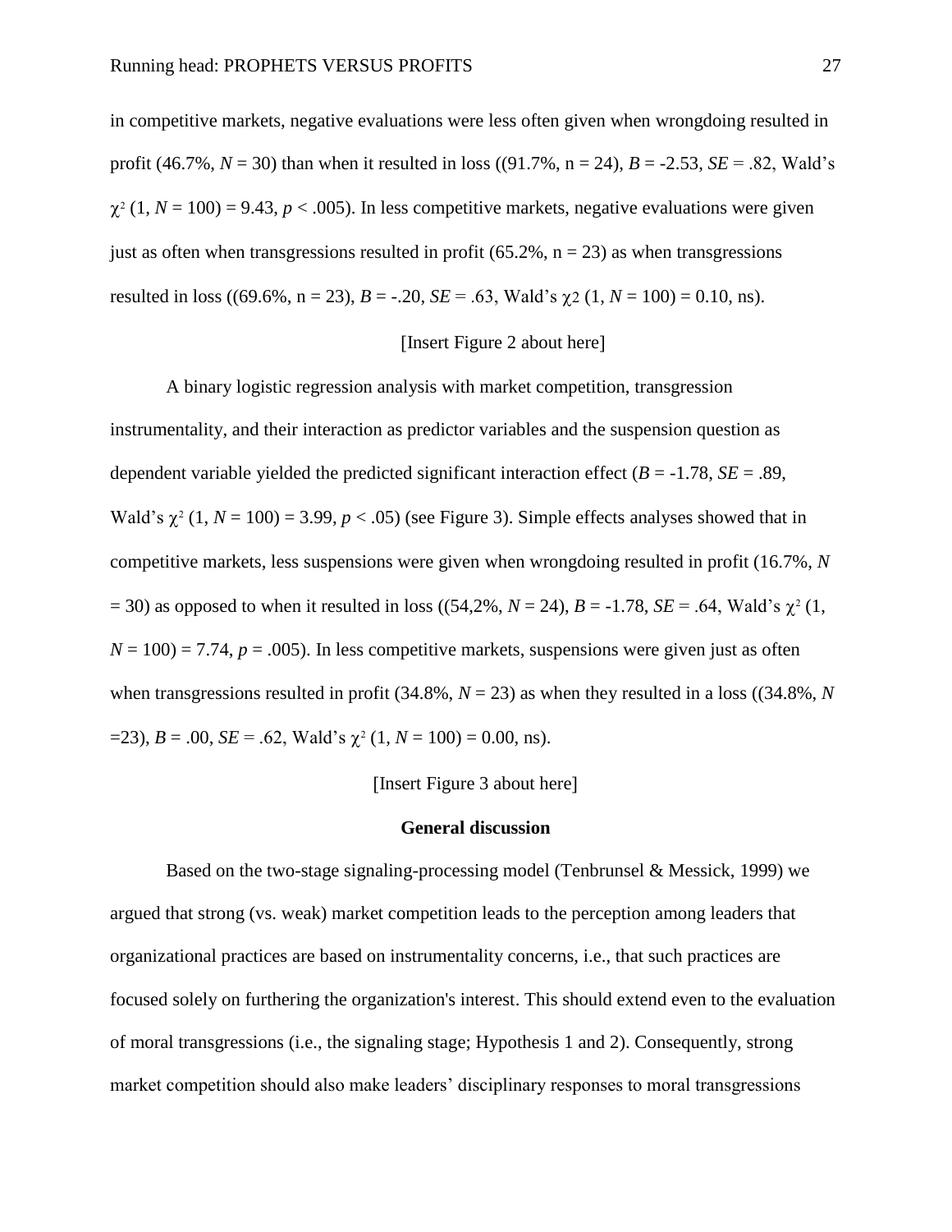in competitive markets, negative evaluations were less often given when wrongdoing resulted in profit (46.7%, *N* = 30) than when it resulted in loss ((91.7%, n = 24), *B* = -2.53, *SE* = .82, Wald's $\chi^2$ (1, *N* = 100) = 9.43, $p < .005$). In less competitive markets, negative evaluations were given just as often when transgressions resulted in profit (65.2%, n = 23) as when transgressions resulted in loss ((69.6%, n = 23), *B* = -.20, *SE* = .63, Wald's $\chi 2$ (1, *N* = 100) = 0.10, ns).

[Insert Figure 2 about here]

A binary logistic regression analysis with market competition, transgression instrumentality, and their interaction as predictor variables and the suspension question as dependent variable yielded the predicted significant interaction effect (*B* = -1.78, *SE* = .89, Wald's $\chi^2$ (1, *N* = 100) = 3.99, $p < .05$) (see Figure 3). Simple effects analyses showed that in competitive markets, less suspensions were given when wrongdoing resulted in profit (16.7%, *N* = 30) as opposed to when it resulted in loss ((54,2%, *N* = 24), *B* = -1.78, *SE* = .64, Wald's $\chi^2$ (1, *N* = 100) = 7.74, $p = .005$). In less competitive markets, suspensions were given just as often when transgressions resulted in profit (34.8%, *N* = 23) as when they resulted in a loss ((34.8%, *N* =23), *B* = .00, *SE* = .62, Wald's $\chi^2$ (1, *N* = 100) = 0.00, ns).

[Insert Figure 3 about here]

## General discussion

Based on the two-stage signaling-processing model (Tenbrunsel & Messick, 1999) we argued that strong (vs. weak) market competition leads to the perception among leaders that organizational practices are based on instrumentality concerns, i.e., that such practices are focused solely on furthering the organization's interest. This should extend even to the evaluation of moral transgressions (i.e., the signaling stage; Hypothesis 1 and 2). Consequently, strong market competition should also make leaders' disciplinary responses to moral transgressions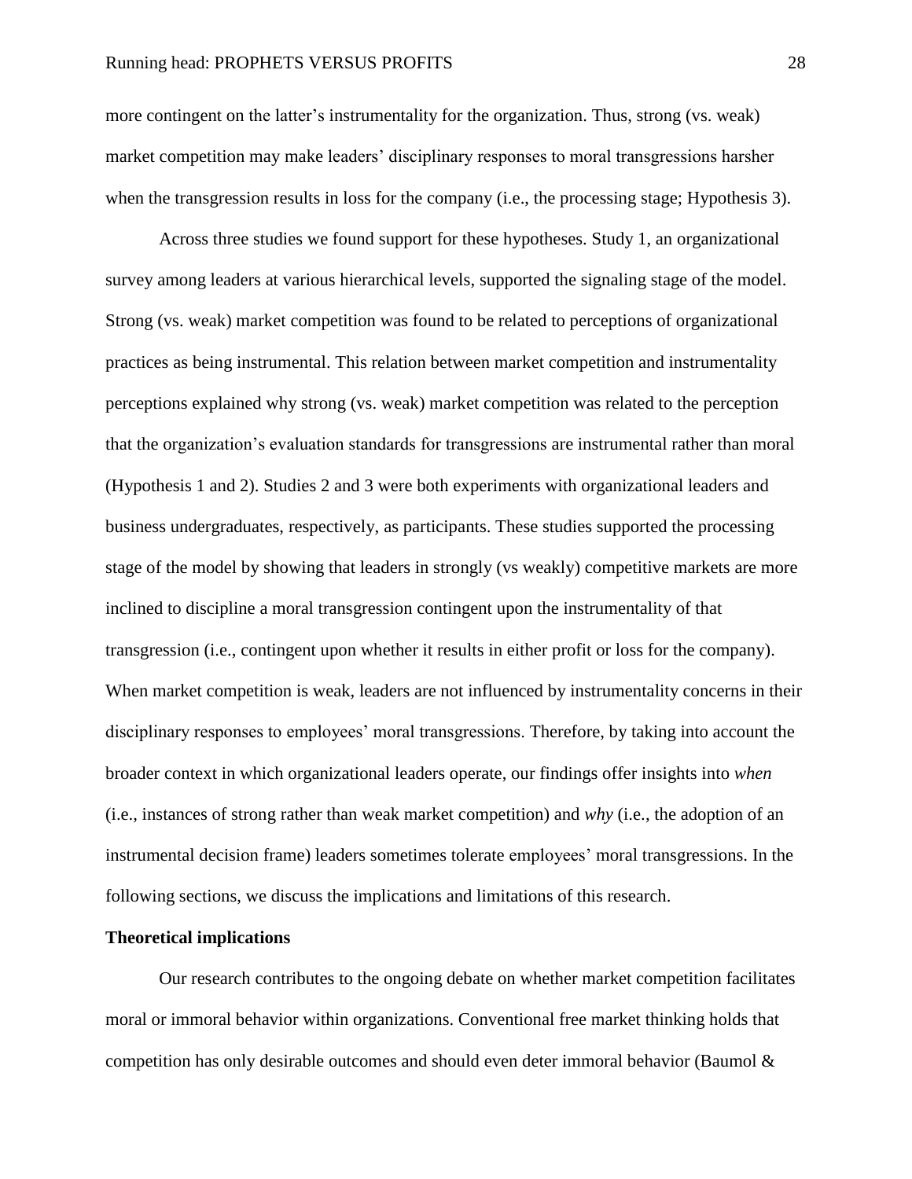more contingent on the latter's instrumentality for the organization. Thus, strong (vs. weak) market competition may make leaders' disciplinary responses to moral transgressions harsher when the transgression results in loss for the company (i.e., the processing stage; Hypothesis 3).

Across three studies we found support for these hypotheses. Study 1, an organizational survey among leaders at various hierarchical levels, supported the signaling stage of the model. Strong (vs. weak) market competition was found to be related to perceptions of organizational practices as being instrumental. This relation between market competition and instrumentality perceptions explained why strong (vs. weak) market competition was related to the perception that the organization's evaluation standards for transgressions are instrumental rather than moral (Hypothesis 1 and 2). Studies 2 and 3 were both experiments with organizational leaders and business undergraduates, respectively, as participants. These studies supported the processing stage of the model by showing that leaders in strongly (vs weakly) competitive markets are more inclined to discipline a moral transgression contingent upon the instrumentality of that transgression (i.e., contingent upon whether it results in either profit or loss for the company). When market competition is weak, leaders are not influenced by instrumentality concerns in their disciplinary responses to employees' moral transgressions. Therefore, by taking into account the broader context in which organizational leaders operate, our findings offer insights into *when* (i.e., instances of strong rather than weak market competition) and *why* (i.e., the adoption of an instrumental decision frame) leaders sometimes tolerate employees' moral transgressions. In the following sections, we discuss the implications and limitations of this research.

**Theoretical implications**

Our research contributes to the ongoing debate on whether market competition facilitates moral or immoral behavior within organizations. Conventional free market thinking holds that competition has only desirable outcomes and should even deter immoral behavior (Baumol &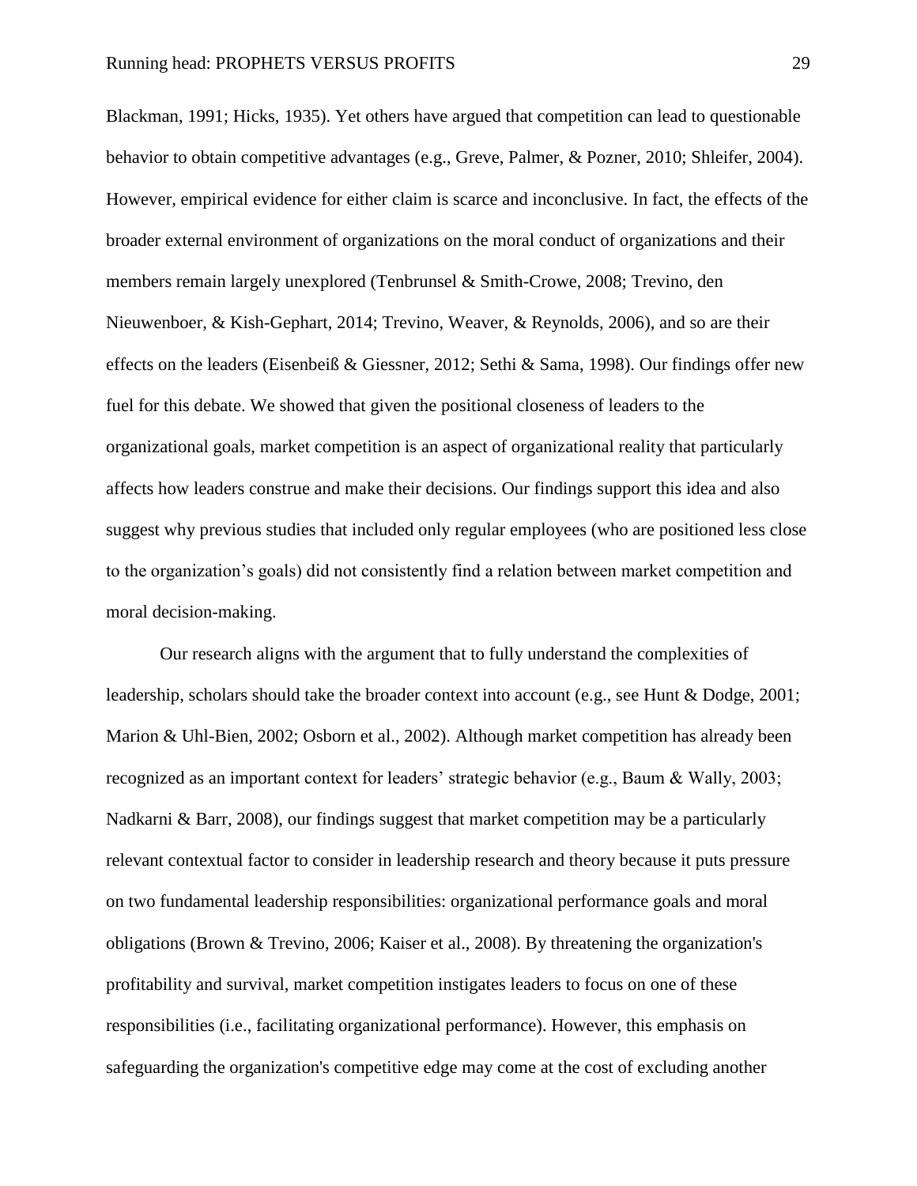Blackman, 1991; Hicks, 1935). Yet others have argued that competition can lead to questionable behavior to obtain competitive advantages (e.g., Greve, Palmer, & Pozner, 2010; Shleifer, 2004). However, empirical evidence for either claim is scarce and inconclusive. In fact, the effects of the broader external environment of organizations on the moral conduct of organizations and their members remain largely unexplored (Tenbrunsel & Smith-Crowe, 2008; Trevino, den Nieuwenboer, & Kish-Gephart, 2014; Trevino, Weaver, & Reynolds, 2006), and so are their effects on the leaders (Eisenbeiß & Giessner, 2012; Sethi & Sama, 1998). Our findings offer new fuel for this debate. We showed that given the positional closeness of leaders to the organizational goals, market competition is an aspect of organizational reality that particularly affects how leaders construe and make their decisions. Our findings support this idea and also suggest why previous studies that included only regular employees (who are positioned less close to the organization's goals) did not consistently find a relation between market competition and moral decision-making.

Our research aligns with the argument that to fully understand the complexities of leadership, scholars should take the broader context into account (e.g., see Hunt & Dodge, 2001; Marion & Uhl-Bien, 2002; Osborn et al., 2002). Although market competition has already been recognized as an important context for leaders' strategic behavior (e.g., Baum & Wally, 2003; Nadkarni & Barr, 2008), our findings suggest that market competition may be a particularly relevant contextual factor to consider in leadership research and theory because it puts pressure on two fundamental leadership responsibilities: organizational performance goals and moral obligations (Brown & Trevino, 2006; Kaiser et al., 2008). By threatening the organization's profitability and survival, market competition instigates leaders to focus on one of these responsibilities (i.e., facilitating organizational performance). However, this emphasis on safeguarding the organization's competitive edge may come at the cost of excluding another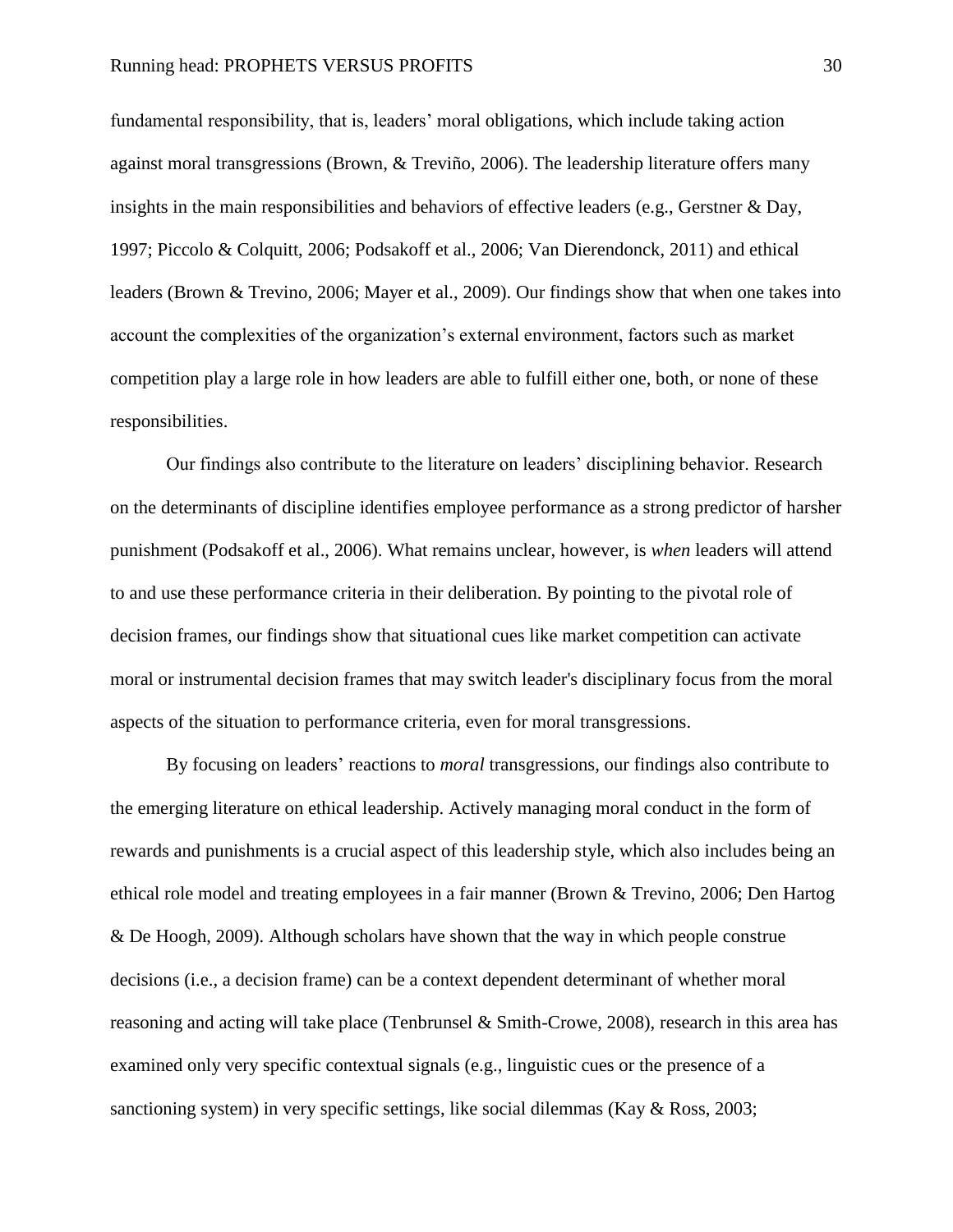fundamental responsibility, that is, leaders' moral obligations, which include taking action against moral transgressions (Brown, & Treviño, 2006). The leadership literature offers many insights in the main responsibilities and behaviors of effective leaders (e.g., Gerstner & Day, 1997; Piccolo & Colquitt, 2006; Podsakoff et al., 2006; Van Dierendonck, 2011) and ethical leaders (Brown & Trevino, 2006; Mayer et al., 2009). Our findings show that when one takes into account the complexities of the organization's external environment, factors such as market competition play a large role in how leaders are able to fulfill either one, both, or none of these responsibilities.

Our findings also contribute to the literature on leaders' disciplining behavior. Research on the determinants of discipline identifies employee performance as a strong predictor of harsher punishment (Podsakoff et al., 2006). What remains unclear, however, is *when* leaders will attend to and use these performance criteria in their deliberation. By pointing to the pivotal role of decision frames, our findings show that situational cues like market competition can activate moral or instrumental decision frames that may switch leader's disciplinary focus from the moral aspects of the situation to performance criteria, even for moral transgressions.

By focusing on leaders' reactions to *moral* transgressions, our findings also contribute to the emerging literature on ethical leadership. Actively managing moral conduct in the form of rewards and punishments is a crucial aspect of this leadership style, which also includes being an ethical role model and treating employees in a fair manner (Brown & Trevino, 2006; Den Hartog & De Hoogh, 2009). Although scholars have shown that the way in which people construe decisions (i.e., a decision frame) can be a context dependent determinant of whether moral reasoning and acting will take place (Tenbrunsel & Smith-Crowe, 2008), research in this area has examined only very specific contextual signals (e.g., linguistic cues or the presence of a sanctioning system) in very specific settings, like social dilemmas (Kay & Ross, 2003;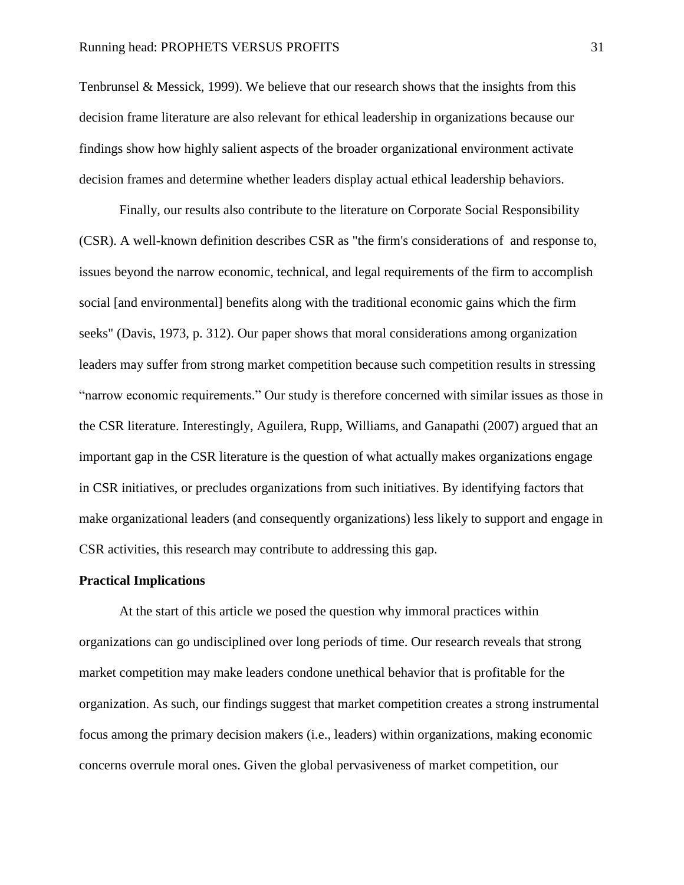Tenbrunsel & Messick, 1999). We believe that our research shows that the insights from this decision frame literature are also relevant for ethical leadership in organizations because our findings show how highly salient aspects of the broader organizational environment activate decision frames and determine whether leaders display actual ethical leadership behaviors.

Finally, our results also contribute to the literature on Corporate Social Responsibility (CSR). A well-known definition describes CSR as "the firm's considerations of and response to, issues beyond the narrow economic, technical, and legal requirements of the firm to accomplish social [and environmental] benefits along with the traditional economic gains which the firm seeks" (Davis, 1973, p. 312). Our paper shows that moral considerations among organization leaders may suffer from strong market competition because such competition results in stressing "narrow economic requirements." Our study is therefore concerned with similar issues as those in the CSR literature. Interestingly, Aguilera, Rupp, Williams, and Ganapathi (2007) argued that an important gap in the CSR literature is the question of what actually makes organizations engage in CSR initiatives, or precludes organizations from such initiatives. By identifying factors that make organizational leaders (and consequently organizations) less likely to support and engage in CSR activities, this research may contribute to addressing this gap.

**Practical Implications**

At the start of this article we posed the question why immoral practices within organizations can go undisciplined over long periods of time. Our research reveals that strong market competition may make leaders condone unethical behavior that is profitable for the organization. As such, our findings suggest that market competition creates a strong instrumental focus among the primary decision makers (i.e., leaders) within organizations, making economic concerns overrule moral ones. Given the global pervasiveness of market competition, our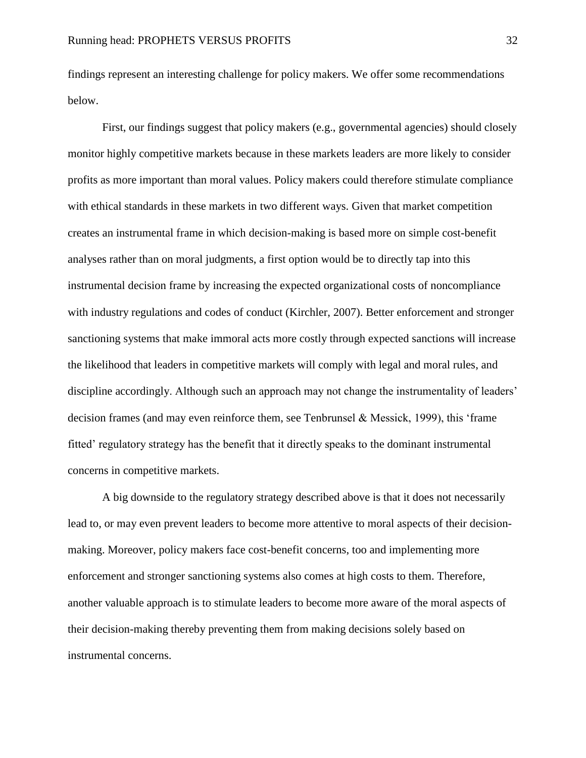findings represent an interesting challenge for policy makers. We offer some recommendations below.

First, our findings suggest that policy makers (e.g., governmental agencies) should closely monitor highly competitive markets because in these markets leaders are more likely to consider profits as more important than moral values. Policy makers could therefore stimulate compliance with ethical standards in these markets in two different ways. Given that market competition creates an instrumental frame in which decision-making is based more on simple cost-benefit analyses rather than on moral judgments, a first option would be to directly tap into this instrumental decision frame by increasing the expected organizational costs of noncompliance with industry regulations and codes of conduct (Kirchler, 2007). Better enforcement and stronger sanctioning systems that make immoral acts more costly through expected sanctions will increase the likelihood that leaders in competitive markets will comply with legal and moral rules, and discipline accordingly. Although such an approach may not change the instrumentality of leaders' decision frames (and may even reinforce them, see Tenbrunsel & Messick, 1999), this 'frame fitted' regulatory strategy has the benefit that it directly speaks to the dominant instrumental concerns in competitive markets.

A big downside to the regulatory strategy described above is that it does not necessarily lead to, or may even prevent leaders to become more attentive to moral aspects of their decision-making. Moreover, policy makers face cost-benefit concerns, too and implementing more enforcement and stronger sanctioning systems also comes at high costs to them. Therefore, another valuable approach is to stimulate leaders to become more aware of the moral aspects of their decision-making thereby preventing them from making decisions solely based on instrumental concerns.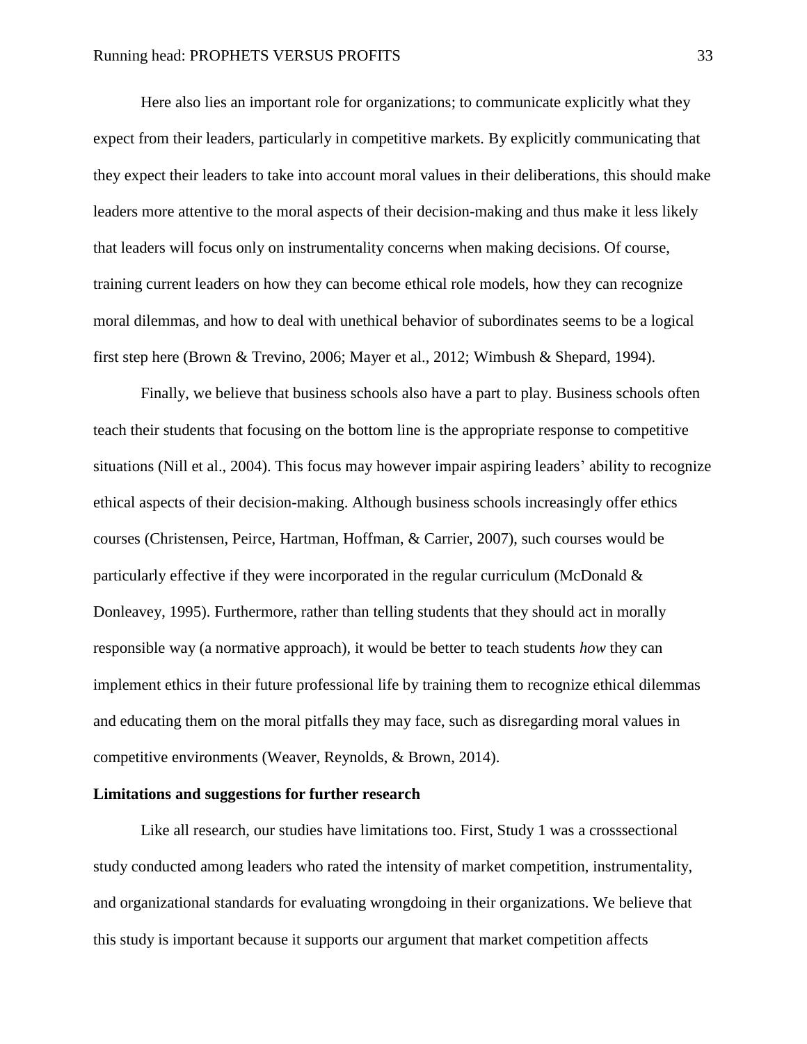Here also lies an important role for organizations; to communicate explicitly what they expect from their leaders, particularly in competitive markets. By explicitly communicating that they expect their leaders to take into account moral values in their deliberations, this should make leaders more attentive to the moral aspects of their decision-making and thus make it less likely that leaders will focus only on instrumentality concerns when making decisions. Of course, training current leaders on how they can become ethical role models, how they can recognize moral dilemmas, and how to deal with unethical behavior of subordinates seems to be a logical first step here (Brown & Trevino, 2006; Mayer et al., 2012; Wimbush & Shepard, 1994).

Finally, we believe that business schools also have a part to play. Business schools often teach their students that focusing on the bottom line is the appropriate response to competitive situations (Nill et al., 2004). This focus may however impair aspiring leaders' ability to recognize ethical aspects of their decision-making. Although business schools increasingly offer ethics courses (Christensen, Peirce, Hartman, Hoffman, & Carrier, 2007), such courses would be particularly effective if they were incorporated in the regular curriculum (McDonald & Donleavey, 1995). Furthermore, rather than telling students that they should act in morally responsible way (a normative approach), it would be better to teach students *how* they can implement ethics in their future professional life by training them to recognize ethical dilemmas and educating them on the moral pitfalls they may face, such as disregarding moral values in competitive environments (Weaver, Reynolds, & Brown, 2014).

**Limitations and suggestions for further research**

Like all research, our studies have limitations too. First, Study 1 was a crosssectional study conducted among leaders who rated the intensity of market competition, instrumentality, and organizational standards for evaluating wrongdoing in their organizations. We believe that this study is important because it supports our argument that market competition affects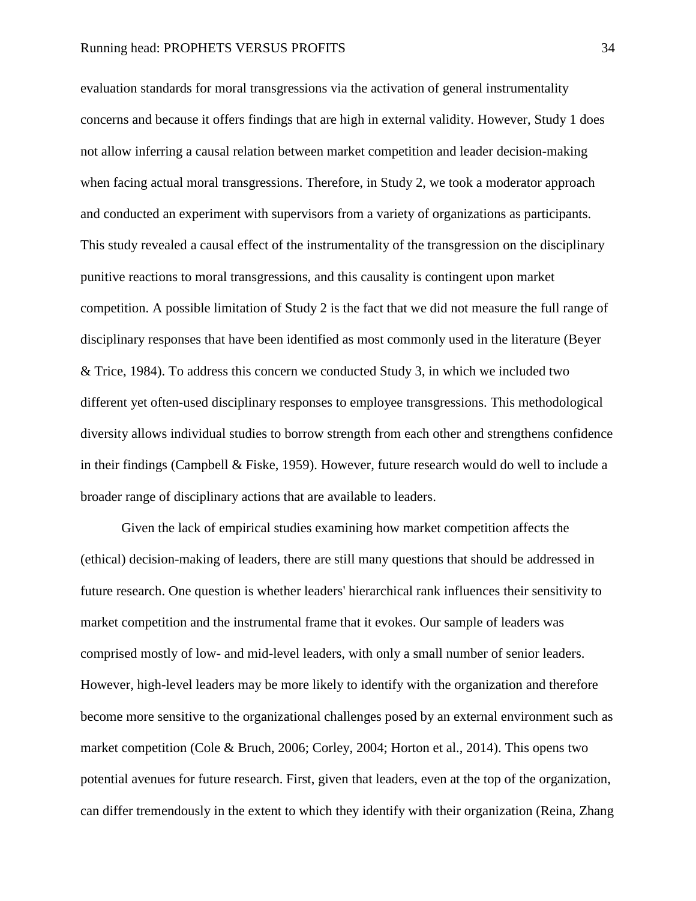evaluation standards for moral transgressions via the activation of general instrumentality concerns and because it offers findings that are high in external validity. However, Study 1 does not allow inferring a causal relation between market competition and leader decision-making when facing actual moral transgressions. Therefore, in Study 2, we took a moderator approach and conducted an experiment with supervisors from a variety of organizations as participants. This study revealed a causal effect of the instrumentality of the transgression on the disciplinary punitive reactions to moral transgressions, and this causality is contingent upon market competition. A possible limitation of Study 2 is the fact that we did not measure the full range of disciplinary responses that have been identified as most commonly used in the literature (Beyer & Trice, 1984). To address this concern we conducted Study 3, in which we included two different yet often-used disciplinary responses to employee transgressions. This methodological diversity allows individual studies to borrow strength from each other and strengthens confidence in their findings (Campbell & Fiske, 1959). However, future research would do well to include a broader range of disciplinary actions that are available to leaders.

Given the lack of empirical studies examining how market competition affects the (ethical) decision-making of leaders, there are still many questions that should be addressed in future research. One question is whether leaders' hierarchical rank influences their sensitivity to market competition and the instrumental frame that it evokes. Our sample of leaders was comprised mostly of low- and mid-level leaders, with only a small number of senior leaders. However, high-level leaders may be more likely to identify with the organization and therefore become more sensitive to the organizational challenges posed by an external environment such as market competition (Cole & Bruch, 2006; Corley, 2004; Horton et al., 2014). This opens two potential avenues for future research. First, given that leaders, even at the top of the organization, can differ tremendously in the extent to which they identify with their organization (Reina, Zhang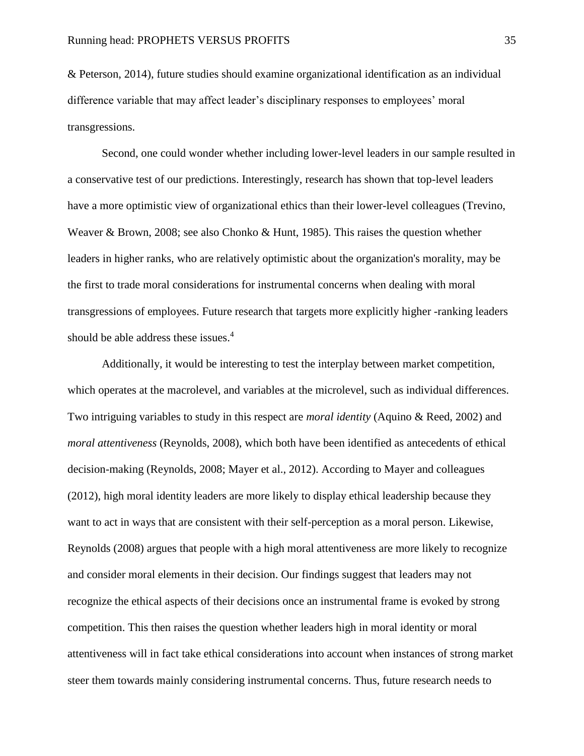& Peterson, 2014), future studies should examine organizational identification as an individual difference variable that may affect leader's disciplinary responses to employees' moral transgressions.

Second, one could wonder whether including lower-level leaders in our sample resulted in a conservative test of our predictions. Interestingly, research has shown that top-level leaders have a more optimistic view of organizational ethics than their lower-level colleagues (Trevino, Weaver & Brown, 2008; see also Chonko & Hunt, 1985). This raises the question whether leaders in higher ranks, who are relatively optimistic about the organization's morality, may be the first to trade moral considerations for instrumental concerns when dealing with moral transgressions of employees. Future research that targets more explicitly higher -ranking leaders should be able address these issues.[4]

Additionally, it would be interesting to test the interplay between market competition, which operates at the macrolevel, and variables at the microlevel, such as individual differences. Two intriguing variables to study in this respect are *moral identity* (Aquino & Reed, 2002) and *moral attentiveness* (Reynolds, 2008), which both have been identified as antecedents of ethical decision-making (Reynolds, 2008; Mayer et al., 2012). According to Mayer and colleagues (2012), high moral identity leaders are more likely to display ethical leadership because they want to act in ways that are consistent with their self-perception as a moral person. Likewise, Reynolds (2008) argues that people with a high moral attentiveness are more likely to recognize and consider moral elements in their decision. Our findings suggest that leaders may not recognize the ethical aspects of their decisions once an instrumental frame is evoked by strong competition. This then raises the question whether leaders high in moral identity or moral attentiveness will in fact take ethical considerations into account when instances of strong market steer them towards mainly considering instrumental concerns. Thus, future research needs to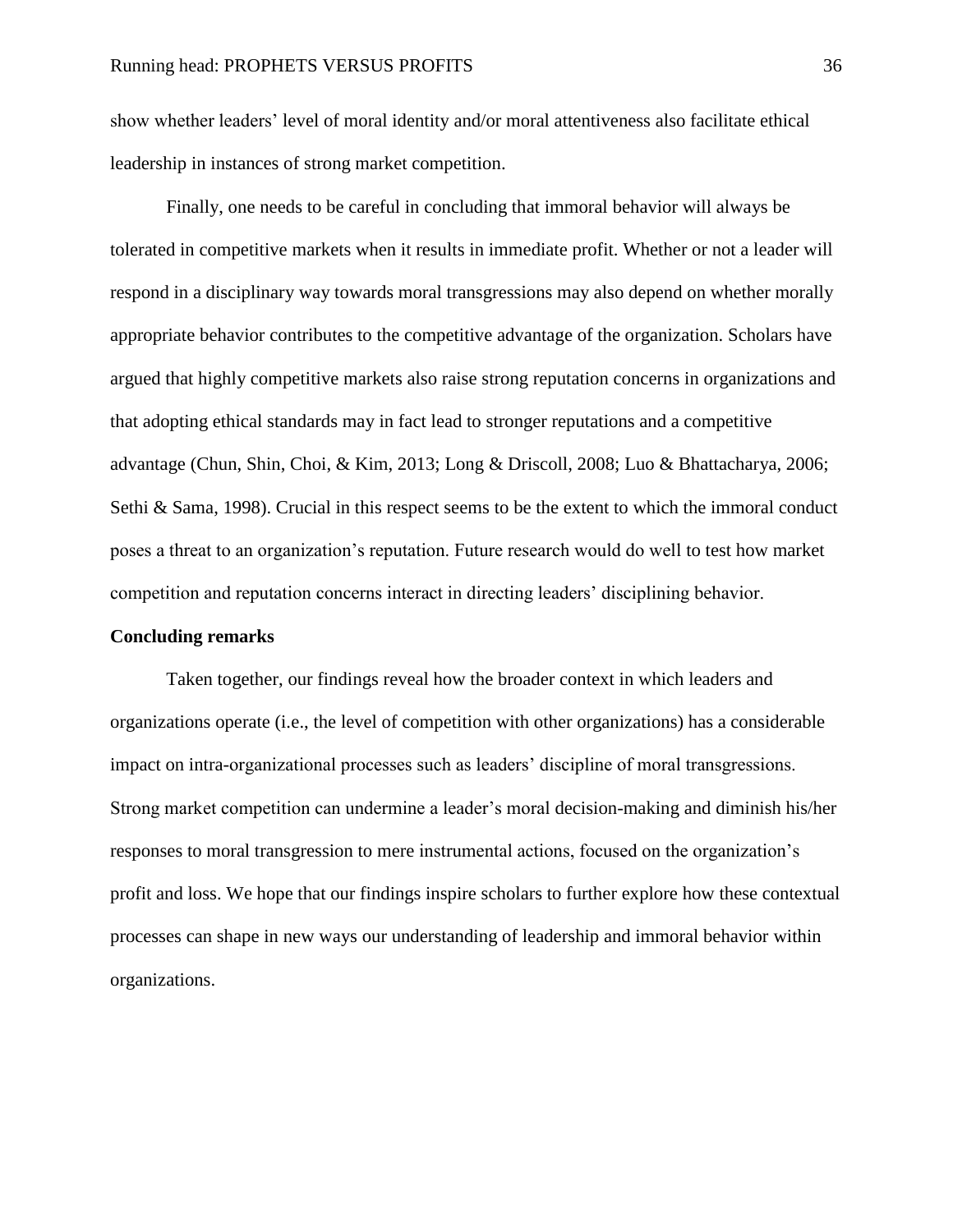show whether leaders' level of moral identity and/or moral attentiveness also facilitate ethical leadership in instances of strong market competition.

Finally, one needs to be careful in concluding that immoral behavior will always be tolerated in competitive markets when it results in immediate profit. Whether or not a leader will respond in a disciplinary way towards moral transgressions may also depend on whether morally appropriate behavior contributes to the competitive advantage of the organization. Scholars have argued that highly competitive markets also raise strong reputation concerns in organizations and that adopting ethical standards may in fact lead to stronger reputations and a competitive advantage (Chun, Shin, Choi, & Kim, 2013; Long & Driscoll, 2008; Luo & Bhattacharya, 2006; Sethi & Sama, 1998). Crucial in this respect seems to be the extent to which the immoral conduct poses a threat to an organization's reputation. Future research would do well to test how market competition and reputation concerns interact in directing leaders' disciplining behavior.

**Concluding remarks**

Taken together, our findings reveal how the broader context in which leaders and organizations operate (i.e., the level of competition with other organizations) has a considerable impact on intra-organizational processes such as leaders' discipline of moral transgressions. Strong market competition can undermine a leader's moral decision-making and diminish his/her responses to moral transgression to mere instrumental actions, focused on the organization's profit and loss. We hope that our findings inspire scholars to further explore how these contextual processes can shape in new ways our understanding of leadership and immoral behavior within organizations.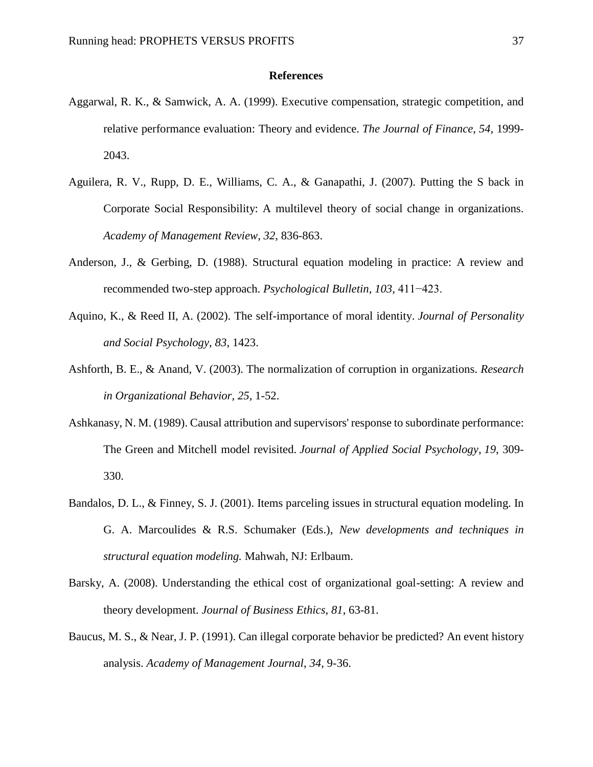## References

Aggarwal, R. K., & Samwick, A. A. (1999). Executive compensation, strategic competition, and relative performance evaluation: Theory and evidence. *The Journal of Finance*, *54*, 1999-2043.

Aguilera, R. V., Rupp, D. E., Williams, C. A., & Ganapathi, J. (2007). Putting the S back in Corporate Social Responsibility: A multilevel theory of social change in organizations. *Academy of Management Review, 32,* 836-863.

Anderson, J., & Gerbing, D. (1988). Structural equation modeling in practice: A review and recommended two-step approach. *Psychological Bulletin, 103,* 411−423.

Aquino, K., & Reed II, A. (2002). The self-importance of moral identity. *Journal of Personality and Social Psychology*, *83*, 1423.

Ashforth, B. E., & Anand, V. (2003). The normalization of corruption in organizations. *Research in Organizational Behavior*, *25*, 1-52.

Ashkanasy, N. M. (1989). Causal attribution and supervisors' response to subordinate performance: The Green and Mitchell model revisited. *Journal of Applied Social Psychology*, *19*, 309-330.

Bandalos, D. L., & Finney, S. J. (2001). Items parceling issues in structural equation modeling. In G. A. Marcoulides & R.S. Schumaker (Eds.), *New developments and techniques in structural equation modeling.* Mahwah, NJ: Erlbaum.

Barsky, A. (2008). Understanding the ethical cost of organizational goal-setting: A review and theory development. *Journal of Business Ethics*, *81*, 63-81.

Baucus, M. S., & Near, J. P. (1991). Can illegal corporate behavior be predicted? An event history analysis. *Academy of Management Journal*, *34*, 9-36.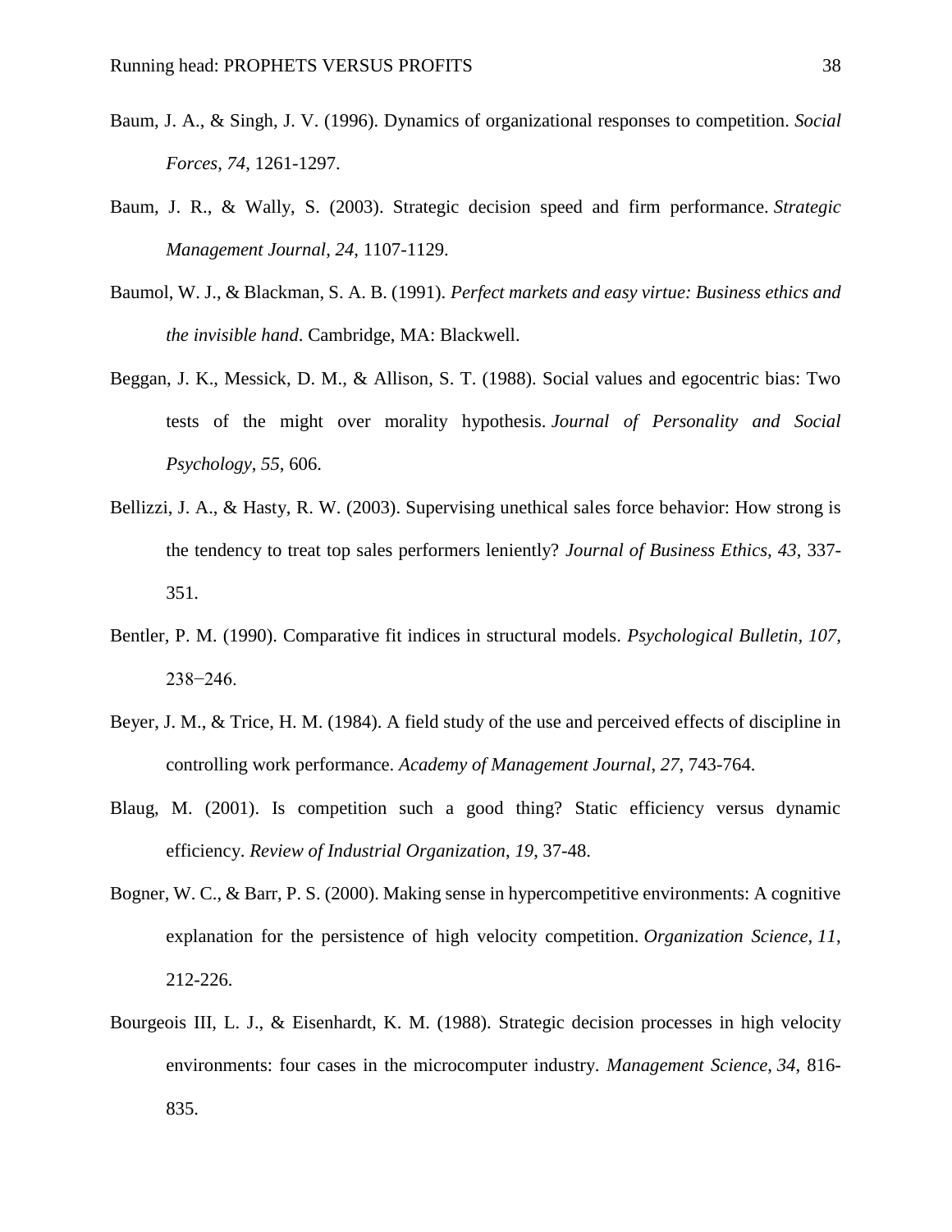Baum, J. A., & Singh, J. V. (1996). Dynamics of organizational responses to competition. *Social Forces*, *74*, 1261-1297.

Baum, J. R., & Wally, S. (2003). Strategic decision speed and firm performance. *Strategic Management Journal*, *24*, 1107-1129.

Baumol, W. J., & Blackman, S. A. B. (1991). *Perfect markets and easy virtue: Business ethics and the invisible hand*. Cambridge, MA: Blackwell.

Beggan, J. K., Messick, D. M., & Allison, S. T. (1988). Social values and egocentric bias: Two tests of the might over morality hypothesis. *Journal of Personality and Social Psychology*, *55*, 606.

Bellizzi, J. A., & Hasty, R. W. (2003). Supervising unethical sales force behavior: How strong is the tendency to treat top sales performers leniently? *Journal of Business Ethics, 43*, 337-351.

Bentler, P. M. (1990). Comparative fit indices in structural models. *Psychological Bulletin, 107,* 238−246.

Beyer, J. M., & Trice, H. M. (1984). A field study of the use and perceived effects of discipline in controlling work performance. *Academy of Management Journal*, *27*, 743-764.

Blaug, M. (2001). Is competition such a good thing? Static efficiency versus dynamic efficiency. *Review of Industrial Organization*, *19*, 37-48.

Bogner, W. C., & Barr, P. S. (2000). Making sense in hypercompetitive environments: A cognitive explanation for the persistence of high velocity competition. *Organization Science*, *11*, 212-226.

Bourgeois III, L. J., & Eisenhardt, K. M. (1988). Strategic decision processes in high velocity environments: four cases in the microcomputer industry. *Management Science*, *34*, 816-835.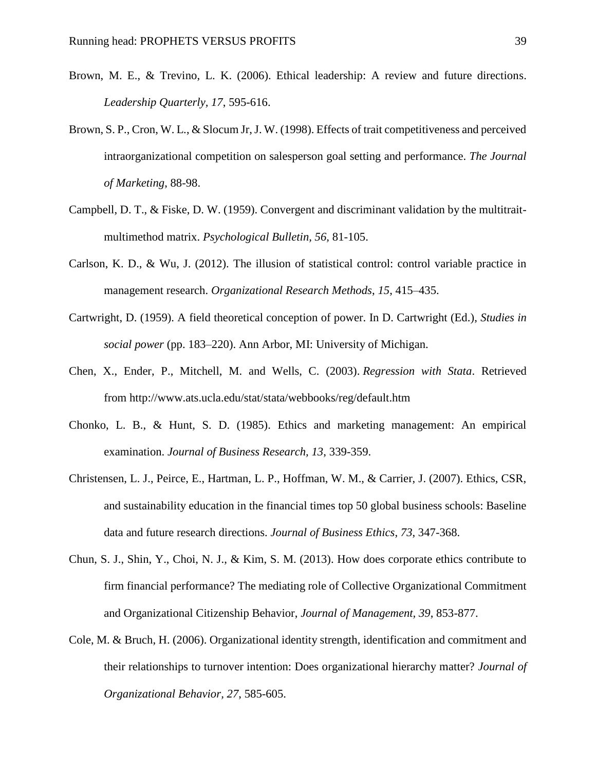Brown, M. E., & Trevino, L. K. (2006). Ethical leadership: A review and future directions. *Leadership Quarterly, 17*, 595-616.

Brown, S. P., Cron, W. L., & Slocum Jr, J. W. (1998). Effects of trait competitiveness and perceived intraorganizational competition on salesperson goal setting and performance. *The Journal of Marketing*, 88-98.

Campbell, D. T., & Fiske, D. W. (1959). Convergent and discriminant validation by the multitrait-multimethod matrix. *Psychological Bulletin, 56,* 81-105.

Carlson, K. D., & Wu, J. (2012). The illusion of statistical control: control variable practice in management research. *Organizational Research Methods*, *15*, 415–435.

Cartwright, D. (1959). A field theoretical conception of power. In D. Cartwright (Ed.), *Studies in social power* (pp. 183–220). Ann Arbor, MI: University of Michigan.

Chen, X., Ender, P., Mitchell, M. and Wells, C. (2003). *Regression with Stata*. Retrieved from http://www.ats.ucla.edu/stat/stata/webbooks/reg/default.htm

Chonko, L. B., & Hunt, S. D. (1985). Ethics and marketing management: An empirical examination. *Journal of Business Research, 13*, 339-359.

Christensen, L. J., Peirce, E., Hartman, L. P., Hoffman, W. M., & Carrier, J. (2007). Ethics, CSR, and sustainability education in the financial times top 50 global business schools: Baseline data and future research directions. *Journal of Business Ethics*, *73*, 347-368.

Chun, S. J., Shin, Y., Choi, N. J., & Kim, S. M. (2013). How does corporate ethics contribute to firm financial performance? The mediating role of Collective Organizational Commitment and Organizational Citizenship Behavior, *Journal of Management, 39*, 853-877.

Cole, M. & Bruch, H. (2006). Organizational identity strength, identification and commitment and their relationships to turnover intention: Does organizational hierarchy matter? *Journal of Organizational Behavior, 27*, 585-605.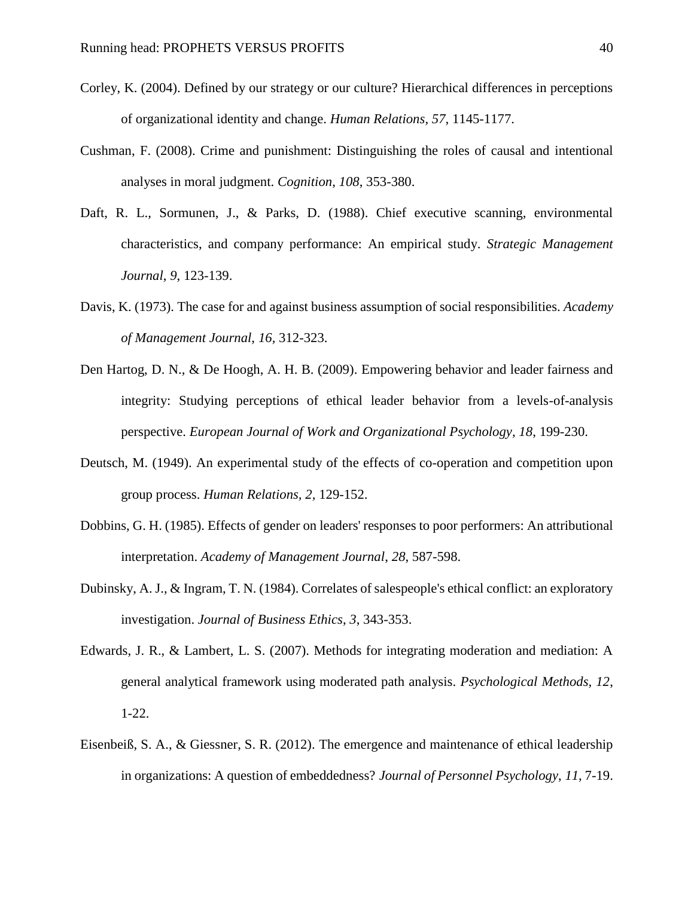Corley, K. (2004). Defined by our strategy or our culture? Hierarchical differences in perceptions of organizational identity and change. *Human Relations, 57*, 1145-1177.

Cushman, F. (2008). Crime and punishment: Distinguishing the roles of causal and intentional analyses in moral judgment. *Cognition*, *108*, 353-380.

Daft, R. L., Sormunen, J., & Parks, D. (1988). Chief executive scanning, environmental characteristics, and company performance: An empirical study. *Strategic Management Journal*, *9*, 123-139.

Davis, K. (1973). The case for and against business assumption of social responsibilities. *Academy of Management Journal, 16,* 312-323.

Den Hartog, D. N., & De Hoogh, A. H. B. (2009). Empowering behavior and leader fairness and integrity: Studying perceptions of ethical leader behavior from a levels-of-analysis perspective. *European Journal of Work and Organizational Psychology*, *18*, 199-230.

Deutsch, M. (1949). An experimental study of the effects of co-operation and competition upon group process. *Human Relations, 2,* 129-152.

Dobbins, G. H. (1985). Effects of gender on leaders' responses to poor performers: An attributional interpretation. *Academy of Management Journal, 28,* 587-598.

Dubinsky, A. J., & Ingram, T. N. (1984). Correlates of salespeople's ethical conflict: an exploratory investigation. *Journal of Business Ethics*, *3*, 343-353.

Edwards, J. R., & Lambert, L. S. (2007). Methods for integrating moderation and mediation: A general analytical framework using moderated path analysis. *Psychological Methods, 12*, 1-22.

Eisenbeiß, S. A., & Giessner, S. R. (2012). The emergence and maintenance of ethical leadership in organizations: A question of embeddedness? *Journal of Personnel Psychology*, *11*, 7-19.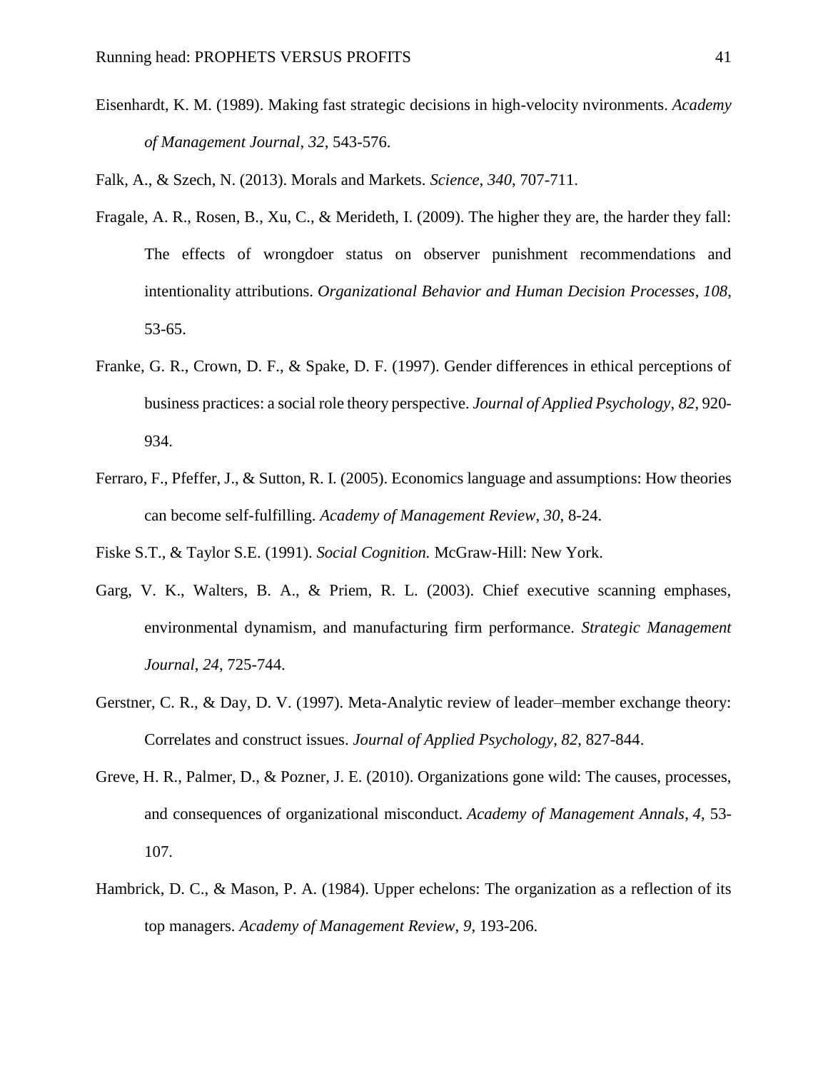Eisenhardt, K. M. (1989). Making fast strategic decisions in high-velocity nvironments. *Academy of Management Journal*, *32*, 543-576.

Falk, A., & Szech, N. (2013). Morals and Markets. *Science*, *340*, 707-711.

Fragale, A. R., Rosen, B., Xu, C., & Merideth, I. (2009). The higher they are, the harder they fall: The effects of wrongdoer status on observer punishment recommendations and intentionality attributions. *Organizational Behavior and Human Decision Processes*, *108*, 53-65.

Franke, G. R., Crown, D. F., & Spake, D. F. (1997). Gender differences in ethical perceptions of business practices: a social role theory perspective. *Journal of Applied Psychology*, *82*, 920-934.

Ferraro, F., Pfeffer, J., & Sutton, R. I. (2005). Economics language and assumptions: How theories can become self-fulfilling. *Academy of Management Review*, *30*, 8-24.

Fiske S.T., & Taylor S.E. (1991). *Social Cognition.* McGraw-Hill: New York.

Garg, V. K., Walters, B. A., & Priem, R. L. (2003). Chief executive scanning emphases, environmental dynamism, and manufacturing firm performance. *Strategic Management Journal, 24*, 725-744.

Gerstner, C. R., & Day, D. V. (1997). Meta-Analytic review of leader–member exchange theory: Correlates and construct issues. *Journal of Applied Psychology*, *82*, 827-844.

Greve, H. R., Palmer, D., & Pozner, J. E. (2010). Organizations gone wild: The causes, processes, and consequences of organizational misconduct. *Academy of Management Annals*, *4*, 53-107.

Hambrick, D. C., & Mason, P. A. (1984). Upper echelons: The organization as a reflection of its top managers. *Academy of Management Review*, *9*, 193-206.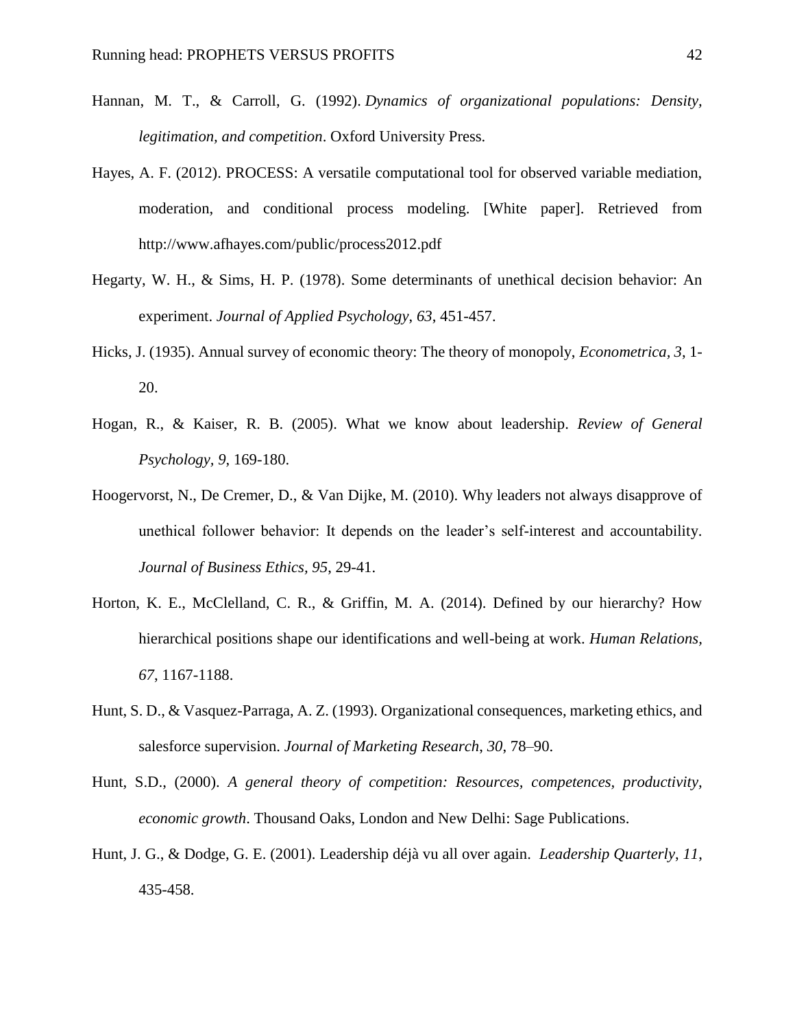Hannan, M. T., & Carroll, G. (1992). *Dynamics of organizational populations: Density, legitimation, and competition*. Oxford University Press.

Hayes, A. F. (2012). PROCESS: A versatile computational tool for observed variable mediation, moderation, and conditional process modeling. [White paper]. Retrieved from http://www.afhayes.com/public/process2012.pdf

Hegarty, W. H., & Sims, H. P. (1978). Some determinants of unethical decision behavior: An experiment. *Journal of Applied Psychology*, *63*, 451-457.

Hicks, J. (1935). Annual survey of economic theory: The theory of monopoly, *Econometrica*, *3*, 1-20.

Hogan, R., & Kaiser, R. B. (2005). What we know about leadership. *Review of General Psychology*, *9*, 169-180.

Hoogervorst, N., De Cremer, D., & Van Dijke, M. (2010). Why leaders not always disapprove of unethical follower behavior: It depends on the leader's self-interest and accountability. *Journal of Business Ethics*, *95*, 29-41.

Horton, K. E., McClelland, C. R., & Griffin, M. A. (2014). Defined by our hierarchy? How hierarchical positions shape our identifications and well-being at work. *Human Relations*, *67*, 1167-1188.

Hunt, S. D., & Vasquez-Parraga, A. Z. (1993). Organizational consequences, marketing ethics, and salesforce supervision. *Journal of Marketing Research*, *30*, 78–90.

Hunt, S.D., (2000). *A general theory of competition: Resources, competences, productivity, economic growth*. Thousand Oaks, London and New Delhi: Sage Publications.

Hunt, J. G., & Dodge, G. E. (2001). Leadership déjà vu all over again. *Leadership Quarterly*, *11*, 435-458.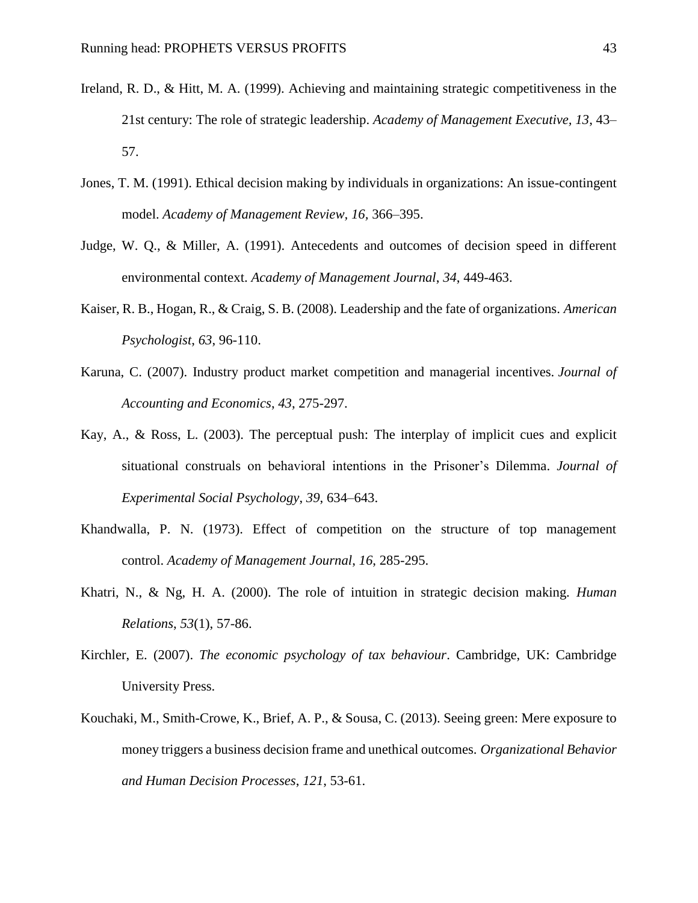Ireland, R. D., & Hitt, M. A. (1999). Achieving and maintaining strategic competitiveness in the 21st century: The role of strategic leadership. *Academy of Management Executive, 13*, 43–57.

Jones, T. M. (1991). Ethical decision making by individuals in organizations: An issue-contingent model. *Academy of Management Review*, *16*, 366–395.

Judge, W. Q., & Miller, A. (1991). Antecedents and outcomes of decision speed in different environmental context. *Academy of Management Journal*, *34*, 449-463.

Kaiser, R. B., Hogan, R., & Craig, S. B. (2008). Leadership and the fate of organizations. *American Psychologist*, *63*, 96-110.

Karuna, C. (2007). Industry product market competition and managerial incentives. *Journal of Accounting and Economics*, *43*, 275-297.

Kay, A., & Ross, L. (2003). The perceptual push: The interplay of implicit cues and explicit situational construals on behavioral intentions in the Prisoner's Dilemma. *Journal of Experimental Social Psychology*, *39*, 634–643.

Khandwalla, P. N. (1973). Effect of competition on the structure of top management control. *Academy of Management Journal*, *16*, 285-295.

Khatri, N., & Ng, H. A. (2000). The role of intuition in strategic decision making. *Human Relations*, *53*(1), 57-86.

Kirchler, E. (2007). *The economic psychology of tax behaviour*. Cambridge, UK: Cambridge University Press.

Kouchaki, M., Smith-Crowe, K., Brief, A. P., & Sousa, C. (2013). Seeing green: Mere exposure to money triggers a business decision frame and unethical outcomes. *Organizational Behavior and Human Decision Processes*, *121*, 53-61.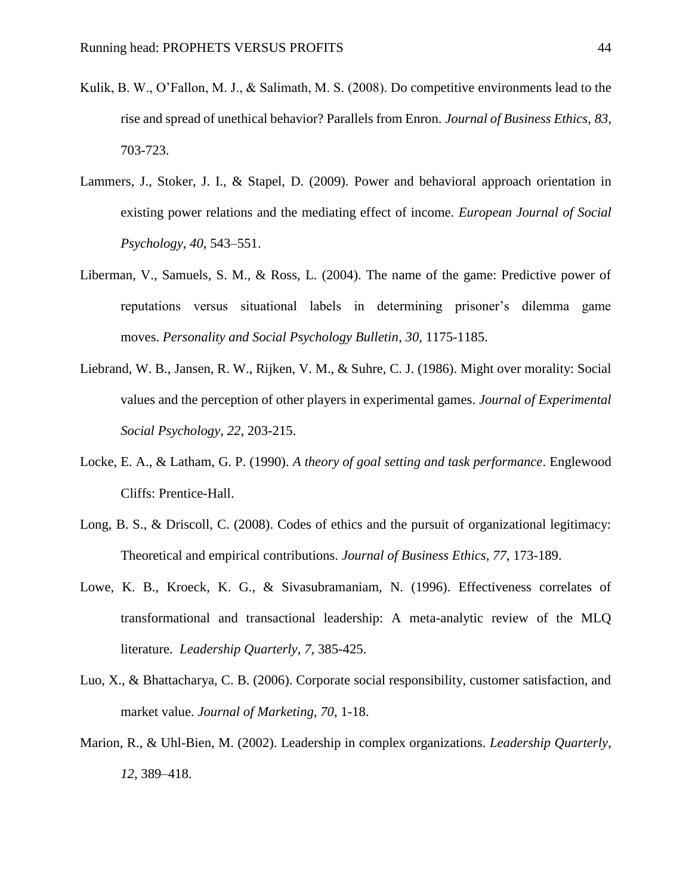Kulik, B. W., O'Fallon, M. J., & Salimath, M. S. (2008). Do competitive environments lead to the rise and spread of unethical behavior? Parallels from Enron. *Journal of Business Ethics*, *83*, 703-723.

Lammers, J., Stoker, J. I., & Stapel, D. (2009). Power and behavioral approach orientation in existing power relations and the mediating effect of income. *European Journal of Social Psychology*, *40*, 543–551.

Liberman, V., Samuels, S. M., & Ross, L. (2004). The name of the game: Predictive power of reputations versus situational labels in determining prisoner's dilemma game moves. *Personality and Social Psychology Bulletin*, *30*, 1175-1185.

Liebrand, W. B., Jansen, R. W., Rijken, V. M., & Suhre, C. J. (1986). Might over morality: Social values and the perception of other players in experimental games. *Journal of Experimental Social Psychology*, *22*, 203-215.

Locke, E. A., & Latham, G. P. (1990). *A theory of goal setting and task performance*. Englewood Cliffs: Prentice-Hall.

Long, B. S., & Driscoll, C. (2008). Codes of ethics and the pursuit of organizational legitimacy: Theoretical and empirical contributions. *Journal of Business Ethics, 77*, 173-189.

Lowe, K. B., Kroeck, K. G., & Sivasubramaniam, N. (1996). Effectiveness correlates of transformational and transactional leadership: A meta-analytic review of the MLQ literature. *Leadership Quarterly*, *7*, 385-425.

Luo, X., & Bhattacharya, C. B. (2006). Corporate social responsibility, customer satisfaction, and market value. *Journal of Marketing, 70*, 1-18.

Marion, R., & Uhl-Bien, M. (2002). Leadership in complex organizations. *Leadership Quarterly*, *12*, 389–418.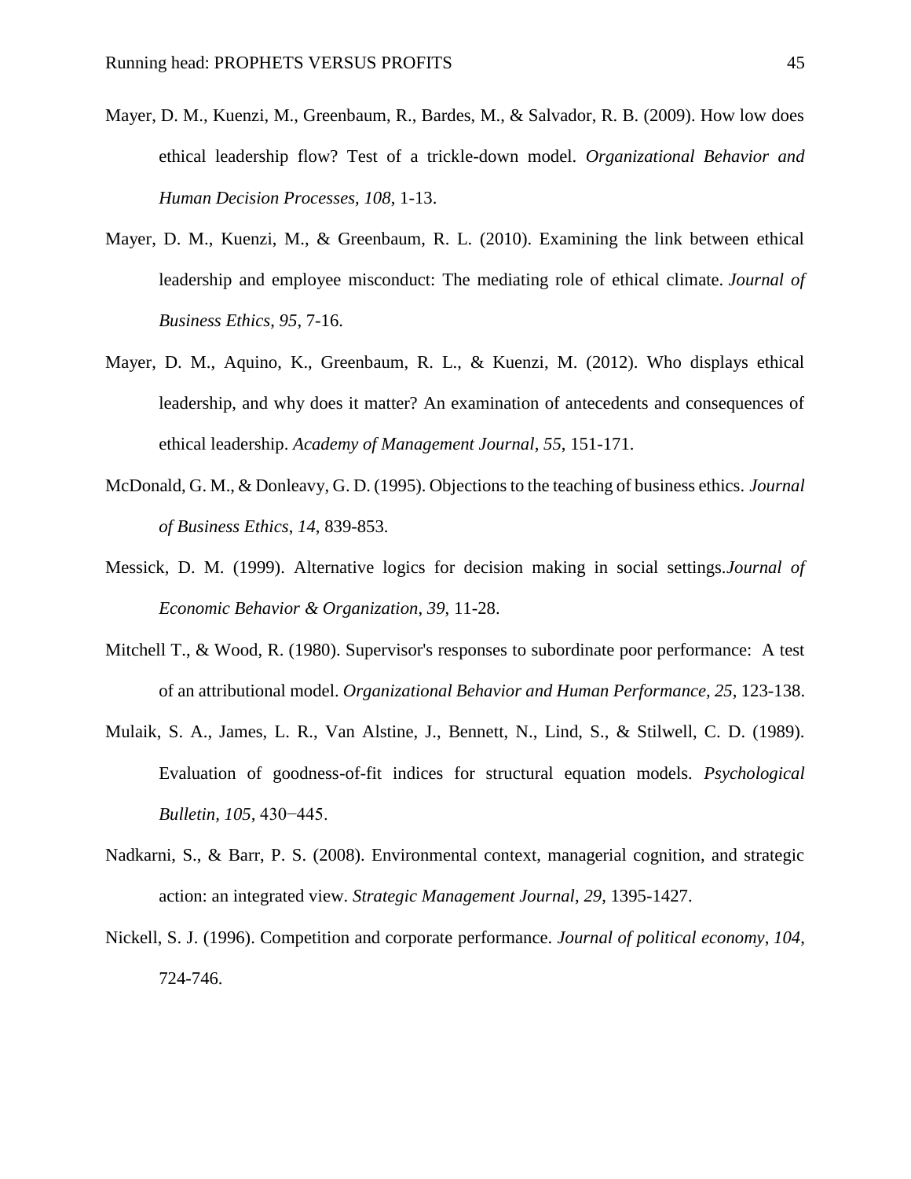Mayer, D. M., Kuenzi, M., Greenbaum, R., Bardes, M., & Salvador, R. B. (2009). How low does ethical leadership flow? Test of a trickle-down model. *Organizational Behavior and Human Decision Processes*, *108*, 1-13.

Mayer, D. M., Kuenzi, M., & Greenbaum, R. L. (2010). Examining the link between ethical leadership and employee misconduct: The mediating role of ethical climate. *Journal of Business Ethics*, *95*, 7-16.

Mayer, D. M., Aquino, K., Greenbaum, R. L., & Kuenzi, M. (2012). Who displays ethical leadership, and why does it matter? An examination of antecedents and consequences of ethical leadership. *Academy of Management Journal*, *55*, 151-171.

McDonald, G. M., & Donleavy, G. D. (1995). Objections to the teaching of business ethics. *Journal of Business Ethics*, *14*, 839-853.

Messick, D. M. (1999). Alternative logics for decision making in social settings.*Journal of Economic Behavior & Organization*, *39*, 11-28.

Mitchell T., & Wood, R. (1980). Supervisor's responses to subordinate poor performance: A test of an attributional model. *Organizational Behavior and Human Performance, 25*, 123-138.

Mulaik, S. A., James, L. R., Van Alstine, J., Bennett, N., Lind, S., & Stilwell, C. D. (1989). Evaluation of goodness-of-fit indices for structural equation models. *Psychological Bulletin, 105*, 430−445.

Nadkarni, S., & Barr, P. S. (2008). Environmental context, managerial cognition, and strategic action: an integrated view. *Strategic Management Journal*, *29*, 1395-1427.

Nickell, S. J. (1996). Competition and corporate performance. *Journal of political economy*, *104*, 724-746.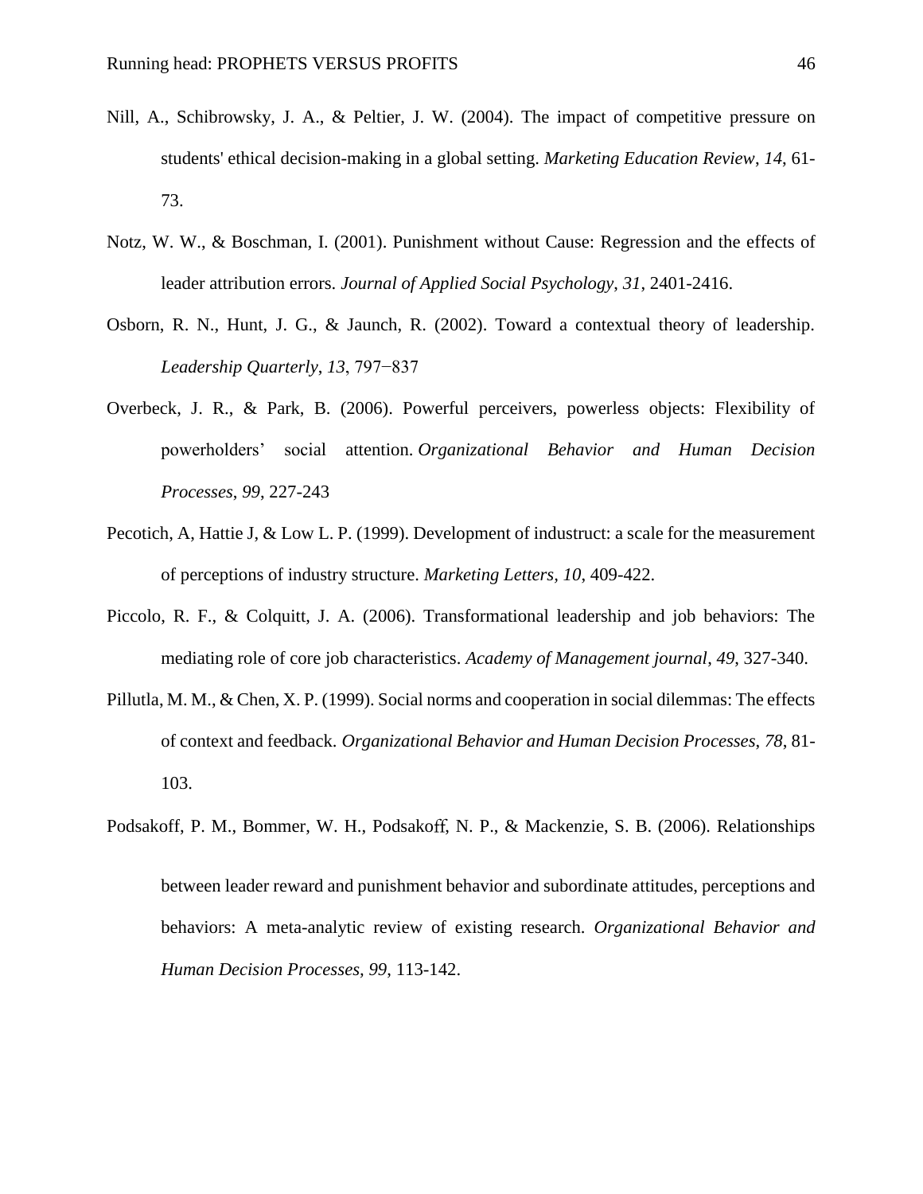Nill, A., Schibrowsky, J. A., & Peltier, J. W. (2004). The impact of competitive pressure on students' ethical decision-making in a global setting. *Marketing Education Review*, *14*, 61-73.

Notz, W. W., & Boschman, I. (2001). Punishment without Cause: Regression and the effects of leader attribution errors. *Journal of Applied Social Psychology*, *31*, 2401-2416.

Osborn, R. N., Hunt, J. G., & Jaunch, R. (2002). Toward a contextual theory of leadership. *Leadership Quarterly*, *13*, 797−837

Overbeck, J. R., & Park, B. (2006). Powerful perceivers, powerless objects: Flexibility of powerholders' social attention. *Organizational Behavior and Human Decision Processes*, *99*, 227-243

Pecotich, A, Hattie J, & Low L. P. (1999). Development of industruct: a scale for the measurement of perceptions of industry structure. *Marketing Letters*, *10*, 409-422.

Piccolo, R. F., & Colquitt, J. A. (2006). Transformational leadership and job behaviors: The mediating role of core job characteristics. *Academy of Management journal*, *49*, 327-340.

Pillutla, M. M., & Chen, X. P. (1999). Social norms and cooperation in social dilemmas: The effects of context and feedback. *Organizational Behavior and Human Decision Processes*, *78*, 81-103.

Podsakoff, P. M., Bommer, W. H., Podsakoff, N. P., & Mackenzie, S. B. (2006). Relationships between leader reward and punishment behavior and subordinate attitudes, perceptions and behaviors: A meta-analytic review of existing research. *Organizational Behavior and Human Decision Processes, 99*, 113-142.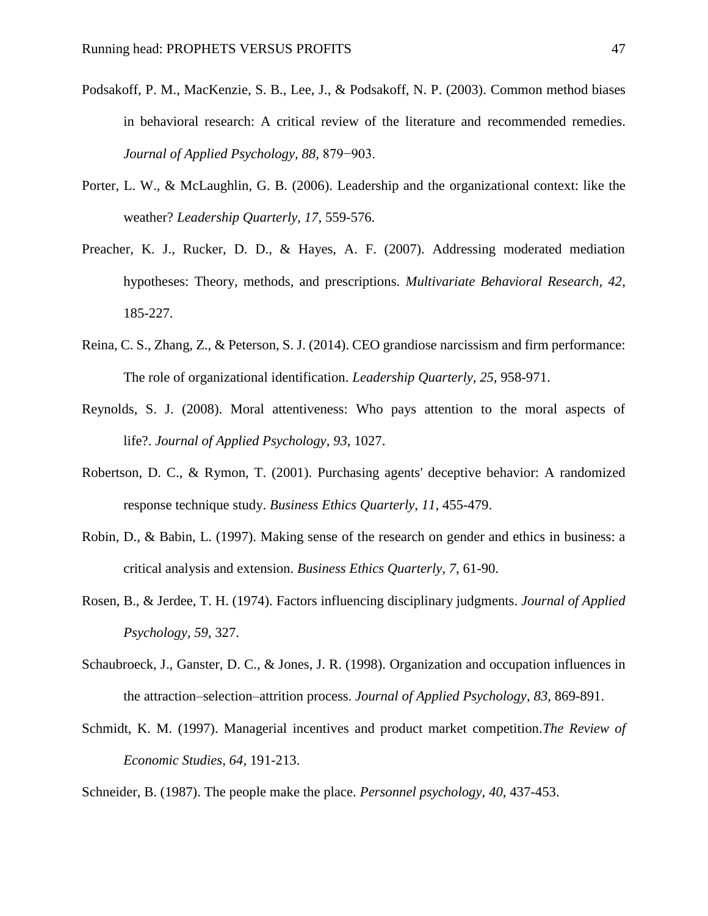Podsakoff, P. M., MacKenzie, S. B., Lee, J., & Podsakoff, N. P. (2003). Common method biases in behavioral research: A critical review of the literature and recommended remedies. *Journal of Applied Psychology, 88,* 879−903.

Porter, L. W., & McLaughlin, G. B. (2006). Leadership and the organizational context: like the weather? *Leadership Quarterly, 17,* 559-576.

Preacher, K. J., Rucker, D. D., & Hayes, A. F. (2007). Addressing moderated mediation hypotheses: Theory, methods, and prescriptions. *Multivariate Behavioral Research, 42,* 185-227.

Reina, C. S., Zhang, Z., & Peterson, S. J. (2014). CEO grandiose narcissism and firm performance: The role of organizational identification. *Leadership Quarterly*, *25*, 958-971.

Reynolds, S. J. (2008). Moral attentiveness: Who pays attention to the moral aspects of life?. *Journal of Applied Psychology*, *93*, 1027.

Robertson, D. C., & Rymon, T. (2001). Purchasing agents' deceptive behavior: A randomized response technique study. *Business Ethics Quarterly*, *11*, 455-479.

Robin, D., & Babin, L. (1997). Making sense of the research on gender and ethics in business: a critical analysis and extension. *Business Ethics Quarterly*, *7*, 61-90.

Rosen, B., & Jerdee, T. H. (1974). Factors influencing disciplinary judgments. *Journal of Applied Psychology*, *59*, 327.

Schaubroeck, J., Ganster, D. C., & Jones, J. R. (1998). Organization and occupation influences in the attraction–selection–attrition process. *Journal of Applied Psychology*, *83*, 869-891.

Schmidt, K. M. (1997). Managerial incentives and product market competition.*The Review of Economic Studies*, *64,* 191-213.

Schneider, B. (1987). The people make the place. *Personnel psychology*, *40*, 437-453.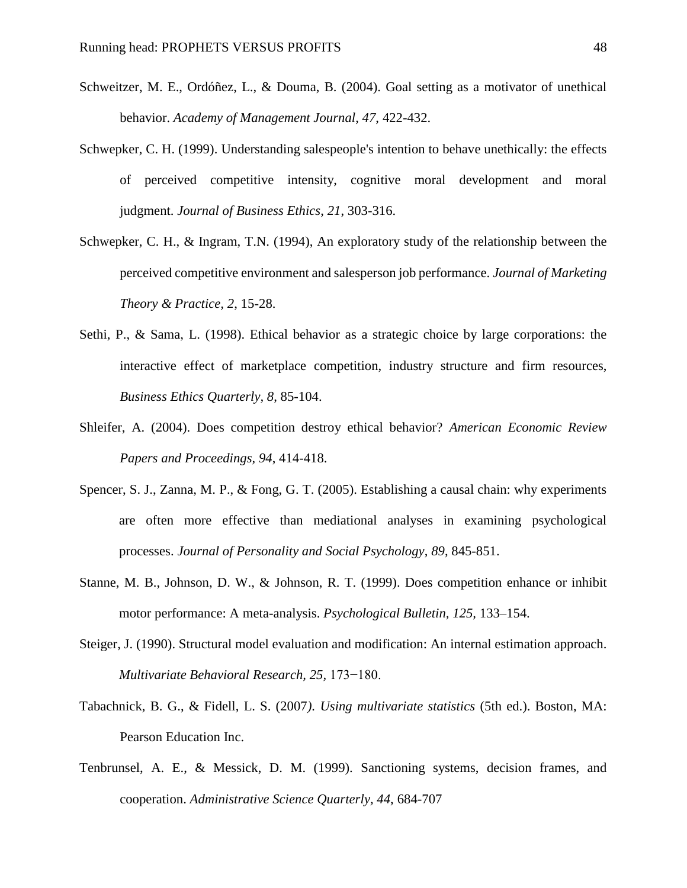Schweitzer, M. E., Ordóñez, L., & Douma, B. (2004). Goal setting as a motivator of unethical behavior. *Academy of Management Journal*, *47*, 422-432.

Schwepker, C. H. (1999). Understanding salespeople's intention to behave unethically: the effects of perceived competitive intensity, cognitive moral development and moral judgment. *Journal of Business Ethics*, *21*, 303-316.

Schwepker, C. H., & Ingram, T.N. (1994), An exploratory study of the relationship between the perceived competitive environment and salesperson job performance. *Journal of Marketing Theory & Practice, 2*, 15-28.

Sethi, P., & Sama, L. (1998). Ethical behavior as a strategic choice by large corporations: the interactive effect of marketplace competition, industry structure and firm resources, *Business Ethics Quarterly, 8*, 85-104.

Shleifer, A. (2004). Does competition destroy ethical behavior? *American Economic Review Papers and Proceedings, 94*, 414-418.

Spencer, S. J., Zanna, M. P., & Fong, G. T. (2005). Establishing a causal chain: why experiments are often more effective than mediational analyses in examining psychological processes. *Journal of Personality and Social Psychology*, *89*, 845-851.

Stanne, M. B., Johnson, D. W., & Johnson, R. T. (1999). Does competition enhance or inhibit motor performance: A meta-analysis. *Psychological Bulletin, 125,* 133–154.

Steiger, J. (1990). Structural model evaluation and modification: An internal estimation approach. *Multivariate Behavioral Research, 25,* 173−180.

Tabachnick, B. G., & Fidell, L. S. (2007*). Using multivariate statistics* (5th ed.). Boston, MA: Pearson Education Inc.

Tenbrunsel, A. E., & Messick, D. M. (1999). Sanctioning systems, decision frames, and cooperation. *Administrative Science Quarterly, 44*, 684-707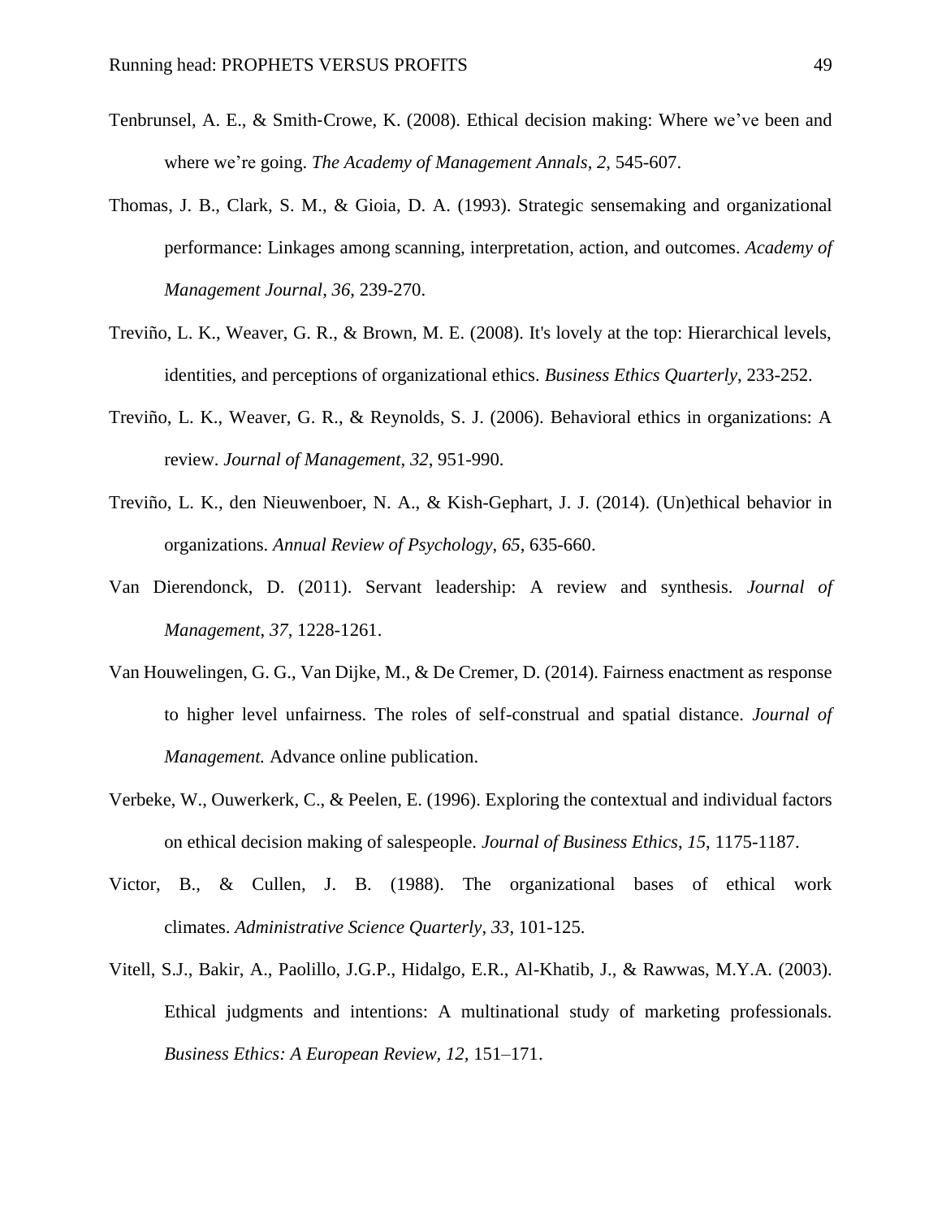Tenbrunsel, A. E., & Smith-Crowe, K. (2008). Ethical decision making: Where we've been and where we're going. *The Academy of Management Annals*, *2*, 545-607.

Thomas, J. B., Clark, S. M., & Gioia, D. A. (1993). Strategic sensemaking and organizational performance: Linkages among scanning, interpretation, action, and outcomes. *Academy of Management Journal*, *36*, 239-270.

Treviño, L. K., Weaver, G. R., & Brown, M. E. (2008). It's lovely at the top: Hierarchical levels, identities, and perceptions of organizational ethics. *Business Ethics Quarterly*, 233-252.

Treviño, L. K., Weaver, G. R., & Reynolds, S. J. (2006). Behavioral ethics in organizations: A review. *Journal of Management*, *32*, 951-990.

Treviño, L. K., den Nieuwenboer, N. A., & Kish-Gephart, J. J. (2014). (Un)ethical behavior in organizations. *Annual Review of Psychology*, *65*, 635-660.

Van Dierendonck, D. (2011). Servant leadership: A review and synthesis. *Journal of Management*, *37*, 1228-1261.

Van Houwelingen, G. G., Van Dijke, M., & De Cremer, D. (2014). Fairness enactment as response to higher level unfairness. The roles of self-construal and spatial distance. *Journal of Management.* Advance online publication.

Verbeke, W., Ouwerkerk, C., & Peelen, E. (1996). Exploring the contextual and individual factors on ethical decision making of salespeople. *Journal of Business Ethics*, *15*, 1175-1187.

Victor, B., & Cullen, J. B. (1988). The organizational bases of ethical work climates. *Administrative Science Quarterly*, *33*, 101-125.

Vitell, S.J., Bakir, A., Paolillo, J.G.P., Hidalgo, E.R., Al-Khatib, J., & Rawwas, M.Y.A. (2003). Ethical judgments and intentions: A multinational study of marketing professionals. *Business Ethics: A European Review, 12,* 151–171.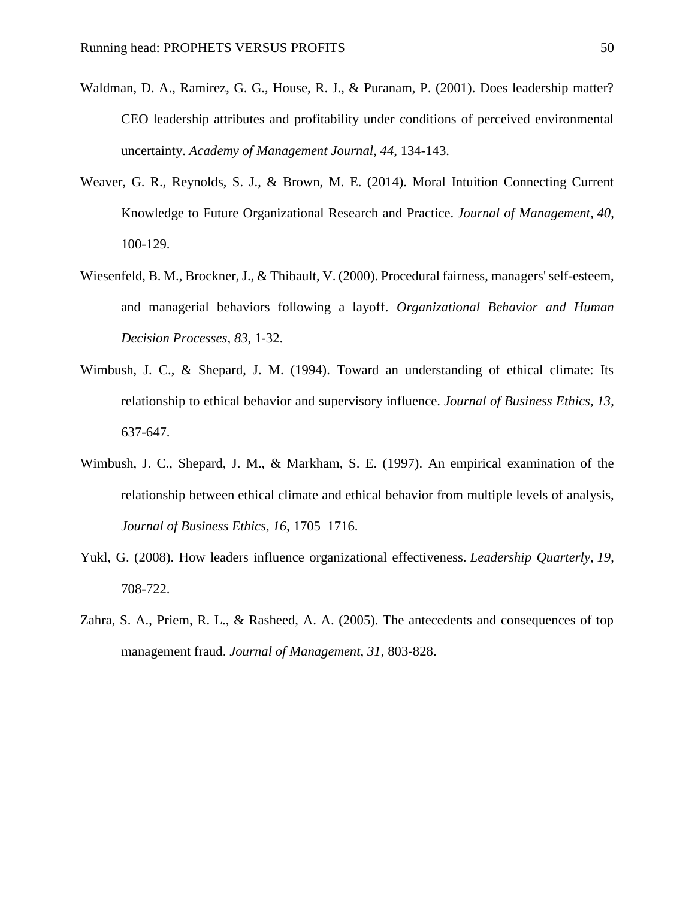Waldman, D. A., Ramirez, G. G., House, R. J., & Puranam, P. (2001). Does leadership matter? CEO leadership attributes and profitability under conditions of perceived environmental uncertainty. *Academy of Management Journal*, *44*, 134-143.

Weaver, G. R., Reynolds, S. J., & Brown, M. E. (2014). Moral Intuition Connecting Current Knowledge to Future Organizational Research and Practice. *Journal of Management*, *40*, 100-129.

Wiesenfeld, B. M., Brockner, J., & Thibault, V. (2000). Procedural fairness, managers' self-esteem, and managerial behaviors following a layoff. *Organizational Behavior and Human Decision Processes*, *83*, 1-32.

Wimbush, J. C., & Shepard, J. M. (1994). Toward an understanding of ethical climate: Its relationship to ethical behavior and supervisory influence. *Journal of Business Ethics*, *13*, 637-647.

Wimbush, J. C., Shepard, J. M., & Markham, S. E. (1997). An empirical examination of the relationship between ethical climate and ethical behavior from multiple levels of analysis, *Journal of Business Ethics*, *16,* 1705–1716.

Yukl, G. (2008). How leaders influence organizational effectiveness. *Leadership Quarterly*, *19*, 708-722.

Zahra, S. A., Priem, R. L., & Rasheed, A. A. (2005). The antecedents and consequences of top management fraud. *Journal of Management*, *31*, 803-828.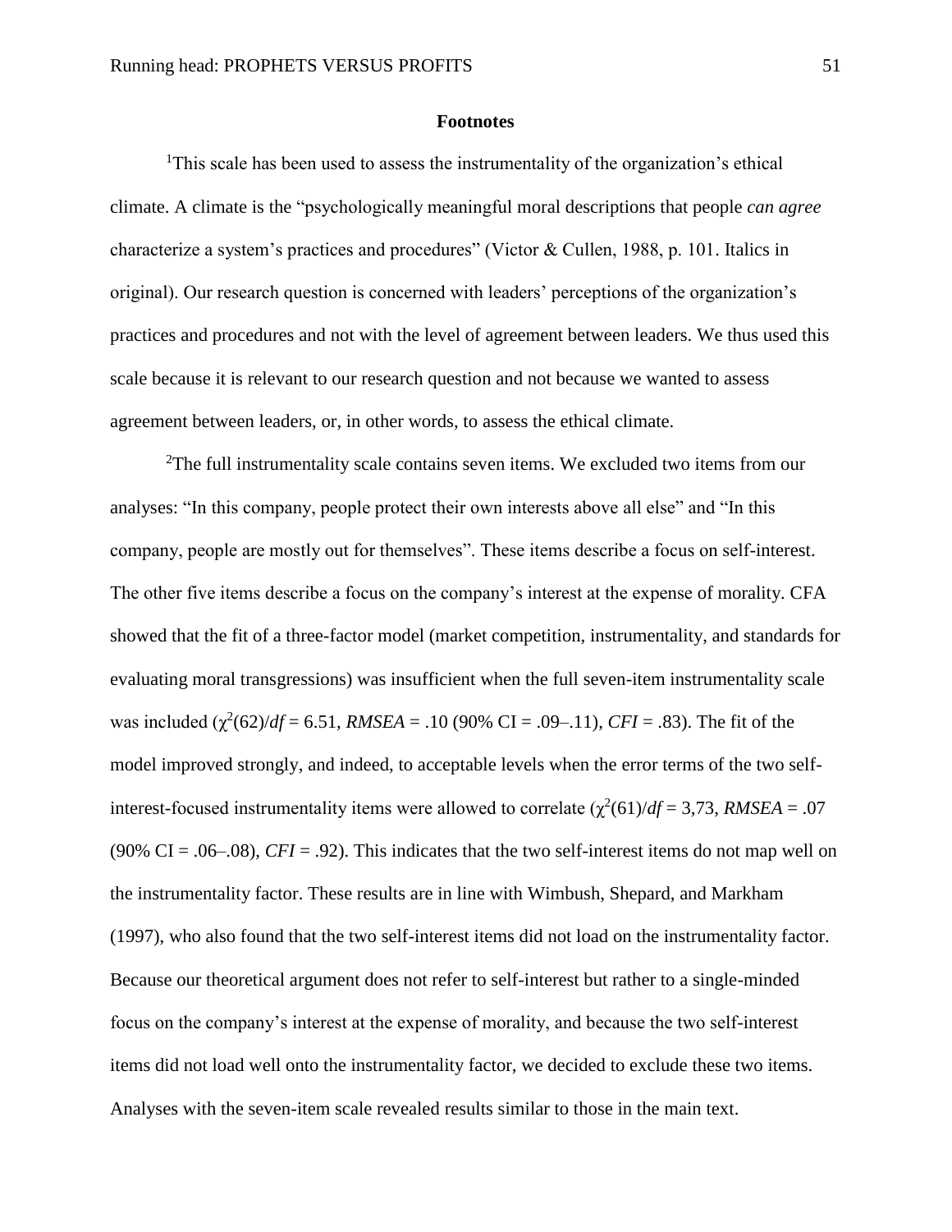## Footnotes

[1]This scale has been used to assess the instrumentality of the organization's ethical climate. A climate is the "psychologically meaningful moral descriptions that people *can agree* characterize a system's practices and procedures" (Victor & Cullen, 1988, p. 101. Italics in original). Our research question is concerned with leaders' perceptions of the organization's practices and procedures and not with the level of agreement between leaders. We thus used this scale because it is relevant to our research question and not because we wanted to assess agreement between leaders, or, in other words, to assess the ethical climate.

[2]The full instrumentality scale contains seven items. We excluded two items from our analyses: "In this company, people protect their own interests above all else" and "In this company, people are mostly out for themselves". These items describe a focus on self-interest. The other five items describe a focus on the company's interest at the expense of morality. CFA showed that the fit of a three-factor model (market competition, instrumentality, and standards for evaluating moral transgressions) was insufficient when the full seven-item instrumentality scale was included ($\chi^2(62)/df = 6.51$, $RMSEA = .10$ (90% CI = .09–.11), $CFI = .83$). The fit of the model improved strongly, and indeed, to acceptable levels when the error terms of the two self-interest-focused instrumentality items were allowed to correlate ($\chi^2(61)/df = 3,73$, $RMSEA = .07$ (90% CI = .06–.08), $CFI = .92$). This indicates that the two self-interest items do not map well on the instrumentality factor. These results are in line with Wimbush, Shepard, and Markham (1997), who also found that the two self-interest items did not load on the instrumentality factor. Because our theoretical argument does not refer to self-interest but rather to a single-minded focus on the company's interest at the expense of morality, and because the two self-interest items did not load well onto the instrumentality factor, we decided to exclude these two items. Analyses with the seven-item scale revealed results similar to those in the main text.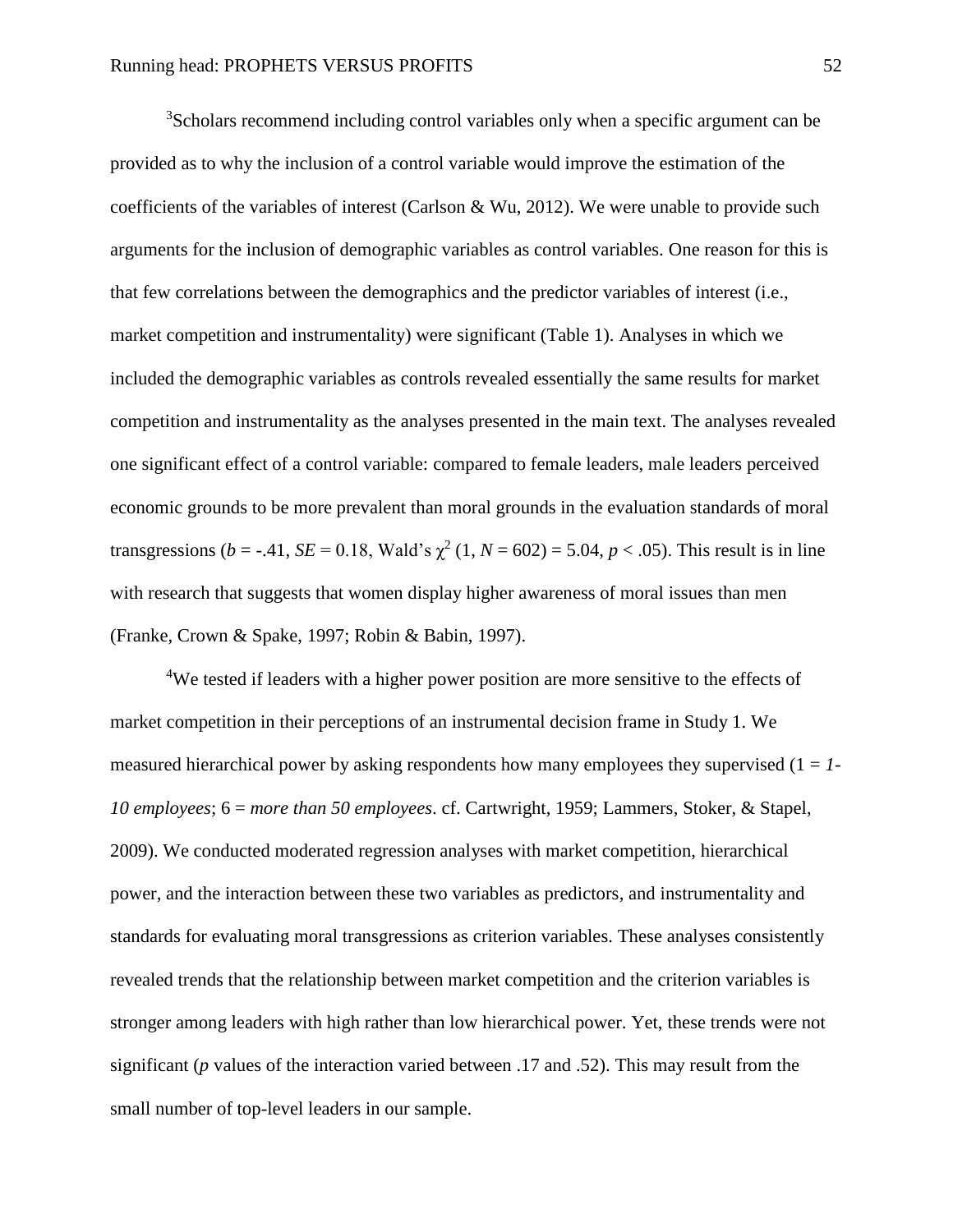[3]Scholars recommend including control variables only when a specific argument can be provided as to why the inclusion of a control variable would improve the estimation of the coefficients of the variables of interest (Carlson & Wu, 2012). We were unable to provide such arguments for the inclusion of demographic variables as control variables. One reason for this is that few correlations between the demographics and the predictor variables of interest (i.e., market competition and instrumentality) were significant (Table 1). Analyses in which we included the demographic variables as controls revealed essentially the same results for market competition and instrumentality as the analyses presented in the main text. The analyses revealed one significant effect of a control variable: compared to female leaders, male leaders perceived economic grounds to be more prevalent than moral grounds in the evaluation standards of moral transgressions ($b = -.41$, $SE = 0.18$, Wald's $\chi^2$ $(1, N = 602) = 5.04$, $p < .05$). This result is in line with research that suggests that women display higher awareness of moral issues than men (Franke, Crown & Spake, 1997; Robin & Babin, 1997).

[4]We tested if leaders with a higher power position are more sensitive to the effects of market competition in their perceptions of an instrumental decision frame in Study 1. We measured hierarchical power by asking respondents how many employees they supervised (1 = *1-10 employees*; 6 = *more than 50 employees*. cf. Cartwright, 1959; Lammers, Stoker, & Stapel, 2009). We conducted moderated regression analyses with market competition, hierarchical power, and the interaction between these two variables as predictors, and instrumentality and standards for evaluating moral transgressions as criterion variables. These analyses consistently revealed trends that the relationship between market competition and the criterion variables is stronger among leaders with high rather than low hierarchical power. Yet, these trends were not significant ($p$ values of the interaction varied between .17 and .52). This may result from the small number of top-level leaders in our sample.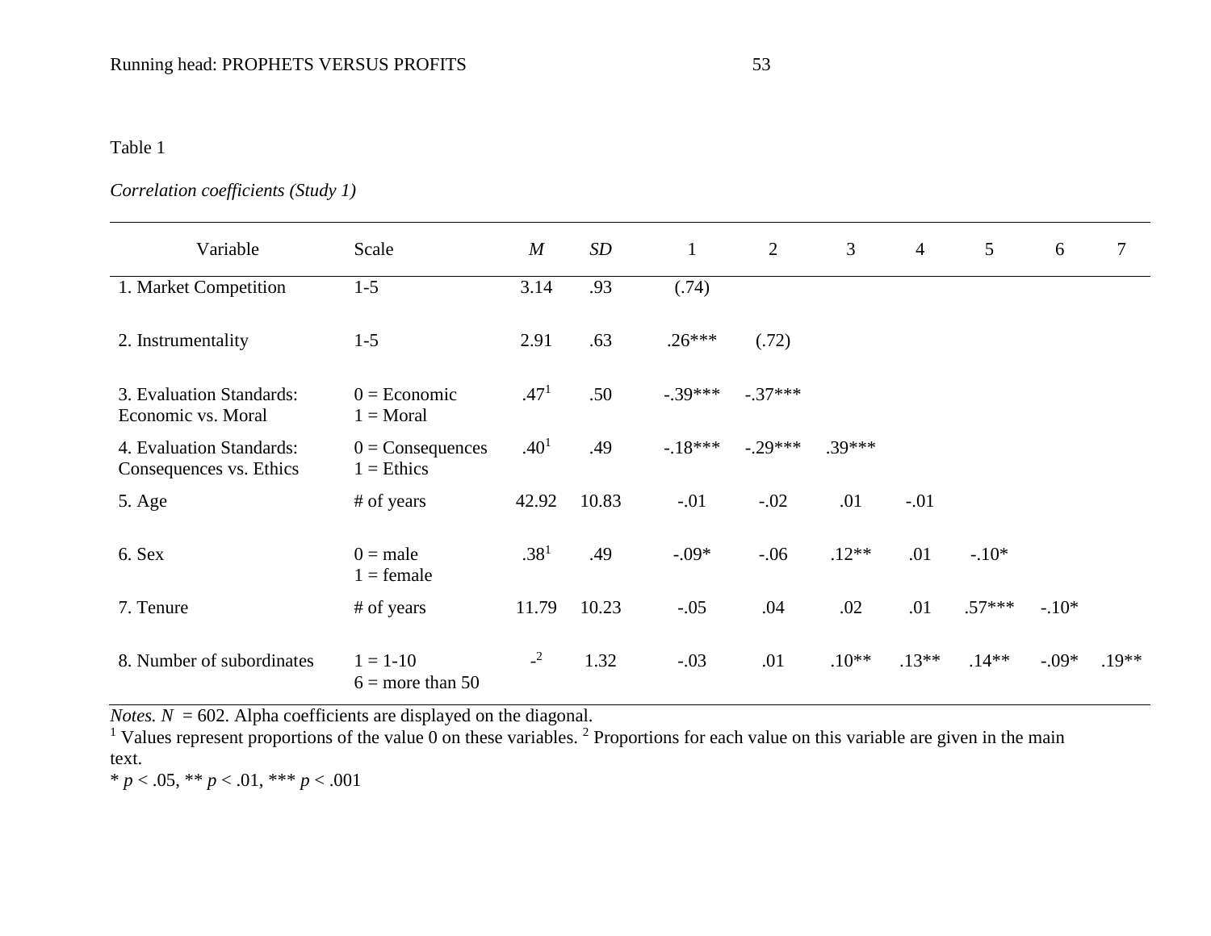Table 1

*Correlation coefficients (Study 1)*

| Variable | Scale | *M* | *SD* | 1 | 2 | 3 | 4 | 5 | 6 | 7 |
|---|---|---|---|---|---|---|---|---|---|---|
| 1. Market Competition | 1-5 | 3.14 | .93 | (.74) | | | | | | |
| 2. Instrumentality | 1-5 | 2.91 | .63 | .26*** | (.72) | | | | | |
| 3. Evaluation Standards: Economic vs. Moral | 0 = Economic 1 = Moral | .47[1] | .50 | -.39*** | -.37*** | | | | | |
| 4. Evaluation Standards: Consequences vs. Ethics | 0 = Consequences 1 = Ethics | .40[1] | .49 | -.18*** | -.29*** | .39*** | | | | |
| 5. Age | # of years | 42.92 | 10.83 | -.01 | -.02 | .01 | -.01 | | | |
| 6. Sex | 0 = male 1 = female | .38[1] | .49 | -.09* | -.06 | .12** | .01 | -.10* | | |
| 7. Tenure | # of years | 11.79 | 10.23 | -.05 | .04 | .02 | .01 | .57*** | -.10* | |
| 8. Number of subordinates | 1 = 1-10 6 = more than 50 | -[2] | 1.32 | -.03 | .01 | .10** | .13** | .14** | -.09* | .19** |

*Notes. N* = 602. Alpha coefficients are displayed on the diagonal.
[1] Values represent proportions of the value 0 on these variables. [2] Proportions for each value on this variable are given in the main text.
* $p < .05$, ** $p < .01$, *** $p < .001$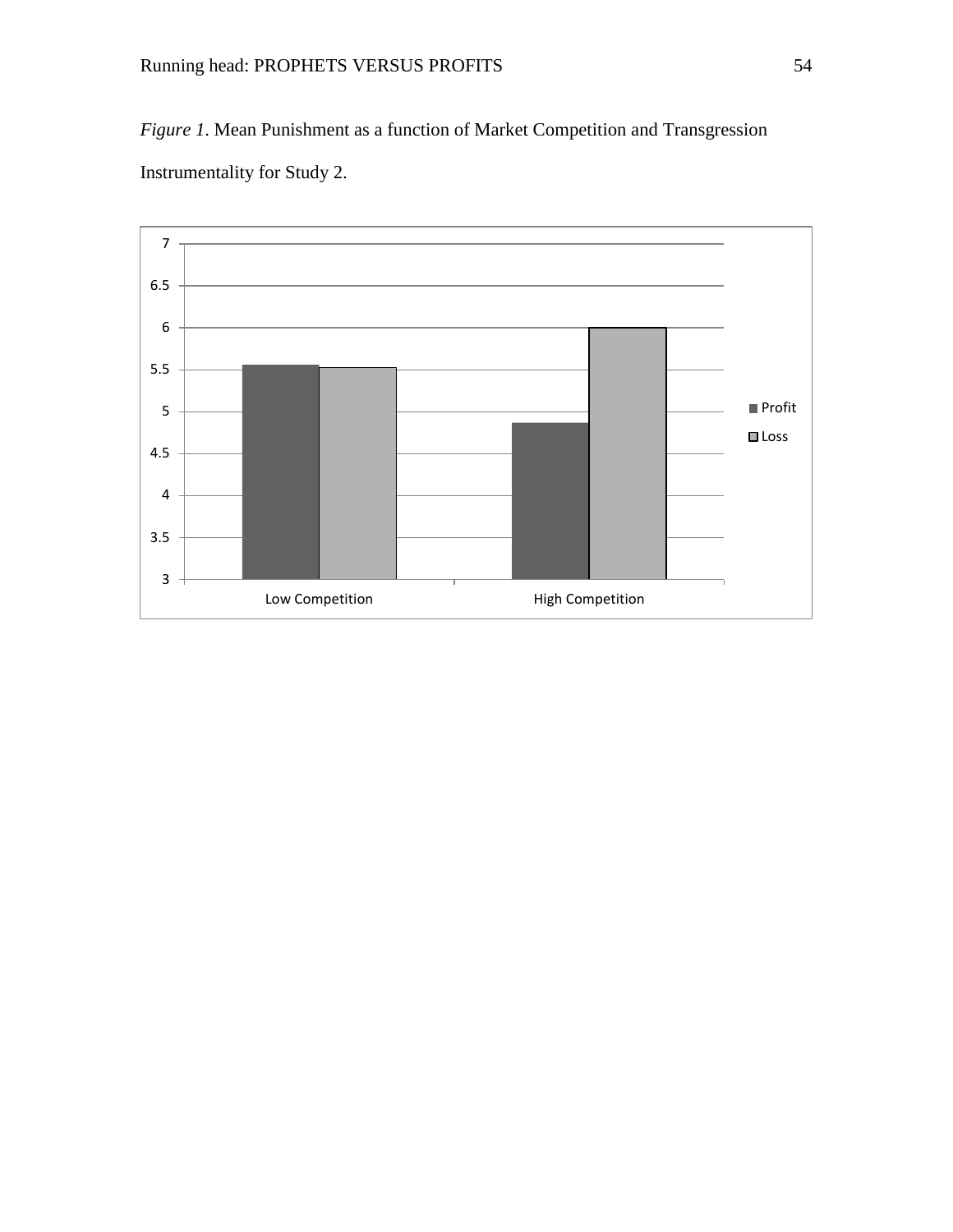*Figure 1*. Mean Punishment as a function of Market Competition and Transgression Instrumentality for Study 2.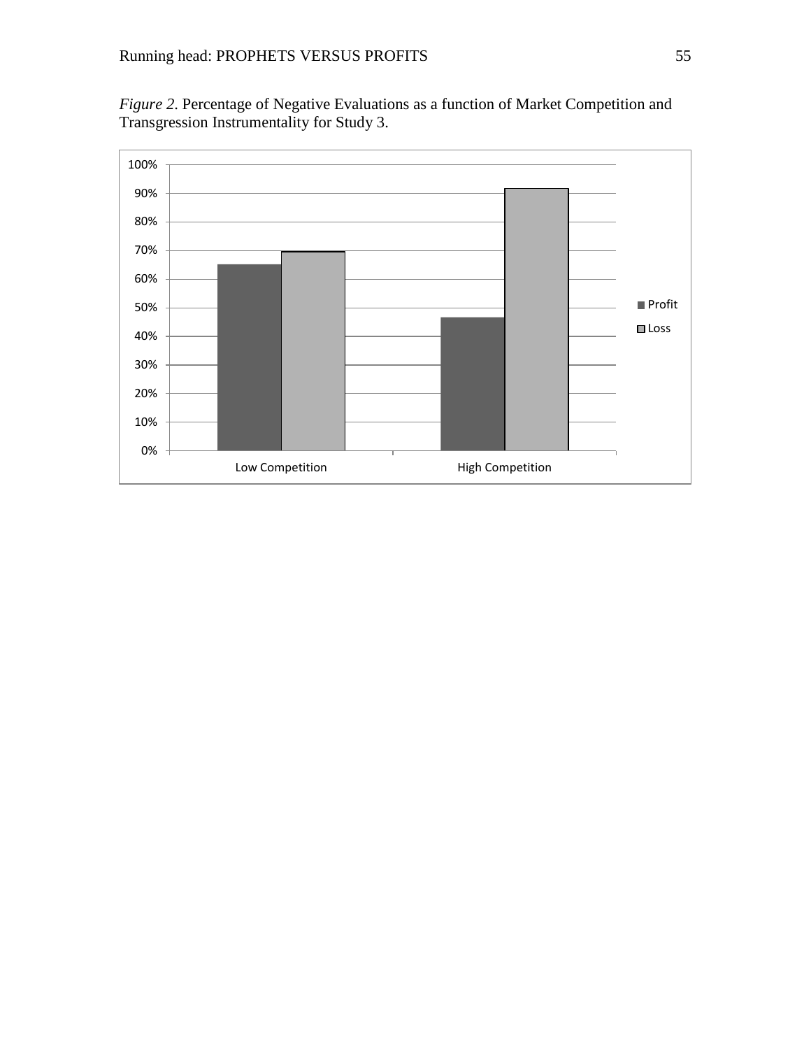*Figure 2*. Percentage of Negative Evaluations as a function of Market Competition and Transgression Instrumentality for Study 3.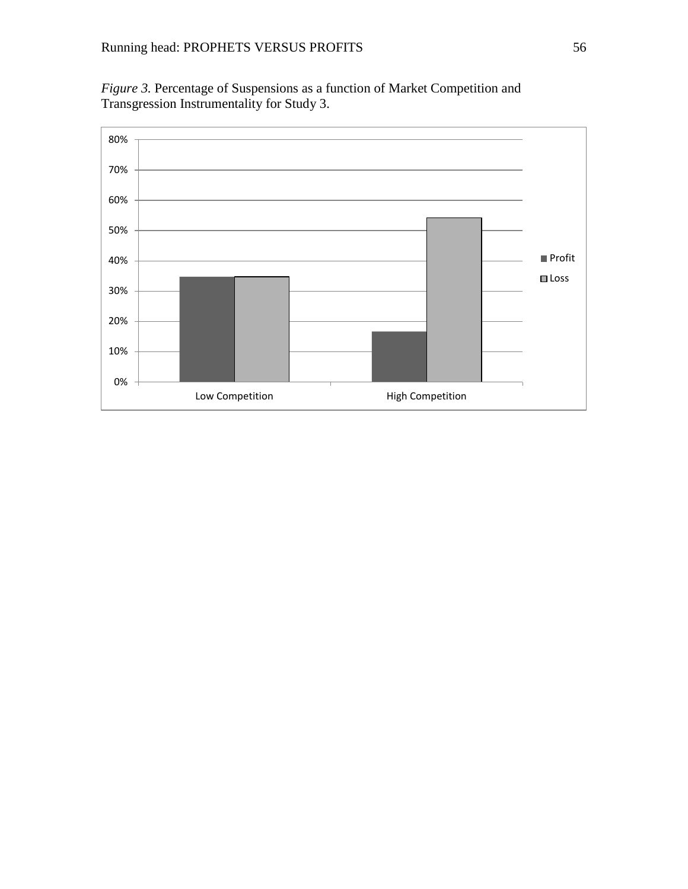*Figure 3.* Percentage of Suspensions as a function of Market Competition and Transgression Instrumentality for Study 3.

80%
70%
60%
50%
40%
30%
20%
10%
0%

Low Competition
High Competition

Profit
Loss